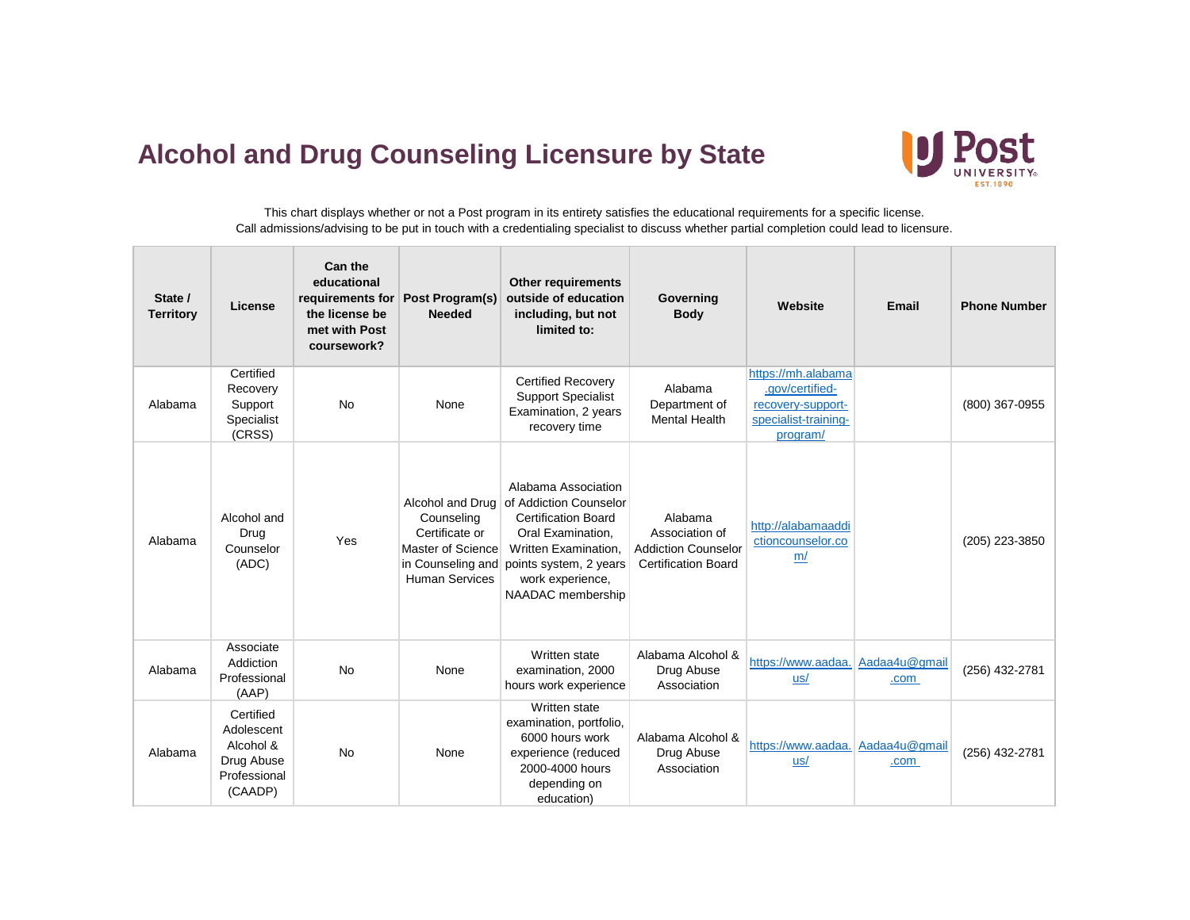# Alcohol and Drug Counseling Licensure by State

This chart displays whether or not a Post program in its entirety satisfies the educational requirements for a specific license.
Call admissions/advising to be put in touch with a credentialing specialist to discuss whether partial completion could lead to licensure.

| State / Territory | License | Can the educational requirements for the license be met with Post coursework? | Post Program(s) Needed | Other requirements outside of education including, but not limited to: | Governing Body | Website | Email | Phone Number |
|---|---|---|---|---|---|---|---|---|
| Alabama | Certified Recovery Support Specialist (CRSS) | No | None | Certified Recovery Support Specialist Examination, 2 years recovery time | Alabama Department of Mental Health | https://mh.alabama.gov/certified-recovery-support-specialist-training-program/ | | (800) 367-0955 |
| Alabama | Alcohol and Drug Counselor (ADC) | Yes | Alcohol and Drug Counseling Certificate or Master of Science in Counseling and Human Services | Alabama Association of Addiction Counselor Certification Board Oral Examination, Written Examination, points system, 2 years work experience, NAADAC membership | Alabama Association of Addiction Counselor Certification Board | http://alabamaaddictioncounselor.com/ | | (205) 223-3850 |
| Alabama | Associate Addiction Professional (AAP) | No | None | Written state examination, 2000 hours work experience | Alabama Alcohol & Drug Abuse Association | https://www.aadaa.us/ | Aadaa4u@gmail.com | (256) 432-2781 |
| Alabama | Certified Adolescent Alcohol & Drug Abuse Professional (CAADP) | No | None | Written state examination, portfolio, 6000 hours work experience (reduced 2000-4000 hours depending on education) | Alabama Alcohol & Drug Abuse Association | https://www.aadaa.us/ | Aadaa4u@gmail.com | (256) 432-2781 |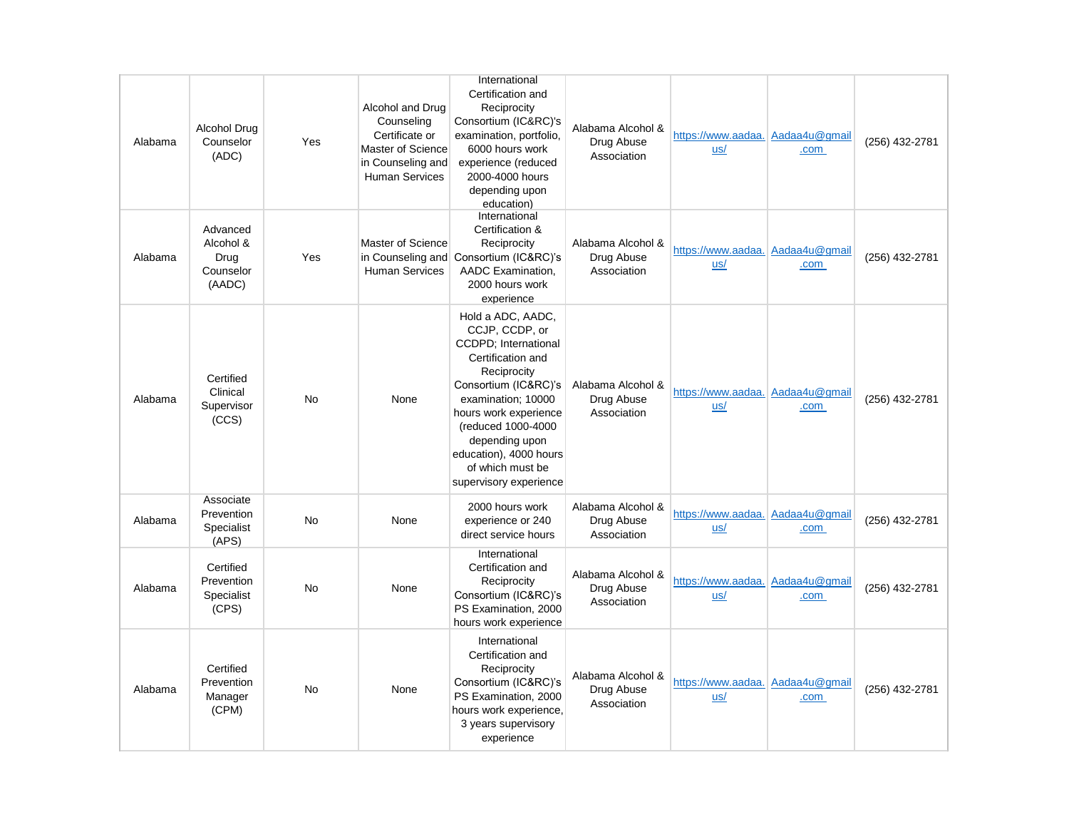| Alabama | Alcohol Drug Counselor (ADC) | Yes | Alcohol and Drug Counseling Certificate or Master of Science in Counseling and Human Services | International Certification and Reciprocity Consortium (IC&RC)'s examination, portfolio, 6000 hours work experience (reduced 2000-4000 hours depending upon education) | Alabama Alcohol & Drug Abuse Association | https://www.aadaa.us/ | Aadaa4u@gmail.com | (256) 432-2781 |
|---|---|---|---|---|---|---|---|---|
| Alabama | Advanced Alcohol & Drug Counselor (AADC) | Yes | Master of Science in Counseling and Human Services | International Certification & Reciprocity Consortium (IC&RC)'s AADC Examination, 2000 hours work experience | Alabama Alcohol & Drug Abuse Association | https://www.aadaa.us/ | Aadaa4u@gmail.com | (256) 432-2781 |
| Alabama | Certified Clinical Supervisor (CCS) | No | None | Hold a ADC, AADC, CCJP, CCDP, or CCDPD; International Certification and Reciprocity Consortium (IC&RC)'s examination; 10000 hours work experience (reduced 1000-4000 depending upon education), 4000 hours of which must be supervisory experience | Alabama Alcohol & Drug Abuse Association | https://www.aadaa.us/ | Aadaa4u@gmail.com | (256) 432-2781 |
| Alabama | Associate Prevention Specialist (APS) | No | None | 2000 hours work experience or 240 direct service hours | Alabama Alcohol & Drug Abuse Association | https://www.aadaa.us/ | Aadaa4u@gmail.com | (256) 432-2781 |
| Alabama | Certified Prevention Specialist (CPS) | No | None | International Certification and Reciprocity Consortium (IC&RC)'s PS Examination, 2000 hours work experience | Alabama Alcohol & Drug Abuse Association | https://www.aadaa.us/ | Aadaa4u@gmail.com | (256) 432-2781 |
| Alabama | Certified Prevention Manager (CPM) | No | None | International Certification and Reciprocity Consortium (IC&RC)'s PS Examination, 2000 hours work experience, 3 years supervisory experience | Alabama Alcohol & Drug Abuse Association | https://www.aadaa.us/ | Aadaa4u@gmail.com | (256) 432-2781 |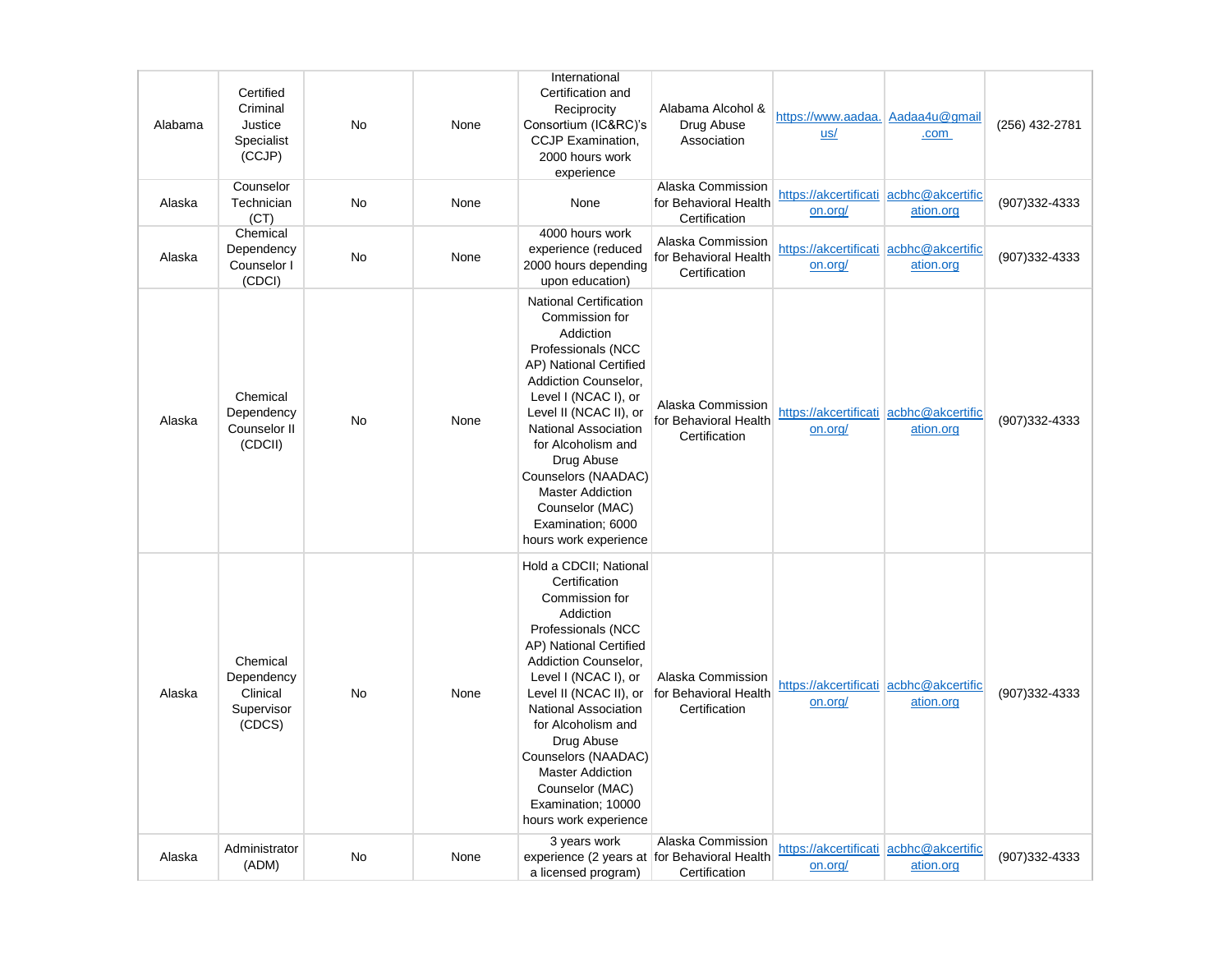| | | | | | | | | |
|---|---|---|---|---|---|---|---|---|
| Alabama | Certified Criminal Justice Specialist (CCJP) | No | None | International Certification and Reciprocity Consortium (IC&RC)'s CCJP Examination, 2000 hours work experience | Alabama Alcohol & Drug Abuse Association | https://www.aadaa.us/ | Aadaa4u@gmail.com | (256) 432-2781 |
| Alaska | Counselor Technician (CT) | No | None | None | Alaska Commission for Behavioral Health Certification | https://akcertification.org/ | acbhc@akcertification.org | (907)332-4333 |
| Alaska | Chemical Dependency Counselor I (CDCI) | No | None | 4000 hours work experience (reduced 2000 hours depending upon education) | Alaska Commission for Behavioral Health Certification | https://akcertification.org/ | acbhc@akcertification.org | (907)332-4333 |
| Alaska | Chemical Dependency Counselor II (CDCII) | No | None | National Certification Commission for Addiction Professionals (NCC AP) National Certified Addiction Counselor, Level I (NCAC I), or Level II (NCAC II), or National Association for Alcoholism and Drug Abuse Counselors (NAADAC) Master Addiction Counselor (MAC) Examination; 6000 hours work experience | Alaska Commission for Behavioral Health Certification | https://akcertification.org/ | acbhc@akcertification.org | (907)332-4333 |
| Alaska | Chemical Dependency Clinical Supervisor (CDCS) | No | None | Hold a CDCII; National Certification Commission for Addiction Professionals (NCC AP) National Certified Addiction Counselor, Level I (NCAC I), or Level II (NCAC II), or National Association for Alcoholism and Drug Abuse Counselors (NAADAC) Master Addiction Counselor (MAC) Examination; 10000 hours work experience | Alaska Commission for Behavioral Health Certification | https://akcertification.org/ | acbhc@akcertification.org | (907)332-4333 |
| Alaska | Administrator (ADM) | No | None | 3 years work experience (2 years at a licensed program) | Alaska Commission for Behavioral Health Certification | https://akcertification.org/ | acbhc@akcertification.org | (907)332-4333 |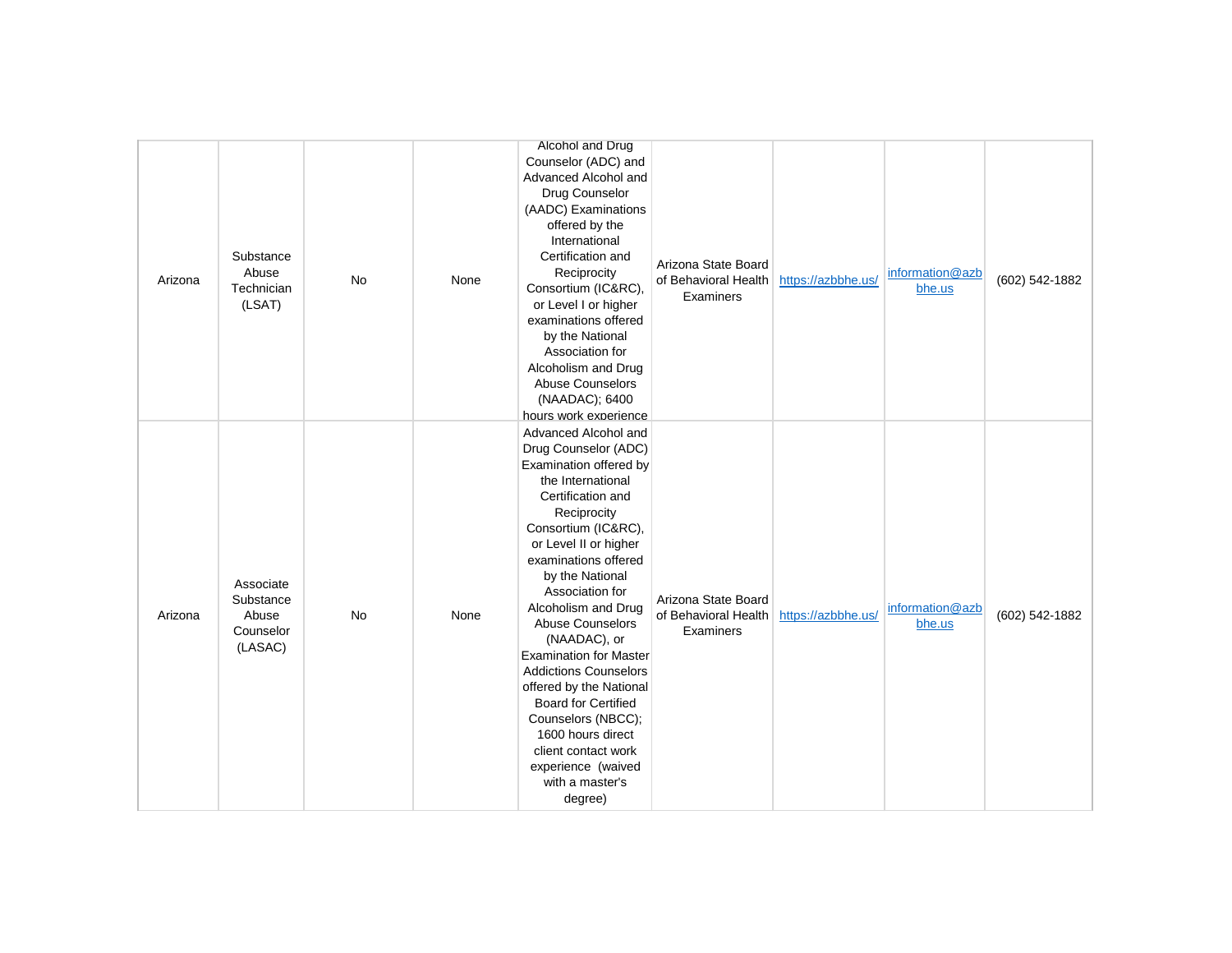| | | | | | | | | |
|---|---|---|---|---|---|---|---|---|
| Arizona | Substance Abuse Technician (LSAT) | No | None | Alcohol and Drug Counselor (ADC) and Advanced Alcohol and Drug Counselor (AADC) Examinations offered by the International Certification and Reciprocity Consortium (IC&RC), or Level I or higher examinations offered by the National Association for Alcoholism and Drug Abuse Counselors (NAADAC); 6400 hours work experience | Arizona State Board of Behavioral Health Examiners | https://azbbhe.us/ | information@azbbhe.us | (602) 542-1882 |
| Arizona | Associate Substance Abuse Counselor (LASAC) | No | None | Advanced Alcohol and Drug Counselor (ADC) Examination offered by the International Certification and Reciprocity Consortium (IC&RC), or Level II or higher examinations offered by the National Association for Alcoholism and Drug Abuse Counselors (NAADAC), or Examination for Master Addictions Counselors offered by the National Board for Certified Counselors (NBCC); 1600 hours direct client contact work experience (waived with a master's degree) | Arizona State Board of Behavioral Health Examiners | https://azbbhe.us/ | information@azbbhe.us | (602) 542-1882 |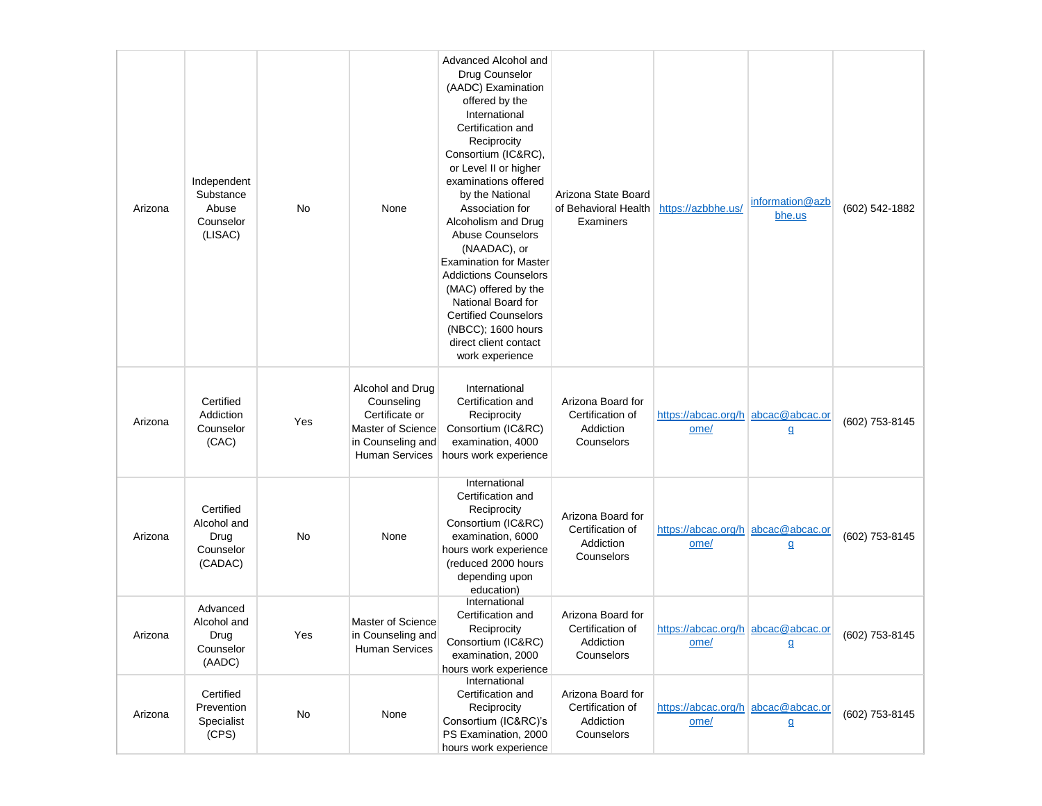| | | | | | | | | |
|---|---|---|---|---|---|---|---|---|
| Arizona | Independent Substance Abuse Counselor (LISAC) | No | None | Advanced Alcohol and Drug Counselor (AADC) Examination offered by the International Certification and Reciprocity Consortium (IC&RC), or Level II or higher examinations offered by the National Association for Alcoholism and Drug Abuse Counselors (NAADAC), or Examination for Master Addictions Counselors (MAC) offered by the National Board for Certified Counselors (NBCC); 1600 hours direct client contact work experience | Arizona State Board of Behavioral Health Examiners | https://azbbhe.us/ | information@azbbhe.us | (602) 542-1882 |
| Arizona | Certified Addiction Counselor (CAC) | Yes | Alcohol and Drug Counseling Certificate or Master of Science in Counseling and Human Services | International Certification and Reciprocity Consortium (IC&RC) examination, 4000 hours work experience | Arizona Board for Certification of Addiction Counselors | https://abcac.org/home/ | abcac@abcac.org | (602) 753-8145 |
| Arizona | Certified Alcohol and Drug Counselor (CADAC) | No | None | International Certification and Reciprocity Consortium (IC&RC) examination, 6000 hours work experience (reduced 2000 hours depending upon education) | Arizona Board for Certification of Addiction Counselors | https://abcac.org/home/ | abcac@abcac.org | (602) 753-8145 |
| Arizona | Advanced Alcohol and Drug Counselor (AADC) | Yes | Master of Science in Counseling and Human Services | International Certification and Reciprocity Consortium (IC&RC) examination, 2000 hours work experience | Arizona Board for Certification of Addiction Counselors | https://abcac.org/home/ | abcac@abcac.org | (602) 753-8145 |
| Arizona | Certified Prevention Specialist (CPS) | No | None | International Certification and Reciprocity Consortium (IC&RC)'s PS Examination, 2000 hours work experience | Arizona Board for Certification of Addiction Counselors | https://abcac.org/home/ | abcac@abcac.org | (602) 753-8145 |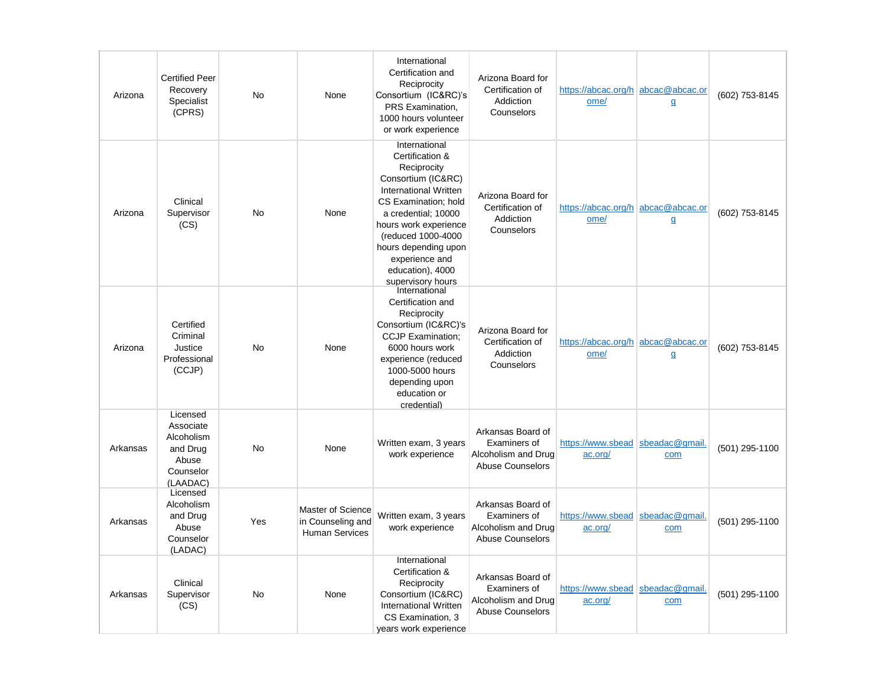| Arizona | Certified Peer Recovery Specialist (CPRS) | No | None | International Certification and Reciprocity Consortium (IC&RC)'s PRS Examination, 1000 hours volunteer or work experience | Arizona Board for Certification of Addiction Counselors | https://abcac.org/home/ | abcac@abcac.org | (602) 753-8145 |
|---|---|---|---|---|---|---|---|---|
| Arizona | Clinical Supervisor (CS) | No | None | International Certification & Reciprocity Consortium (IC&RC) International Written CS Examination; hold a credential; 10000 hours work experience (reduced 1000-4000 hours depending upon experience and education), 4000 supervisory hours | Arizona Board for Certification of Addiction Counselors | https://abcac.org/home/ | abcac@abcac.org | (602) 753-8145 |
| Arizona | Certified Criminal Justice Professional (CCJP) | No | None | International Certification and Reciprocity Consortium (IC&RC)'s CCJP Examination; 6000 hours work experience (reduced 1000-5000 hours depending upon education or credential) | Arizona Board for Certification of Addiction Counselors | https://abcac.org/home/ | abcac@abcac.org | (602) 753-8145 |
| Arkansas | Licensed Associate Alcoholism and Drug Abuse Counselor (LAADAC) | No | None | Written exam, 3 years work experience | Arkansas Board of Examiners of Alcoholism and Drug Abuse Counselors | https://www.sbeadac.org/ | sbeadac@gmail.com | (501) 295-1100 |
| Arkansas | Licensed Alcoholism and Drug Abuse Counselor (LADAC) | Yes | Master of Science in Counseling and Human Services | Written exam, 3 years work experience | Arkansas Board of Examiners of Alcoholism and Drug Abuse Counselors | https://www.sbeadac.org/ | sbeadac@gmail.com | (501) 295-1100 |
| Arkansas | Clinical Supervisor (CS) | No | None | International Certification & Reciprocity Consortium (IC&RC) International Written CS Examination, 3 years work experience | Arkansas Board of Examiners of Alcoholism and Drug Abuse Counselors | https://www.sbeadac.org/ | sbeadac@gmail.com | (501) 295-1100 |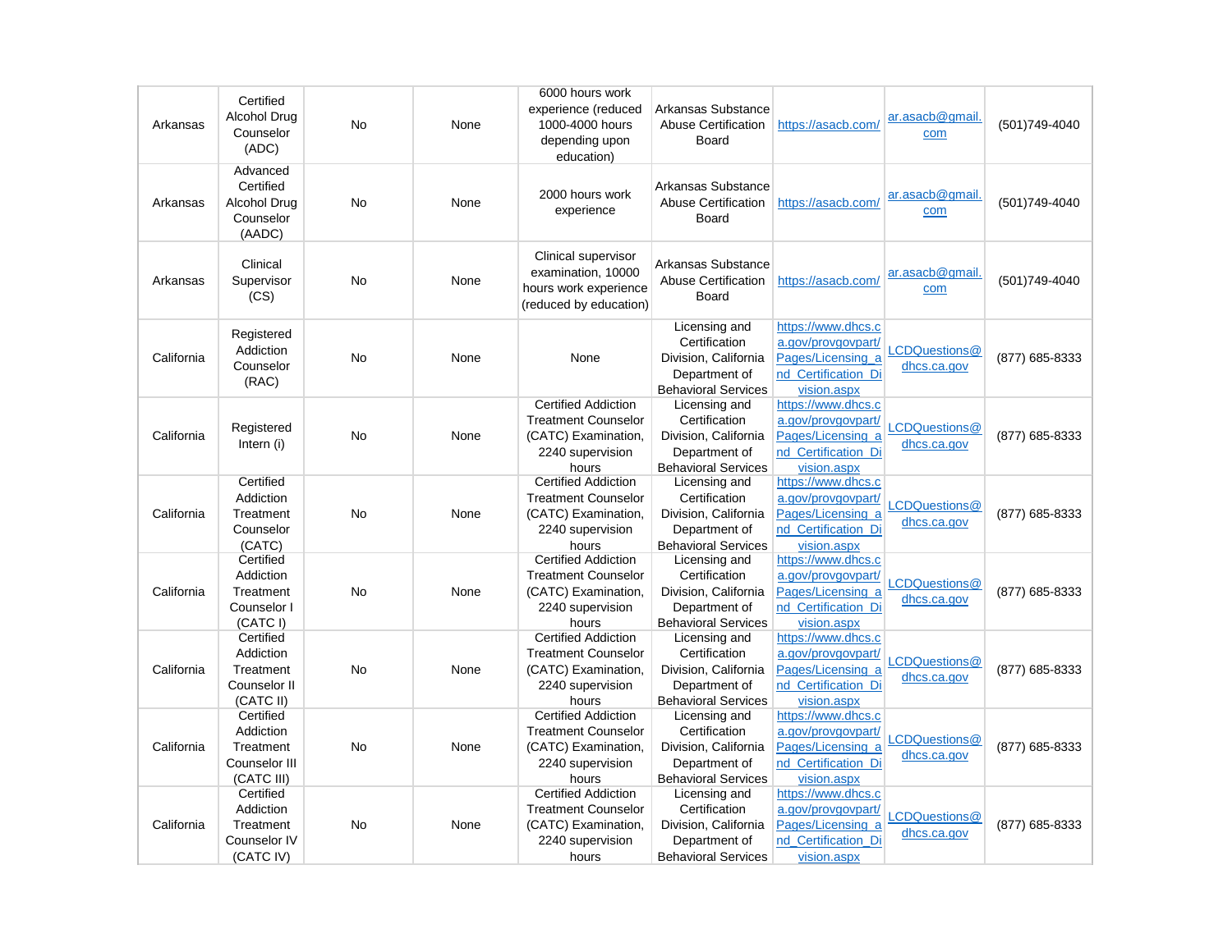| | | | | | | | | |
|---|---|---|---|---|---|---|---|---|
| Arkansas | Certified Alcohol Drug Counselor (ADC) | No | None | 6000 hours work experience (reduced 1000-4000 hours depending upon education) | Arkansas Substance Abuse Certification Board | https://asacb.com/ | ar.asacb@gmail.com | (501)749-4040 |
| Arkansas | Advanced Certified Alcohol Drug Counselor (AADC) | No | None | 2000 hours work experience | Arkansas Substance Abuse Certification Board | https://asacb.com/ | ar.asacb@gmail.com | (501)749-4040 |
| Arkansas | Clinical Supervisor (CS) | No | None | Clinical supervisor examination, 10000 hours work experience (reduced by education) | Arkansas Substance Abuse Certification Board | https://asacb.com/ | ar.asacb@gmail.com | (501)749-4040 |
| California | Registered Addiction Counselor (RAC) | No | None | None | Licensing and Certification Division, California Department of Behavioral Services | https://www.dhcs.ca.gov/provgovpart/Pages/Licensing_and_Certification_Division.aspx | LCDQuestions@dhcs.ca.gov | (877) 685-8333 |
| California | Registered Intern (i) | No | None | Certified Addiction Treatment Counselor (CATC) Examination, 2240 supervision hours | Licensing and Certification Division, California Department of Behavioral Services | https://www.dhcs.ca.gov/provgovpart/Pages/Licensing_and_Certification_Division.aspx | LCDQuestions@dhcs.ca.gov | (877) 685-8333 |
| California | Certified Addiction Treatment Counselor (CATC) | No | None | Certified Addiction Treatment Counselor (CATC) Examination, 2240 supervision hours | Licensing and Certification Division, California Department of Behavioral Services | https://www.dhcs.ca.gov/provgovpart/Pages/Licensing_and_Certification_Division.aspx | LCDQuestions@dhcs.ca.gov | (877) 685-8333 |
| California | Certified Addiction Treatment Counselor I (CATC I) | No | None | Certified Addiction Treatment Counselor (CATC) Examination, 2240 supervision hours | Licensing and Certification Division, California Department of Behavioral Services | https://www.dhcs.ca.gov/provgovpart/Pages/Licensing_and_Certification_Division.aspx | LCDQuestions@dhcs.ca.gov | (877) 685-8333 |
| California | Certified Addiction Treatment Counselor II (CATC II) | No | None | Certified Addiction Treatment Counselor (CATC) Examination, 2240 supervision hours | Licensing and Certification Division, California Department of Behavioral Services | https://www.dhcs.ca.gov/provgovpart/Pages/Licensing_and_Certification_Division.aspx | LCDQuestions@dhcs.ca.gov | (877) 685-8333 |
| California | Certified Addiction Treatment Counselor III (CATC III) | No | None | Certified Addiction Treatment Counselor (CATC) Examination, 2240 supervision hours | Licensing and Certification Division, California Department of Behavioral Services | https://www.dhcs.ca.gov/provgovpart/Pages/Licensing_and_Certification_Division.aspx | LCDQuestions@dhcs.ca.gov | (877) 685-8333 |
| California | Certified Addiction Treatment Counselor IV (CATC IV) | No | None | Certified Addiction Treatment Counselor (CATC) Examination, 2240 supervision hours | Licensing and Certification Division, California Department of Behavioral Services | https://www.dhcs.ca.gov/provgovpart/Pages/Licensing_and_Certification_Division.aspx | LCDQuestions@dhcs.ca.gov | (877) 685-8333 |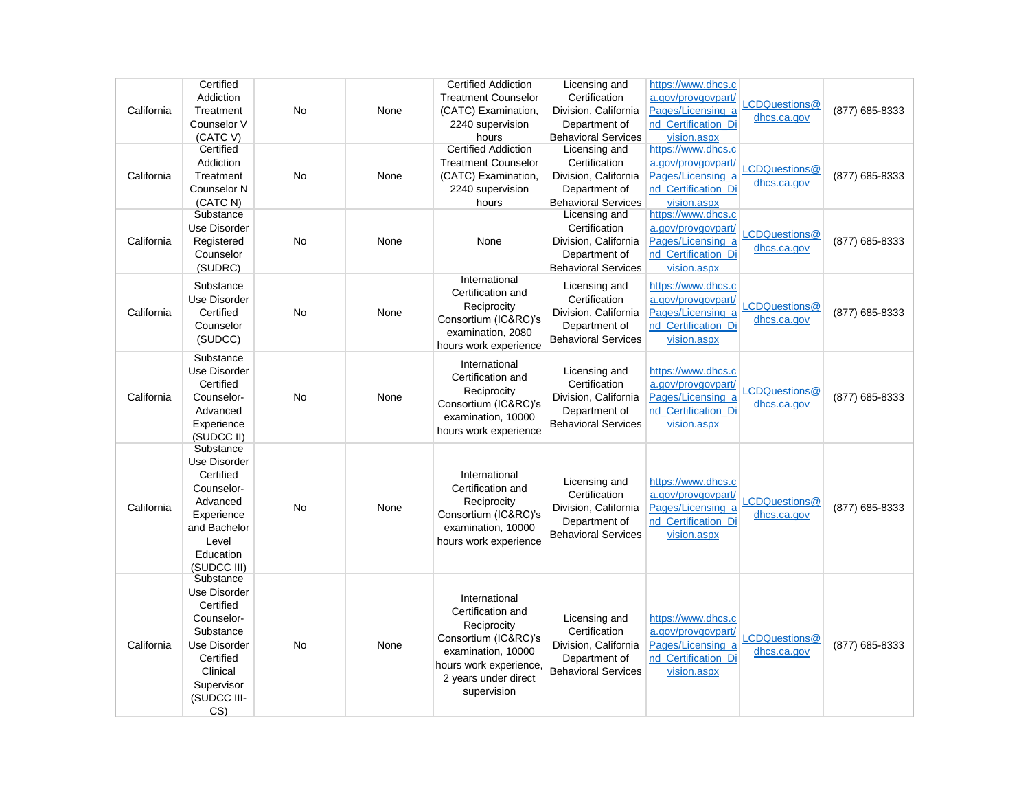| | | | | | | | | |
|---|---|---|---|---|---|---|---|---|
| California | Certified Addiction Treatment Counselor V (CATC V) | No | None | Certified Addiction Treatment Counselor (CATC) Examination, 2240 supervision hours | Licensing and Certification Division, California Department of Behavioral Services | https://www.dhcs.ca.gov/provgovpart/Pages/Licensing_and_Certification_Division.aspx | LCDQuestions@dhcs.ca.gov | (877) 685-8333 |
| California | Certified Addiction Treatment Counselor N (CATC N) | No | None | Certified Addiction Treatment Counselor (CATC) Examination, 2240 supervision hours | Licensing and Certification Division, California Department of Behavioral Services | https://www.dhcs.ca.gov/provgovpart/Pages/Licensing_and_Certification_Division.aspx | LCDQuestions@dhcs.ca.gov | (877) 685-8333 |
| California | Substance Use Disorder Registered Counselor (SUDRC) | No | None | None | Licensing and Certification Division, California Department of Behavioral Services | https://www.dhcs.ca.gov/provgovpart/Pages/Licensing_and_Certification_Division.aspx | LCDQuestions@dhcs.ca.gov | (877) 685-8333 |
| California | Substance Use Disorder Certified Counselor (SUDCC) | No | None | International Certification and Reciprocity Consortium (IC&RC)'s examination, 2080 hours work experience | Licensing and Certification Division, California Department of Behavioral Services | https://www.dhcs.ca.gov/provgovpart/Pages/Licensing_and_Certification_Division.aspx | LCDQuestions@dhcs.ca.gov | (877) 685-8333 |
| California | Substance Use Disorder Certified Counselor-Advanced Experience (SUDCC II) | No | None | International Certification and Reciprocity Consortium (IC&RC)'s examination, 10000 hours work experience | Licensing and Certification Division, California Department of Behavioral Services | https://www.dhcs.ca.gov/provgovpart/Pages/Licensing_and_Certification_Division.aspx | LCDQuestions@dhcs.ca.gov | (877) 685-8333 |
| California | Substance Use Disorder Certified Counselor-Advanced Experience and Bachelor Level Education (SUDCC III) | No | None | International Certification and Reciprocity Consortium (IC&RC)'s examination, 10000 hours work experience | Licensing and Certification Division, California Department of Behavioral Services | https://www.dhcs.ca.gov/provgovpart/Pages/Licensing_and_Certification_Division.aspx | LCDQuestions@dhcs.ca.gov | (877) 685-8333 |
| California | Substance Use Disorder Certified Counselor-Substance Use Disorder Certified Clinical Supervisor (SUDCC III-CS) | No | None | International Certification and Reciprocity Consortium (IC&RC)'s examination, 10000 hours work experience, 2 years under direct supervision | Licensing and Certification Division, California Department of Behavioral Services | https://www.dhcs.ca.gov/provgovpart/Pages/Licensing_and_Certification_Division.aspx | LCDQuestions@dhcs.ca.gov | (877) 685-8333 |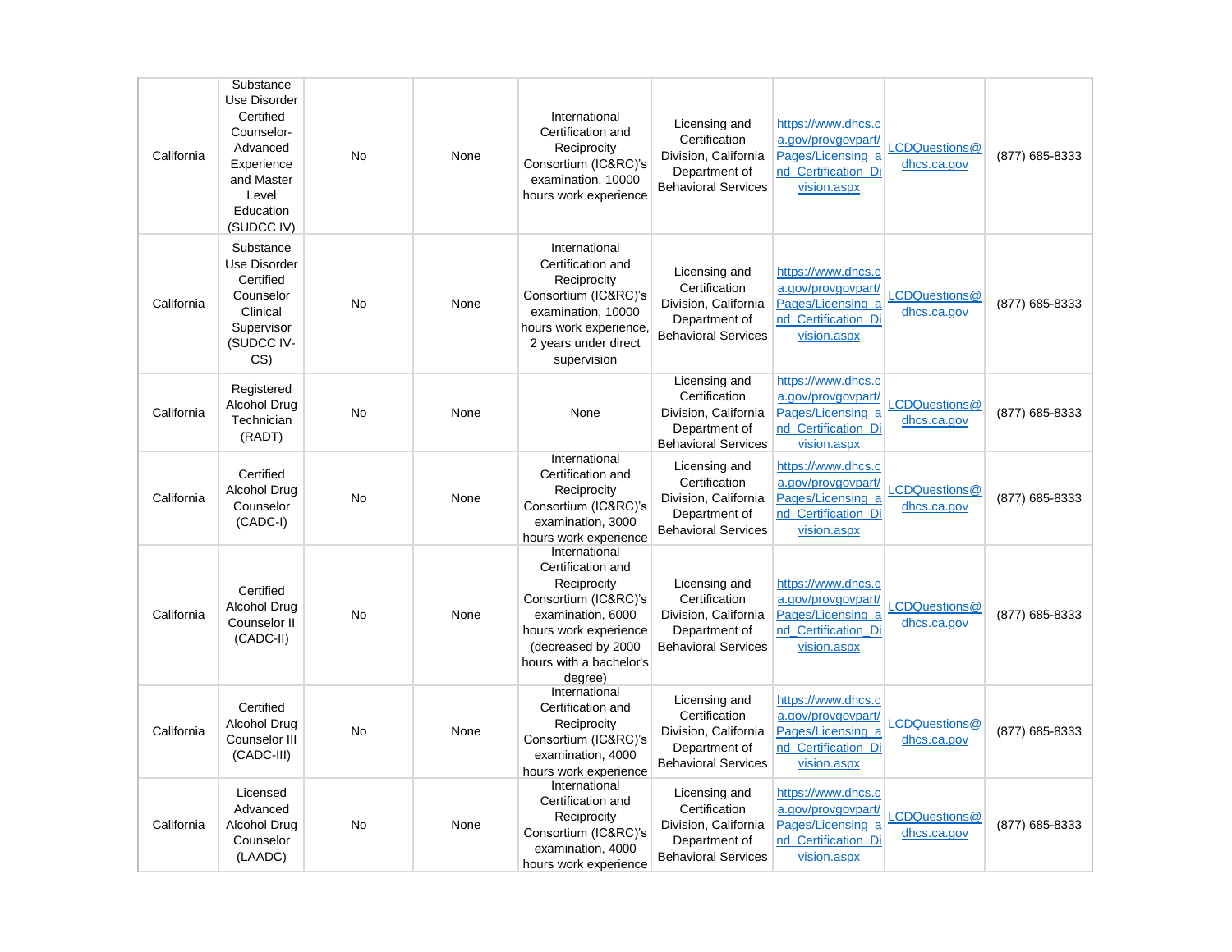| | | | | | | | | |
|---|---|---|---|---|---|---|---|---|
| California | Substance Use Disorder Certified Counselor-Advanced Experience and Master Level Education (SUDCC IV) | No | None | International Certification and Reciprocity Consortium (IC&RC)'s examination, 10000 hours work experience | Licensing and Certification Division, California Department of Behavioral Services | https://www.dhcs.ca.gov/provgovpart/Pages/Licensing_and_Certification_Division.aspx | LCDQuestions@dhcs.ca.gov | (877) 685-8333 |
| California | Substance Use Disorder Certified Counselor Clinical Supervisor (SUDCC IV-CS) | No | None | International Certification and Reciprocity Consortium (IC&RC)'s examination, 10000 hours work experience, 2 years under direct supervision | Licensing and Certification Division, California Department of Behavioral Services | https://www.dhcs.ca.gov/provgovpart/Pages/Licensing_and_Certification_Division.aspx | LCDQuestions@dhcs.ca.gov | (877) 685-8333 |
| California | Registered Alcohol Drug Technician (RADT) | No | None | None | Licensing and Certification Division, California Department of Behavioral Services | https://www.dhcs.ca.gov/provgovpart/Pages/Licensing_and_Certification_Division.aspx | LCDQuestions@dhcs.ca.gov | (877) 685-8333 |
| California | Certified Alcohol Drug Counselor (CADC-I) | No | None | International Certification and Reciprocity Consortium (IC&RC)'s examination, 3000 hours work experience | Licensing and Certification Division, California Department of Behavioral Services | https://www.dhcs.ca.gov/provgovpart/Pages/Licensing_and_Certification_Division.aspx | LCDQuestions@dhcs.ca.gov | (877) 685-8333 |
| California | Certified Alcohol Drug Counselor II (CADC-II) | No | None | International Certification and Reciprocity Consortium (IC&RC)'s examination, 6000 hours work experience (decreased by 2000 hours with a bachelor's degree) | Licensing and Certification Division, California Department of Behavioral Services | https://www.dhcs.ca.gov/provgovpart/Pages/Licensing_and_Certification_Division.aspx | LCDQuestions@dhcs.ca.gov | (877) 685-8333 |
| California | Certified Alcohol Drug Counselor III (CADC-III) | No | None | International Certification and Reciprocity Consortium (IC&RC)'s examination, 4000 hours work experience | Licensing and Certification Division, California Department of Behavioral Services | https://www.dhcs.ca.gov/provgovpart/Pages/Licensing_and_Certification_Division.aspx | LCDQuestions@dhcs.ca.gov | (877) 685-8333 |
| California | Licensed Advanced Alcohol Drug Counselor (LAADC) | No | None | International Certification and Reciprocity Consortium (IC&RC)'s examination, 4000 hours work experience | Licensing and Certification Division, California Department of Behavioral Services | https://www.dhcs.ca.gov/provgovpart/Pages/Licensing_and_Certification_Division.aspx | LCDQuestions@dhcs.ca.gov | (877) 685-8333 |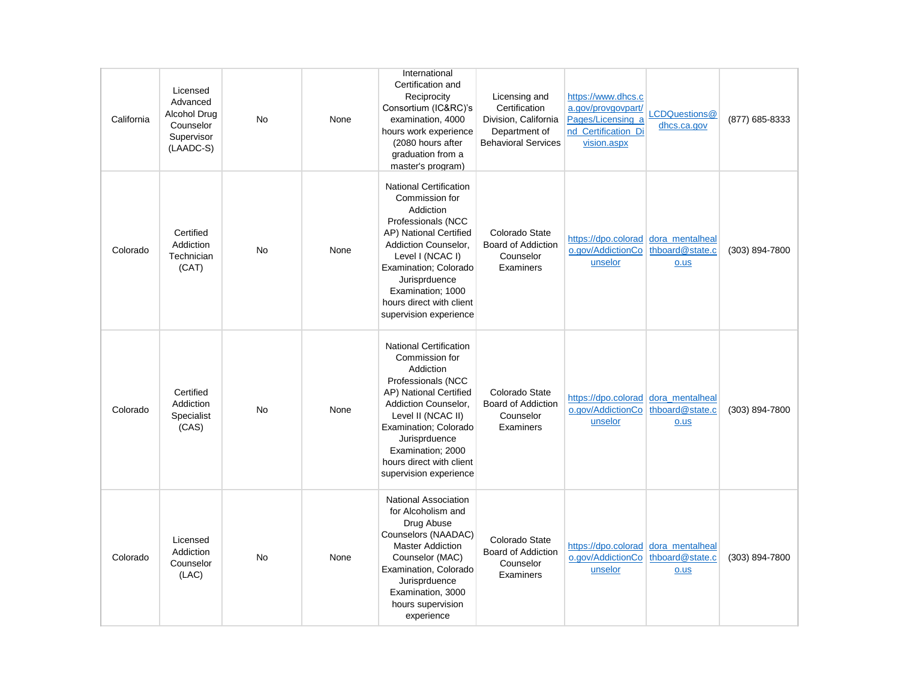| California | Licensed Advanced Alcohol Drug Counselor Supervisor (LAADC-S) | No | None | International Certification and Reciprocity Consortium (IC&RC)'s examination, 4000 hours work experience (2080 hours after graduation from a master's program) | Licensing and Certification Division, California Department of Behavioral Services | https://www.dhcs.ca.gov/provgovpart/Pages/Licensing_and_Certification_Division.aspx | LCDQuestions@dhcs.ca.gov | (877) 685-8333 |
|---|---|---|---|---|---|---|---|---|
| Colorado | Certified Addiction Technician (CAT) | No | None | National Certification Commission for Addiction Professionals (NCC AP) National Certified Addiction Counselor, Level I (NCAC I) Examination; Colorado Jurisprduence Examination; 1000 hours direct with client supervision experience | Colorado State Board of Addiction Counselor Examiners | https://dpo.colorado.gov/AddictionCounselor | dora_mentalhealthboard@state.co.us | (303) 894-7800 |
| Colorado | Certified Addiction Specialist (CAS) | No | None | National Certification Commission for Addiction Professionals (NCC AP) National Certified Addiction Counselor, Level II (NCAC II) Examination; Colorado Jurisprduence Examination; 2000 hours direct with client supervision experience | Colorado State Board of Addiction Counselor Examiners | https://dpo.colorado.gov/AddictionCounselor | dora_mentalhealthboard@state.co.us | (303) 894-7800 |
| Colorado | Licensed Addiction Counselor (LAC) | No | None | National Association for Alcoholism and Drug Abuse Counselors (NAADAC) Master Addiction Counselor (MAC) Examination, Colorado Jurisprduence Examination, 3000 hours supervision experience | Colorado State Board of Addiction Counselor Examiners | https://dpo.colorado.gov/AddictionCounselor | dora_mentalhealthboard@state.co.us | (303) 894-7800 |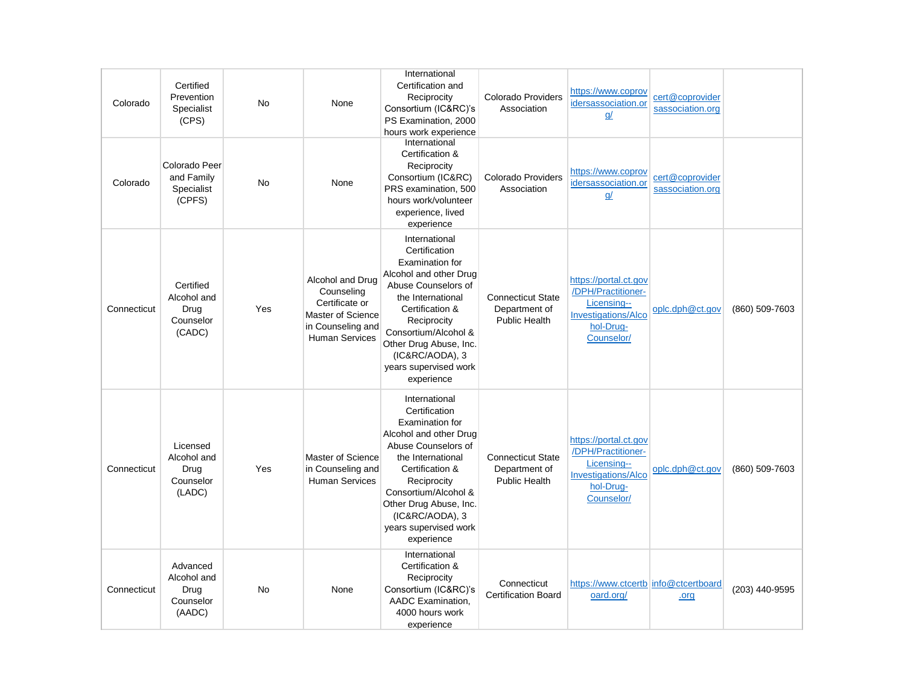| | | | | | | | | |
|---|---|---|---|---|---|---|---|---|
| Colorado | Certified Prevention Specialist (CPS) | No | None | International Certification and Reciprocity Consortium (IC&RC)'s PS Examination, 2000 hours work experience | Colorado Providers Association | https://www.coprovidersassociation.org/ | cert@coprovidersassociation.org | |
| Colorado | Colorado Peer and Family Specialist (CPFS) | No | None | International Certification & Reciprocity Consortium (IC&RC) PRS examination, 500 hours work/volunteer experience, lived experience | Colorado Providers Association | https://www.coprovidersassociation.org/ | cert@coprovidersassociation.org | |
| Connecticut | Certified Alcohol and Drug Counselor (CADC) | Yes | Alcohol and Drug Counseling Certificate or Master of Science in Counseling and Human Services | International Certification Examination for Alcohol and other Drug Abuse Counselors of the International Certification & Reciprocity Consortium/Alcohol & Other Drug Abuse, Inc. (IC&RC/AODA), 3 years supervised work experience | Connecticut State Department of Public Health | https://portal.ct.gov/DPH/Practitioner-Licensing--Investigations/Alcohol-Drug-Counselor/ | oplc.dph@ct.gov | (860) 509-7603 |
| Connecticut | Licensed Alcohol and Drug Counselor (LADC) | Yes | Master of Science in Counseling and Human Services | International Certification Examination for Alcohol and other Drug Abuse Counselors of the International Certification & Reciprocity Consortium/Alcohol & Other Drug Abuse, Inc. (IC&RC/AODA), 3 years supervised work experience | Connecticut State Department of Public Health | https://portal.ct.gov/DPH/Practitioner-Licensing--Investigations/Alcohol-Drug-Counselor/ | oplc.dph@ct.gov | (860) 509-7603 |
| Connecticut | Advanced Alcohol and Drug Counselor (AADC) | No | None | International Certification & Reciprocity Consortium (IC&RC)'s AADC Examination, 4000 hours work experience | Connecticut Certification Board | https://www.ctcertboard.org/ | info@ctcertboard.org | (203) 440-9595 |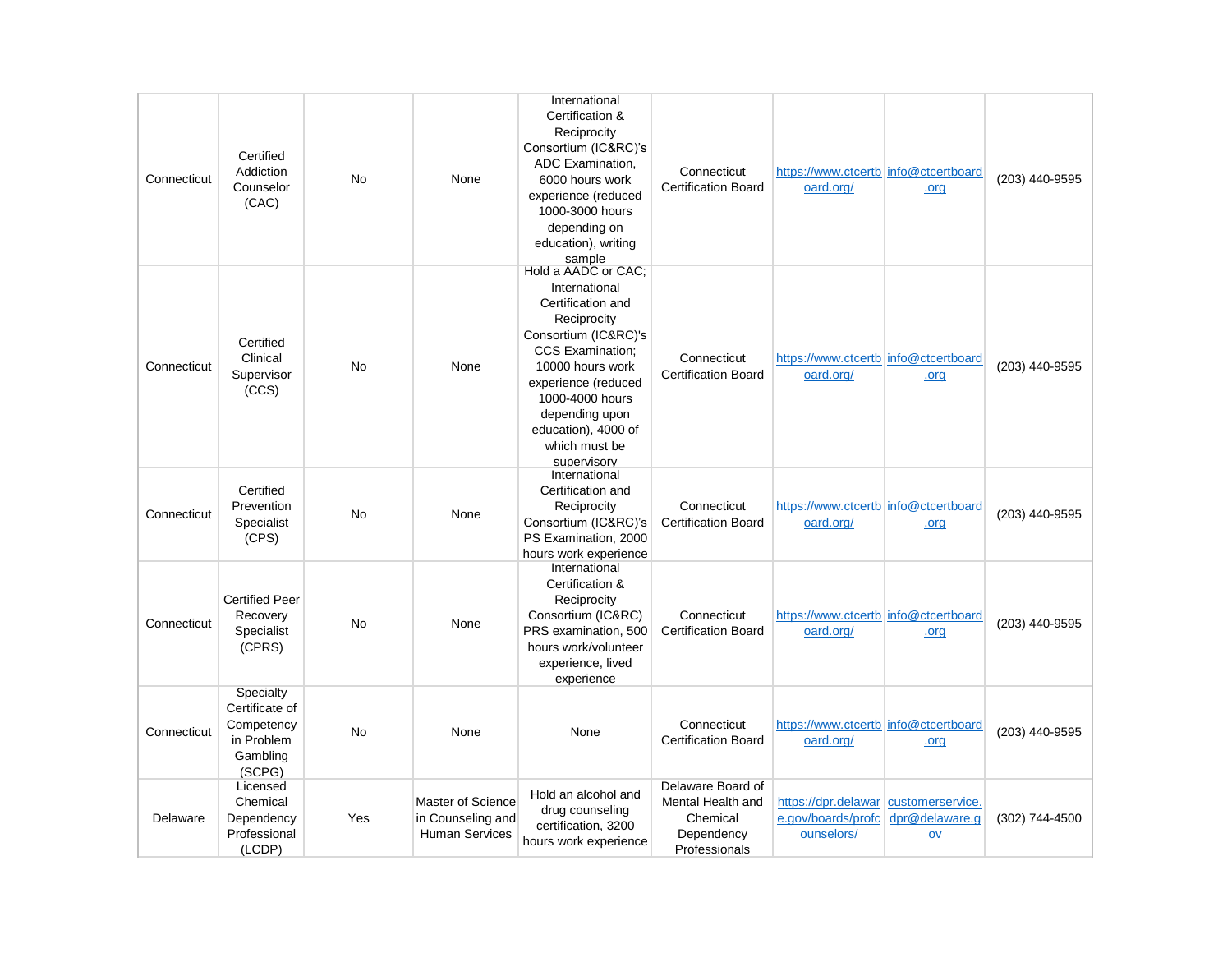| | | | | | | | | |
|---|---|---|---|---|---|---|---|---|
| Connecticut | Certified Addiction Counselor (CAC) | No | None | International Certification & Reciprocity Consortium (IC&RC)'s ADC Examination, 6000 hours work experience (reduced 1000-3000 hours depending on education), writing sample | Connecticut Certification Board | https://www.ctcertboard.org/ | info@ctcertboard.org | (203) 440-9595 |
| Connecticut | Certified Clinical Supervisor (CCS) | No | None | Hold a AADC or CAC; International Certification and Reciprocity Consortium (IC&RC)'s CCS Examination; 10000 hours work experience (reduced 1000-4000 hours depending upon education), 4000 of which must be supervisory | Connecticut Certification Board | https://www.ctcertboard.org/ | info@ctcertboard.org | (203) 440-9595 |
| Connecticut | Certified Prevention Specialist (CPS) | No | None | International Certification and Reciprocity Consortium (IC&RC)'s PS Examination, 2000 hours work experience | Connecticut Certification Board | https://www.ctcertboard.org/ | info@ctcertboard.org | (203) 440-9595 |
| Connecticut | Certified Peer Recovery Specialist (CPRS) | No | None | International Certification & Reciprocity Consortium (IC&RC) PRS examination, 500 hours work/volunteer experience, lived experience | Connecticut Certification Board | https://www.ctcertboard.org/ | info@ctcertboard.org | (203) 440-9595 |
| Connecticut | Specialty Certificate of Competency in Problem Gambling (SCPG) | No | None | None | Connecticut Certification Board | https://www.ctcertboard.org/ | info@ctcertboard.org | (203) 440-9595 |
| Delaware | Licensed Chemical Dependency Professional (LCDP) | Yes | Master of Science in Counseling and Human Services | Hold an alcohol and drug counseling certification, 3200 hours work experience | Delaware Board of Mental Health and Chemical Dependency Professionals | https://dpr.delaware.gov/boards/profcounselors/ | customerservice.dpr@delaware.gov | (302) 744-4500 |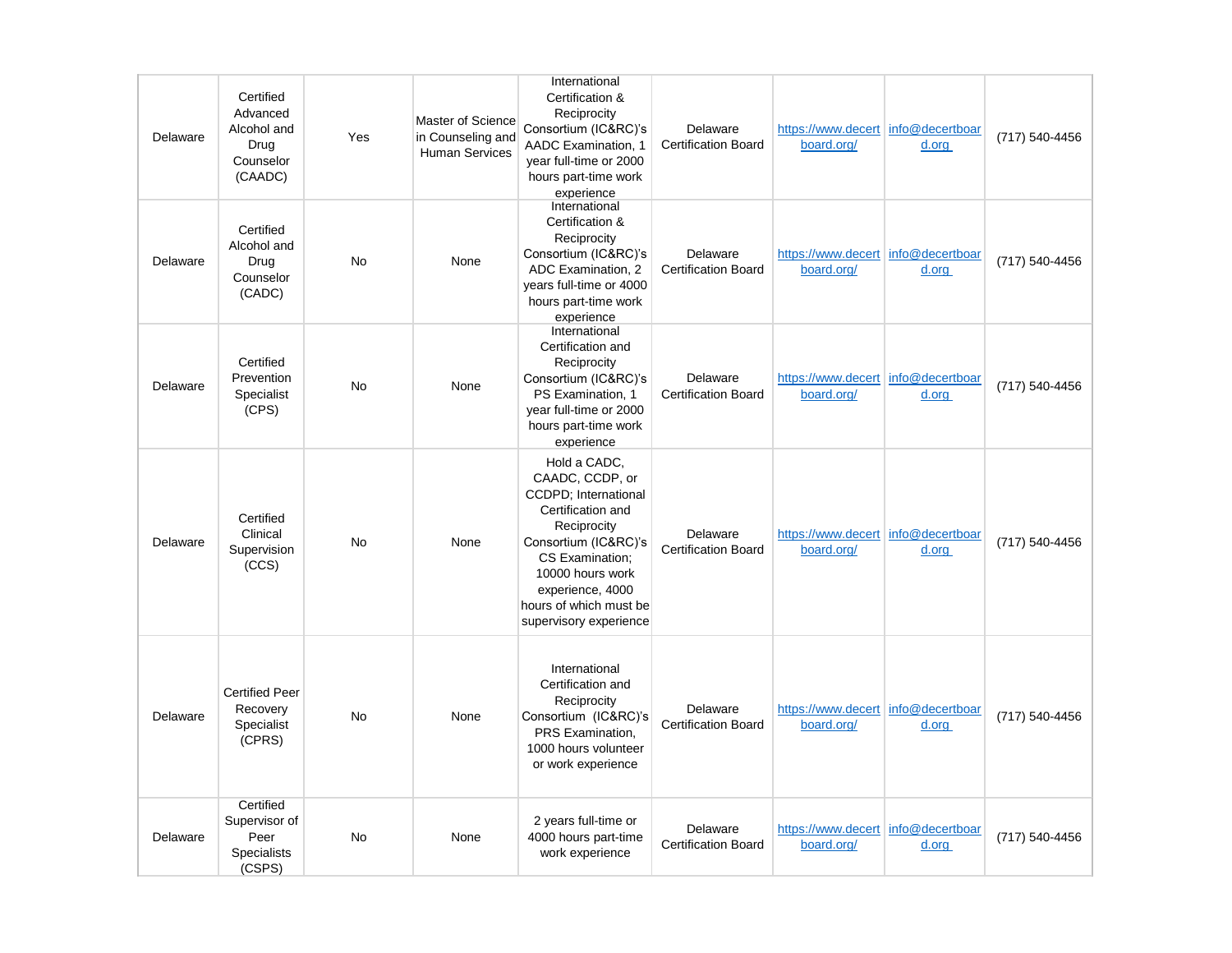| Delaware | Certified Advanced Alcohol and Drug Counselor (CAADC) | Yes | Master of Science in Counseling and Human Services | International Certification & Reciprocity Consortium (IC&RC)'s AADC Examination, 1 year full-time or 2000 hours part-time work experience | Delaware Certification Board | https://www.decertboard.org/ | info@decertboard.org | (717) 540-4456 |
|---|---|---|---|---|---|---|---|---|
| Delaware | Certified Alcohol and Drug Counselor (CADC) | No | None | International Certification & Reciprocity Consortium (IC&RC)'s ADC Examination, 2 years full-time or 4000 hours part-time work experience | Delaware Certification Board | https://www.decertboard.org/ | info@decertboard.org | (717) 540-4456 |
| Delaware | Certified Prevention Specialist (CPS) | No | None | International Certification and Reciprocity Consortium (IC&RC)'s PS Examination, 1 year full-time or 2000 hours part-time work experience | Delaware Certification Board | https://www.decertboard.org/ | info@decertboard.org | (717) 540-4456 |
| Delaware | Certified Clinical Supervision (CCS) | No | None | Hold a CADC, CAADC, CCDP, or CCDPD; International Certification and Reciprocity Consortium (IC&RC)'s CS Examination; 10000 hours work experience, 4000 hours of which must be supervisory experience | Delaware Certification Board | https://www.decertboard.org/ | info@decertboard.org | (717) 540-4456 |
| Delaware | Certified Peer Recovery Specialist (CPRS) | No | None | International Certification and Reciprocity Consortium (IC&RC)'s PRS Examination, 1000 hours volunteer or work experience | Delaware Certification Board | https://www.decertboard.org/ | info@decertboard.org | (717) 540-4456 |
| Delaware | Certified Supervisor of Peer Specialists (CSPS) | No | None | 2 years full-time or 4000 hours part-time work experience | Delaware Certification Board | https://www.decertboard.org/ | info@decertboard.org | (717) 540-4456 |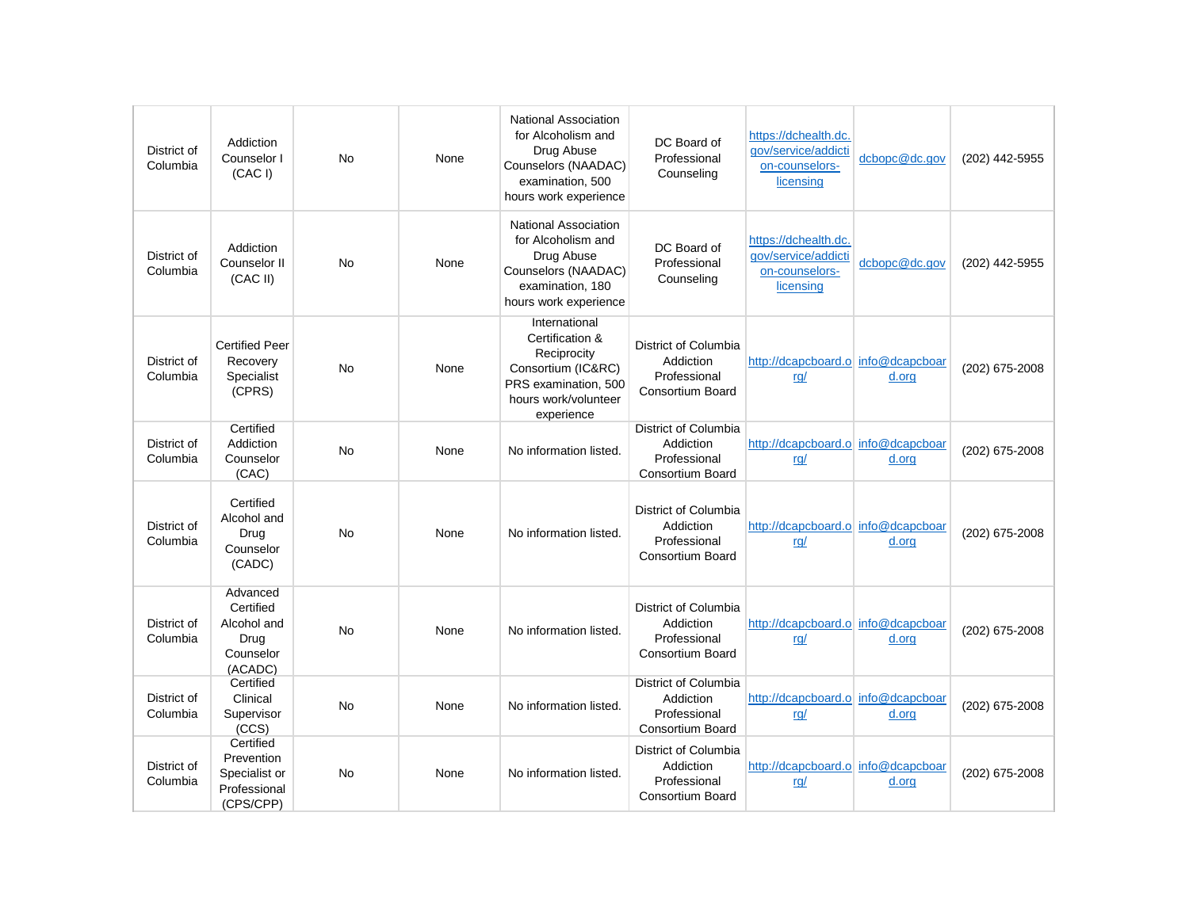| | | | | | | | | |
|---|---|---|---|---|---|---|---|---|
| District of Columbia | Addiction Counselor I (CAC I) | No | None | National Association for Alcoholism and Drug Abuse Counselors (NAADAC) examination, 500 hours work experience | DC Board of Professional Counseling | https://dchealth.dc.gov/service/addiction-counselors-licensing | dcbopc@dc.gov | (202) 442-5955 |
| District of Columbia | Addiction Counselor II (CAC II) | No | None | National Association for Alcoholism and Drug Abuse Counselors (NAADAC) examination, 180 hours work experience | DC Board of Professional Counseling | https://dchealth.dc.gov/service/addiction-counselors-licensing | dcbopc@dc.gov | (202) 442-5955 |
| District of Columbia | Certified Peer Recovery Specialist (CPRS) | No | None | International Certification & Reciprocity Consortium (IC&RC) PRS examination, 500 hours work/volunteer experience | District of Columbia Addiction Professional Consortium Board | http://dcapcboard.org/ | info@dcapcboard.org | (202) 675-2008 |
| District of Columbia | Certified Addiction Counselor (CAC) | No | None | No information listed. | District of Columbia Addiction Professional Consortium Board | http://dcapcboard.org/ | info@dcapcboard.org | (202) 675-2008 |
| District of Columbia | Certified Alcohol and Drug Counselor (CADC) | No | None | No information listed. | District of Columbia Addiction Professional Consortium Board | http://dcapcboard.org/ | info@dcapcboard.org | (202) 675-2008 |
| District of Columbia | Advanced Certified Alcohol and Drug Counselor (ACADC) | No | None | No information listed. | District of Columbia Addiction Professional Consortium Board | http://dcapcboard.org/ | info@dcapcboard.org | (202) 675-2008 |
| District of Columbia | Certified Clinical Supervisor (CCS) | No | None | No information listed. | District of Columbia Addiction Professional Consortium Board | http://dcapcboard.org/ | info@dcapcboard.org | (202) 675-2008 |
| District of Columbia | Certified Prevention Specialist or Professional (CPS/CPP) | No | None | No information listed. | District of Columbia Addiction Professional Consortium Board | http://dcapcboard.org/ | info@dcapcboard.org | (202) 675-2008 |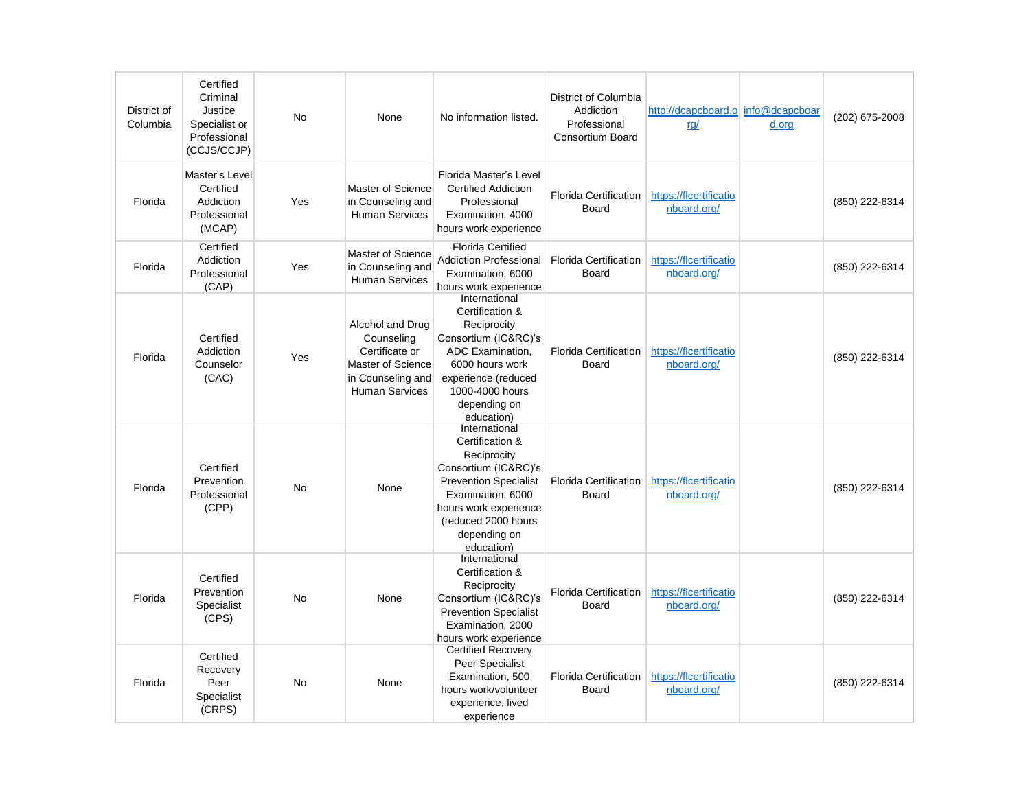| | | | | | | | | |
|---|---|---|---|---|---|---|---|---|
| District of Columbia | Certified Criminal Justice Specialist or Professional (CCJS/CCJP) | No | None | No information listed. | District of Columbia Addiction Professional Consortium Board | http://dcapcboard.org/ | info@dcapcboard.org | (202) 675-2008 |
| Florida | Master's Level Certified Addiction Professional (MCAP) | Yes | Master of Science in Counseling and Human Services | Florida Master's Level Certified Addiction Professional Examination, 4000 hours work experience | Florida Certification Board | https://flcertificationboard.org/ | | (850) 222-6314 |
| Florida | Certified Addiction Professional (CAP) | Yes | Master of Science in Counseling and Human Services | Florida Certified Addiction Professional Examination, 6000 hours work experience | Florida Certification Board | https://flcertificationboard.org/ | | (850) 222-6314 |
| Florida | Certified Addiction Counselor (CAC) | Yes | Alcohol and Drug Counseling Certificate or Master of Science in Counseling and Human Services | International Certification & Reciprocity Consortium (IC&RC)'s ADC Examination, 6000 hours work experience (reduced 1000-4000 hours depending on education) | Florida Certification Board | https://flcertificationboard.org/ | | (850) 222-6314 |
| Florida | Certified Prevention Professional (CPP) | No | None | International Certification & Reciprocity Consortium (IC&RC)'s Prevention Specialist Examination, 6000 hours work experience (reduced 2000 hours depending on education) | Florida Certification Board | https://flcertificationboard.org/ | | (850) 222-6314 |
| Florida | Certified Prevention Specialist (CPS) | No | None | International Certification & Reciprocity Consortium (IC&RC)'s Prevention Specialist Examination, 2000 hours work experience | Florida Certification Board | https://flcertificationboard.org/ | | (850) 222-6314 |
| Florida | Certified Recovery Peer Specialist (CRPS) | No | None | Certified Recovery Peer Specialist Examination, 500 hours work/volunteer experience, lived experience | Florida Certification Board | https://flcertificationboard.org/ | | (850) 222-6314 |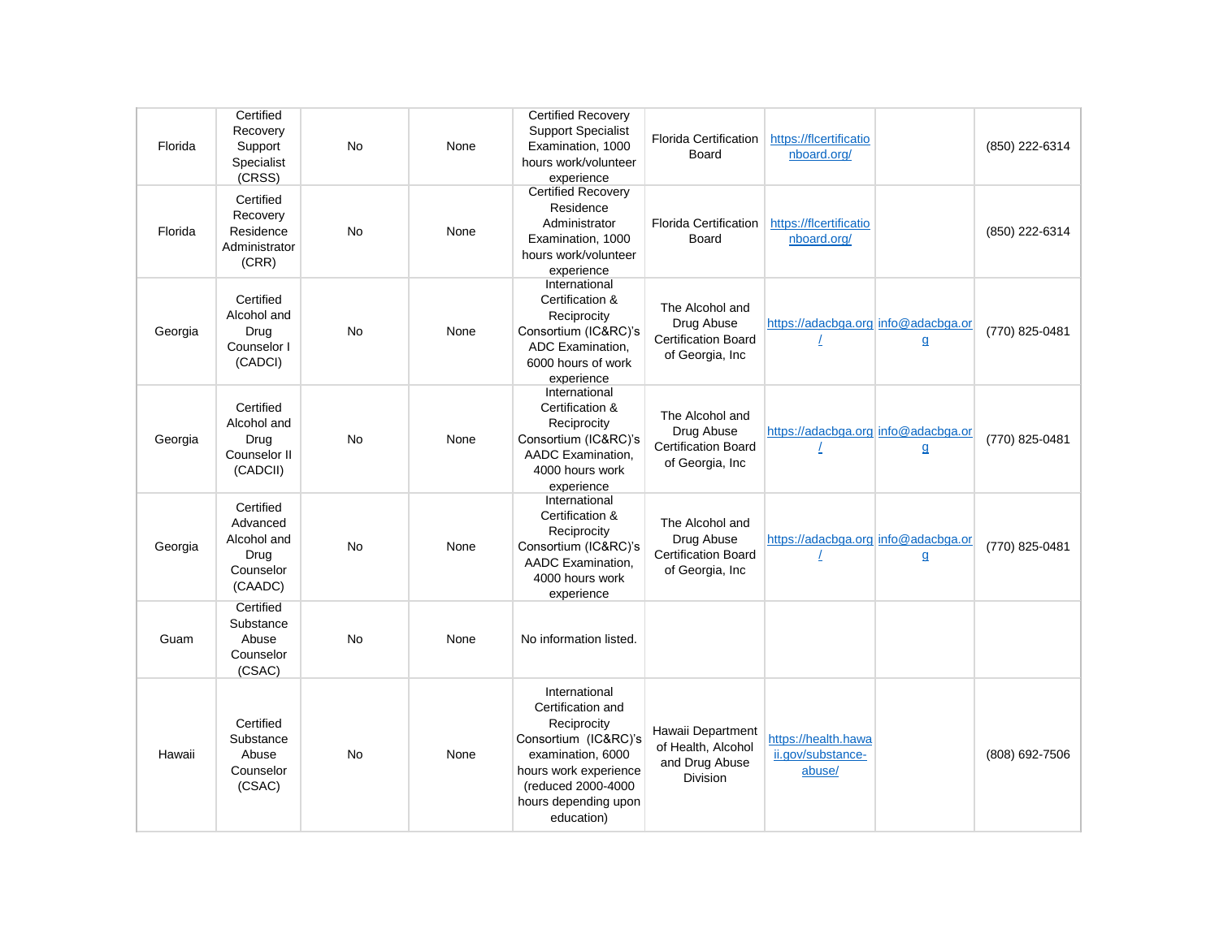| | | | | | | | | |
|---|---|---|---|---|---|---|---|---|
| Florida | Certified Recovery Support Specialist (CRSS) | No | None | Certified Recovery Support Specialist Examination, 1000 hours work/volunteer experience | Florida Certification Board | https://flcertificationboard.org/ | | (850) 222-6314 |
| Florida | Certified Recovery Residence Administrator (CRR) | No | None | Certified Recovery Residence Administrator Examination, 1000 hours work/volunteer experience | Florida Certification Board | https://flcertificationboard.org/ | | (850) 222-6314 |
| Georgia | Certified Alcohol and Drug Counselor I (CADCI) | No | None | International Certification & Reciprocity Consortium (IC&RC)'s ADC Examination, 6000 hours of work experience | The Alcohol and Drug Abuse Certification Board of Georgia, Inc | https://adacbga.org/ | info@adacbga.org | (770) 825-0481 |
| Georgia | Certified Alcohol and Drug Counselor II (CADCII) | No | None | International Certification & Reciprocity Consortium (IC&RC)'s AADC Examination, 4000 hours work experience | The Alcohol and Drug Abuse Certification Board of Georgia, Inc | https://adacbga.org/ | info@adacbga.org | (770) 825-0481 |
| Georgia | Certified Advanced Alcohol and Drug Counselor (CAADC) | No | None | International Certification & Reciprocity Consortium (IC&RC)'s AADC Examination, 4000 hours work experience | The Alcohol and Drug Abuse Certification Board of Georgia, Inc | https://adacbga.org/ | info@adacbga.org | (770) 825-0481 |
| Guam | Certified Substance Abuse Counselor (CSAC) | No | None | No information listed. | | | | |
| Hawaii | Certified Substance Abuse Counselor (CSAC) | No | None | International Certification and Reciprocity Consortium (IC&RC)'s examination, 6000 hours work experience (reduced 2000-4000 hours depending upon education) | Hawaii Department of Health, Alcohol and Drug Abuse Division | https://health.hawaii.gov/substance-abuse/ | | (808) 692-7506 |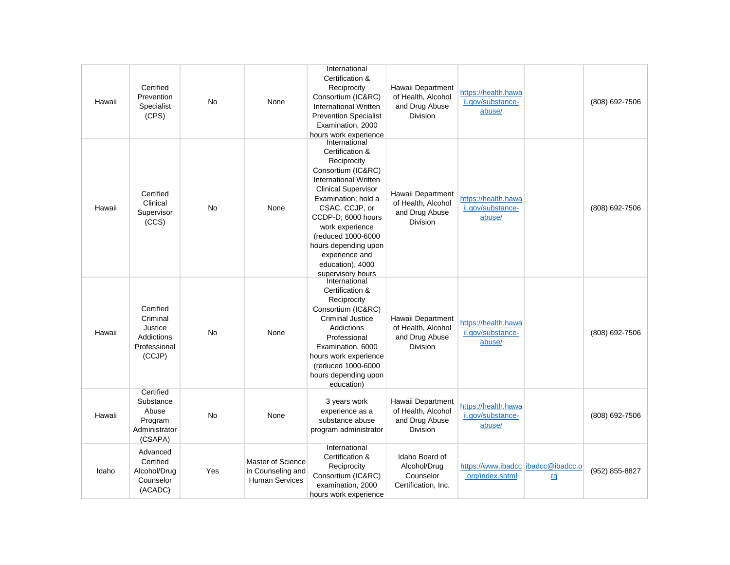| | | | | | | | | |
|---|---|---|---|---|---|---|---|---|
| Hawaii | Certified Prevention Specialist (CPS) | No | None | International Certification & Reciprocity Consortium (IC&RC) International Written Prevention Specialist Examination, 2000 hours work experience | Hawaii Department of Health, Alcohol and Drug Abuse Division | https://health.hawaii.gov/substance-abuse/ | | (808) 692-7506 |
| Hawaii | Certified Clinical Supervisor (CCS) | No | None | International Certification & Reciprocity Consortium (IC&RC) International Written Clinical Supervisor Examination; hold a CSAC, CCJP, or CCDP-D; 6000 hours work experience (reduced 1000-6000 hours depending upon experience and education), 4000 supervisory hours | Hawaii Department of Health, Alcohol and Drug Abuse Division | https://health.hawaii.gov/substance-abuse/ | | (808) 692-7506 |
| Hawaii | Certified Criminal Justice Addictions Professional (CCJP) | No | None | International Certification & Reciprocity Consortium (IC&RC) Criminal Justice Addictions Professional Examination, 6000 hours work experience (reduced 1000-6000 hours depending upon education) | Hawaii Department of Health, Alcohol and Drug Abuse Division | https://health.hawaii.gov/substance-abuse/ | | (808) 692-7506 |
| Hawaii | Certified Substance Abuse Program Administrator (CSAPA) | No | None | 3 years work experience as a substance abuse program administrator | Hawaii Department of Health, Alcohol and Drug Abuse Division | https://health.hawaii.gov/substance-abuse/ | | (808) 692-7506 |
| Idaho | Advanced Certified Alcohol/Drug Counselor (ACADC) | Yes | Master of Science in Counseling and Human Services | International Certification & Reciprocity Consortium (IC&RC) examination, 2000 hours work experience | Idaho Board of Alcohol/Drug Counselor Certification, Inc. | https://www.ibadcc.org/index.shtml | ibadcc@ibadcc.org | (952) 855-8827 |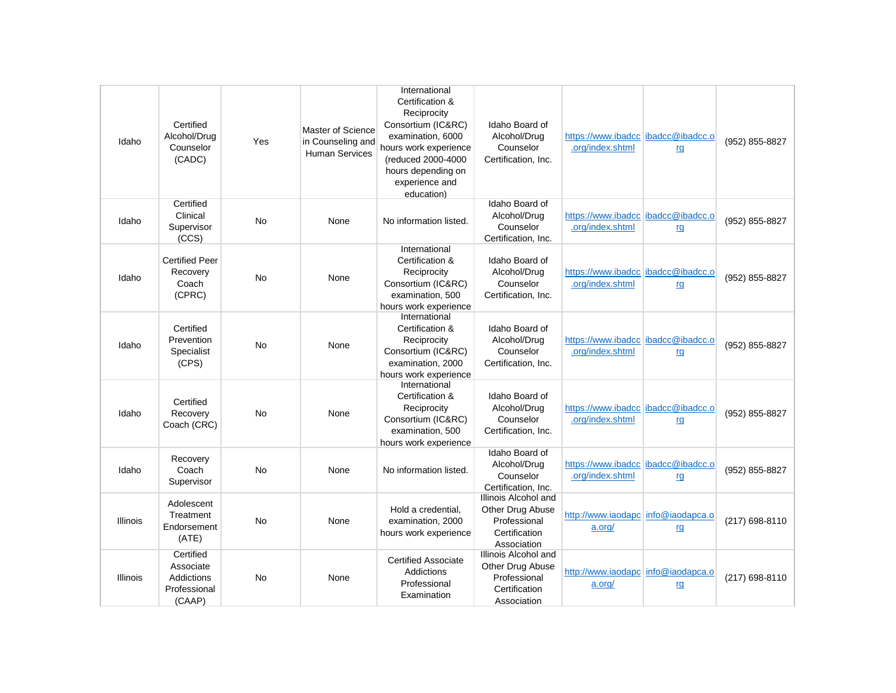| | | | | | | | | |
|---|---|---|---|---|---|---|---|---|
| Idaho | Certified Alcohol/Drug Counselor (CADC) | Yes | Master of Science in Counseling and Human Services | International Certification & Reciprocity Consortium (IC&RC) examination, 6000 hours work experience (reduced 2000-4000 hours depending on experience and education) | Idaho Board of Alcohol/Drug Counselor Certification, Inc. | https://www.ibadcc.org/index.shtml | ibadcc@ibadcc.org | (952) 855-8827 |
| Idaho | Certified Clinical Supervisor (CCS) | No | None | No information listed. | Idaho Board of Alcohol/Drug Counselor Certification, Inc. | https://www.ibadcc.org/index.shtml | ibadcc@ibadcc.org | (952) 855-8827 |
| Idaho | Certified Peer Recovery Coach (CPRC) | No | None | International Certification & Reciprocity Consortium (IC&RC) examination, 500 hours work experience | Idaho Board of Alcohol/Drug Counselor Certification, Inc. | https://www.ibadcc.org/index.shtml | ibadcc@ibadcc.org | (952) 855-8827 |
| Idaho | Certified Prevention Specialist (CPS) | No | None | International Certification & Reciprocity Consortium (IC&RC) examination, 2000 hours work experience | Idaho Board of Alcohol/Drug Counselor Certification, Inc. | https://www.ibadcc.org/index.shtml | ibadcc@ibadcc.org | (952) 855-8827 |
| Idaho | Certified Recovery Coach (CRC) | No | None | International Certification & Reciprocity Consortium (IC&RC) examination, 500 hours work experience | Idaho Board of Alcohol/Drug Counselor Certification, Inc. | https://www.ibadcc.org/index.shtml | ibadcc@ibadcc.org | (952) 855-8827 |
| Idaho | Recovery Coach Supervisor | No | None | No information listed. | Idaho Board of Alcohol/Drug Counselor Certification, Inc. | https://www.ibadcc.org/index.shtml | ibadcc@ibadcc.org | (952) 855-8827 |
| Illinois | Adolescent Treatment Endorsement (ATE) | No | None | Hold a credential, examination, 2000 hours work experience | Illinois Alcohol and Other Drug Abuse Professional Certification Association | http://www.iaodapca.org/ | info@iaodapca.org | (217) 698-8110 |
| Illinois | Certified Associate Addictions Professional (CAAP) | No | None | Certified Associate Addictions Professional Examination | Illinois Alcohol and Other Drug Abuse Professional Certification Association | http://www.iaodapca.org/ | info@iaodapca.org | (217) 698-8110 |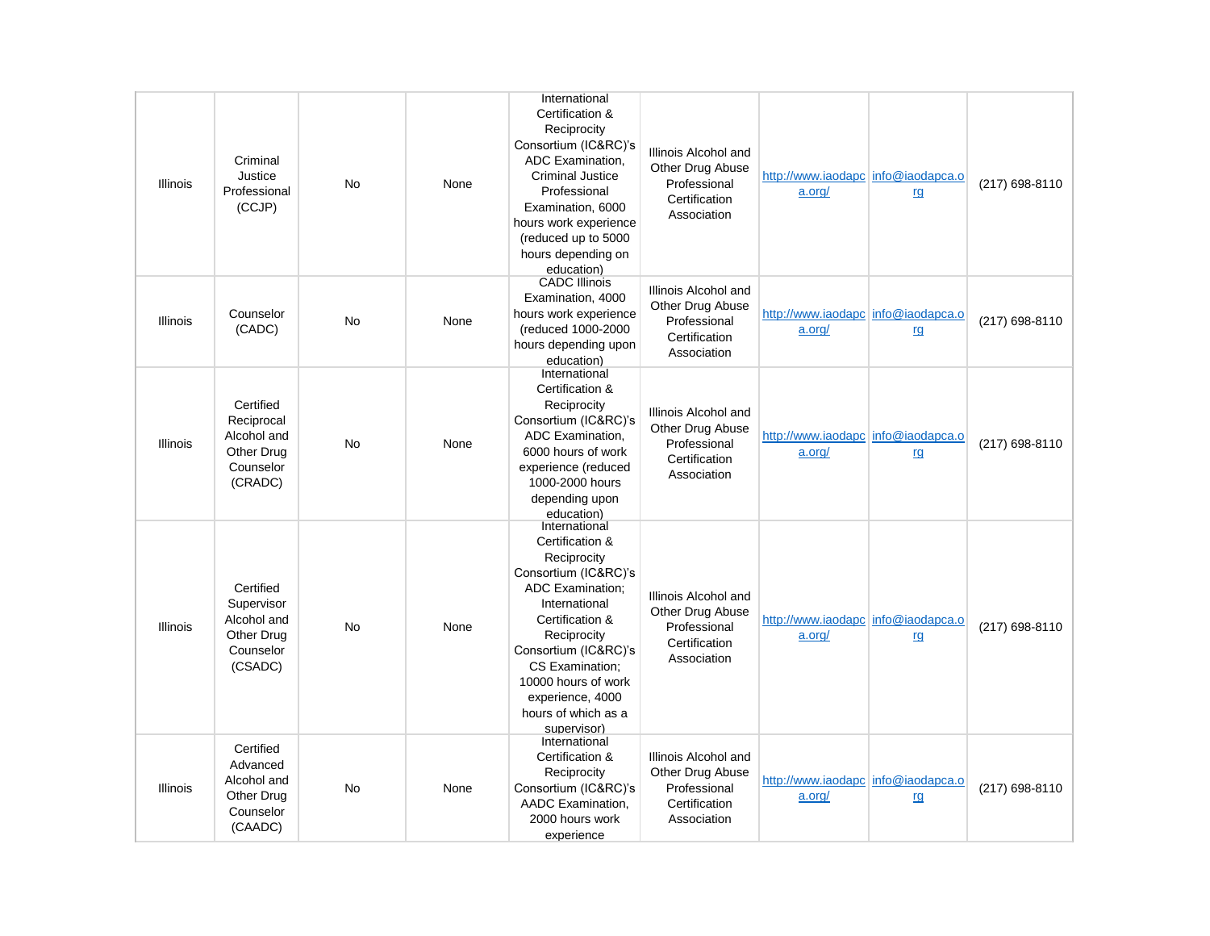| Illinois | Criminal Justice Professional (CCJP) | No | None | International Certification & Reciprocity Consortium (IC&RC)'s ADC Examination, Criminal Justice Professional Examination, 6000 hours work experience (reduced up to 5000 hours depending on education) | Illinois Alcohol and Other Drug Abuse Professional Certification Association | http://www.iaodapca.org/ | info@iaodapca.org | (217) 698-8110 |
|---|---|---|---|---|---|---|---|---|
| Illinois | Counselor (CADC) | No | None | CADC Illinois Examination, 4000 hours work experience (reduced 1000-2000 hours depending upon education) | Illinois Alcohol and Other Drug Abuse Professional Certification Association | http://www.iaodapca.org/ | info@iaodapca.org | (217) 698-8110 |
| Illinois | Certified Reciprocal Alcohol and Other Drug Counselor (CRADC) | No | None | International Certification & Reciprocity Consortium (IC&RC)'s ADC Examination, 6000 hours of work experience (reduced 1000-2000 hours depending upon education) | Illinois Alcohol and Other Drug Abuse Professional Certification Association | http://www.iaodapca.org/ | info@iaodapca.org | (217) 698-8110 |
| Illinois | Certified Supervisor Alcohol and Other Drug Counselor (CSADC) | No | None | International Certification & Reciprocity Consortium (IC&RC)'s ADC Examination; International Certification & Reciprocity Consortium (IC&RC)'s CS Examination; 10000 hours of work experience, 4000 hours of which as a supervisor) | Illinois Alcohol and Other Drug Abuse Professional Certification Association | http://www.iaodapca.org/ | info@iaodapca.org | (217) 698-8110 |
| Illinois | Certified Advanced Alcohol and Other Drug Counselor (CAADC) | No | None | International Certification & Reciprocity Consortium (IC&RC)'s AADC Examination, 2000 hours work experience | Illinois Alcohol and Other Drug Abuse Professional Certification Association | http://www.iaodapca.org/ | info@iaodapca.org | (217) 698-8110 |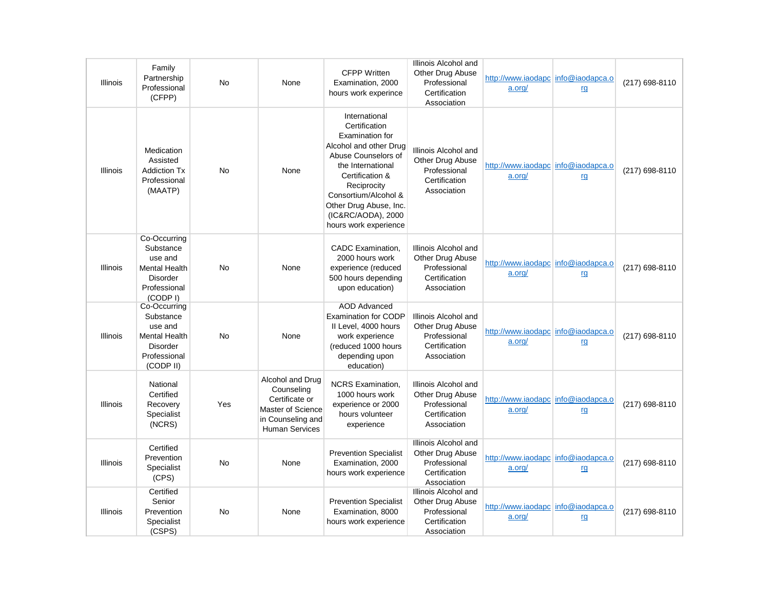| Illinois | Family Partnership Professional (CFPP) | No | None | CFPP Written Examination, 2000 hours work experince | Illinois Alcohol and Other Drug Abuse Professional Certification Association | http://www.iaodapca.org/ | info@iaodapca.org | (217) 698-8110 |
|---|---|---|---|---|---|---|---|---|
| Illinois | Medication Assisted Addiction Tx Professional (MAATP) | No | None | International Certification Examination for Alcohol and other Drug Abuse Counselors of the International Certification & Reciprocity Consortium/Alcohol & Other Drug Abuse, Inc. (IC&RC/AODA), 2000 hours work experience | Illinois Alcohol and Other Drug Abuse Professional Certification Association | http://www.iaodapca.org/ | info@iaodapca.org | (217) 698-8110 |
| Illinois | Co-Occurring Substance use and Mental Health Disorder Professional (CODP I) | No | None | CADC Examination, 2000 hours work experience (reduced 500 hours depending upon education) | Illinois Alcohol and Other Drug Abuse Professional Certification Association | http://www.iaodapca.org/ | info@iaodapca.org | (217) 698-8110 |
| Illinois | Co-Occurring Substance use and Mental Health Disorder Professional (CODP II) | No | None | AOD Advanced Examination for CODP II Level, 4000 hours work experience (reduced 1000 hours depending upon education) | Illinois Alcohol and Other Drug Abuse Professional Certification Association | http://www.iaodapca.org/ | info@iaodapca.org | (217) 698-8110 |
| Illinois | National Certified Recovery Specialist (NCRS) | Yes | Alcohol and Drug Counseling Certificate or Master of Science in Counseling and Human Services | NCRS Examination, 1000 hours work experience or 2000 hours volunteer experience | Illinois Alcohol and Other Drug Abuse Professional Certification Association | http://www.iaodapca.org/ | info@iaodapca.org | (217) 698-8110 |
| Illinois | Certified Prevention Specialist (CPS) | No | None | Prevention Specialist Examination, 2000 hours work experience | Illinois Alcohol and Other Drug Abuse Professional Certification Association | http://www.iaodapca.org/ | info@iaodapca.org | (217) 698-8110 |
| Illinois | Certified Senior Prevention Specialist (CSPS) | No | None | Prevention Specialist Examination, 8000 hours work experience | Illinois Alcohol and Other Drug Abuse Professional Certification Association | http://www.iaodapca.org/ | info@iaodapca.org | (217) 698-8110 |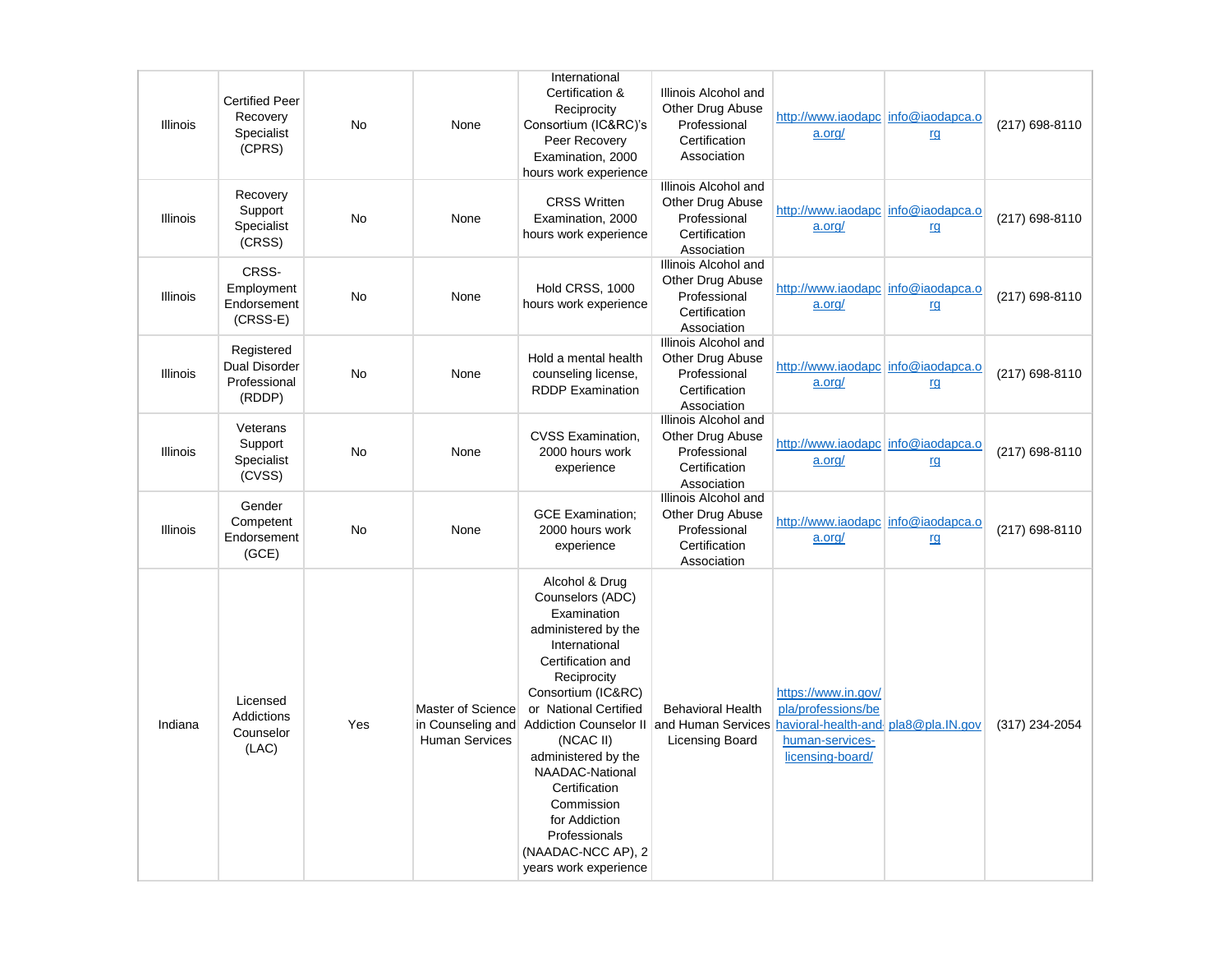| Illinois | Certified Peer Recovery Specialist (CPRS) | No | None | International Certification & Reciprocity Consortium (IC&RC)'s Peer Recovery Examination, 2000 hours work experience | Illinois Alcohol and Other Drug Abuse Professional Certification Association | http://www.iaodapca.org/ | info@iaodapca.org | (217) 698-8110 |
|---|---|---|---|---|---|---|---|---|
| Illinois | Recovery Support Specialist (CRSS) | No | None | CRSS Written Examination, 2000 hours work experience | Illinois Alcohol and Other Drug Abuse Professional Certification Association | http://www.iaodapca.org/ | info@iaodapca.org | (217) 698-8110 |
| Illinois | CRSS-Employment Endorsement (CRSS-E) | No | None | Hold CRSS, 1000 hours work experience | Illinois Alcohol and Other Drug Abuse Professional Certification Association | http://www.iaodapca.org/ | info@iaodapca.org | (217) 698-8110 |
| Illinois | Registered Dual Disorder Professional (RDDP) | No | None | Hold a mental health counseling license, RDDP Examination | Illinois Alcohol and Other Drug Abuse Professional Certification Association | http://www.iaodapca.org/ | info@iaodapca.org | (217) 698-8110 |
| Illinois | Veterans Support Specialist (CVSS) | No | None | CVSS Examination, 2000 hours work experience | Illinois Alcohol and Other Drug Abuse Professional Certification Association | http://www.iaodapca.org/ | info@iaodapca.org | (217) 698-8110 |
| Illinois | Gender Competent Endorsement (GCE) | No | None | GCE Examination; 2000 hours work experience | Illinois Alcohol and Other Drug Abuse Professional Certification Association | http://www.iaodapca.org/ | info@iaodapca.org | (217) 698-8110 |
| Indiana | Licensed Addictions Counselor (LAC) | Yes | Master of Science in Counseling and Human Services | Alcohol & Drug Counselors (ADC) Examination administered by the International Certification and Reciprocity Consortium (IC&RC) or National Certified Addiction Counselor II (NCAC II) administered by the NAADAC-National Certification Commission for Addiction Professionals (NAADAC-NCC AP), 2 years work experience | Behavioral Health and Human Services Licensing Board | https://www.in.gov/pla/professions/behavioral-health-and-human-services-licensing-board/ | pla8@pla.IN.gov | (317) 234-2054 |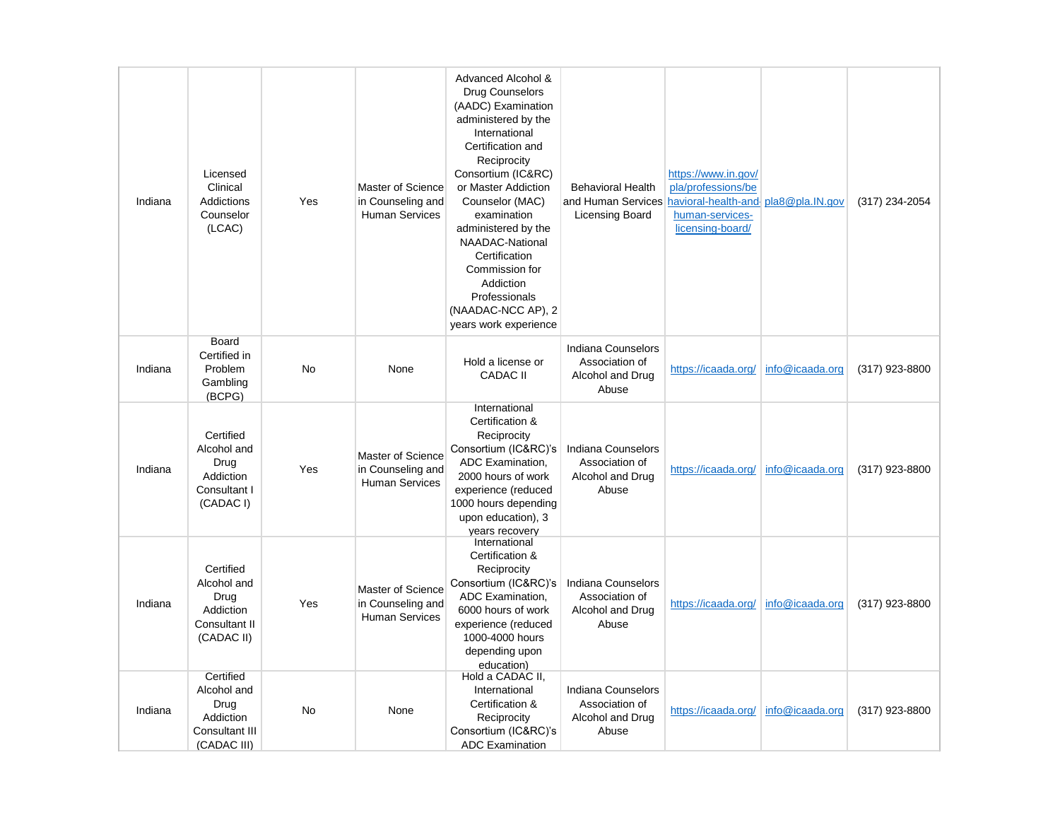| | | | | | | | | |
|---|---|---|---|---|---|---|---|---|
| Indiana | Licensed Clinical Addictions Counselor (LCAC) | Yes | Master of Science in Counseling and Human Services | Advanced Alcohol & Drug Counselors (AADC) Examination administered by the International Certification and Reciprocity Consortium (IC&RC) or Master Addiction Counselor (MAC) examination administered by the NAADAC-National Certification Commission for Addiction Professionals (NAADAC-NCC AP), 2 years work experience | Behavioral Health and Human Services Licensing Board | https://www.in.gov/pla/professions/behavioral-health-and-human-services-licensing-board/ | pla8@pla.IN.gov | (317) 234-2054 |
| Indiana | Board Certified in Problem Gambling (BCPG) | No | None | Hold a license or CADAC II | Indiana Counselors Association of Alcohol and Drug Abuse | https://icaada.org/ | info@icaada.org | (317) 923-8800 |
| Indiana | Certified Alcohol and Drug Addiction Consultant I (CADAC I) | Yes | Master of Science in Counseling and Human Services | International Certification & Reciprocity Consortium (IC&RC)'s ADC Examination, 2000 hours of work experience (reduced 1000 hours depending upon education), 3 years recovery | Indiana Counselors Association of Alcohol and Drug Abuse | https://icaada.org/ | info@icaada.org | (317) 923-8800 |
| Indiana | Certified Alcohol and Drug Addiction Consultant II (CADAC II) | Yes | Master of Science in Counseling and Human Services | International Certification & Reciprocity Consortium (IC&RC)'s ADC Examination, 6000 hours of work experience (reduced 1000-4000 hours depending upon education) | Indiana Counselors Association of Alcohol and Drug Abuse | https://icaada.org/ | info@icaada.org | (317) 923-8800 |
| Indiana | Certified Alcohol and Drug Addiction Consultant III (CADAC III) | No | None | Hold a CADAC II, International Certification & Reciprocity Consortium (IC&RC)'s ADC Examination | Indiana Counselors Association of Alcohol and Drug Abuse | https://icaada.org/ | info@icaada.org | (317) 923-8800 |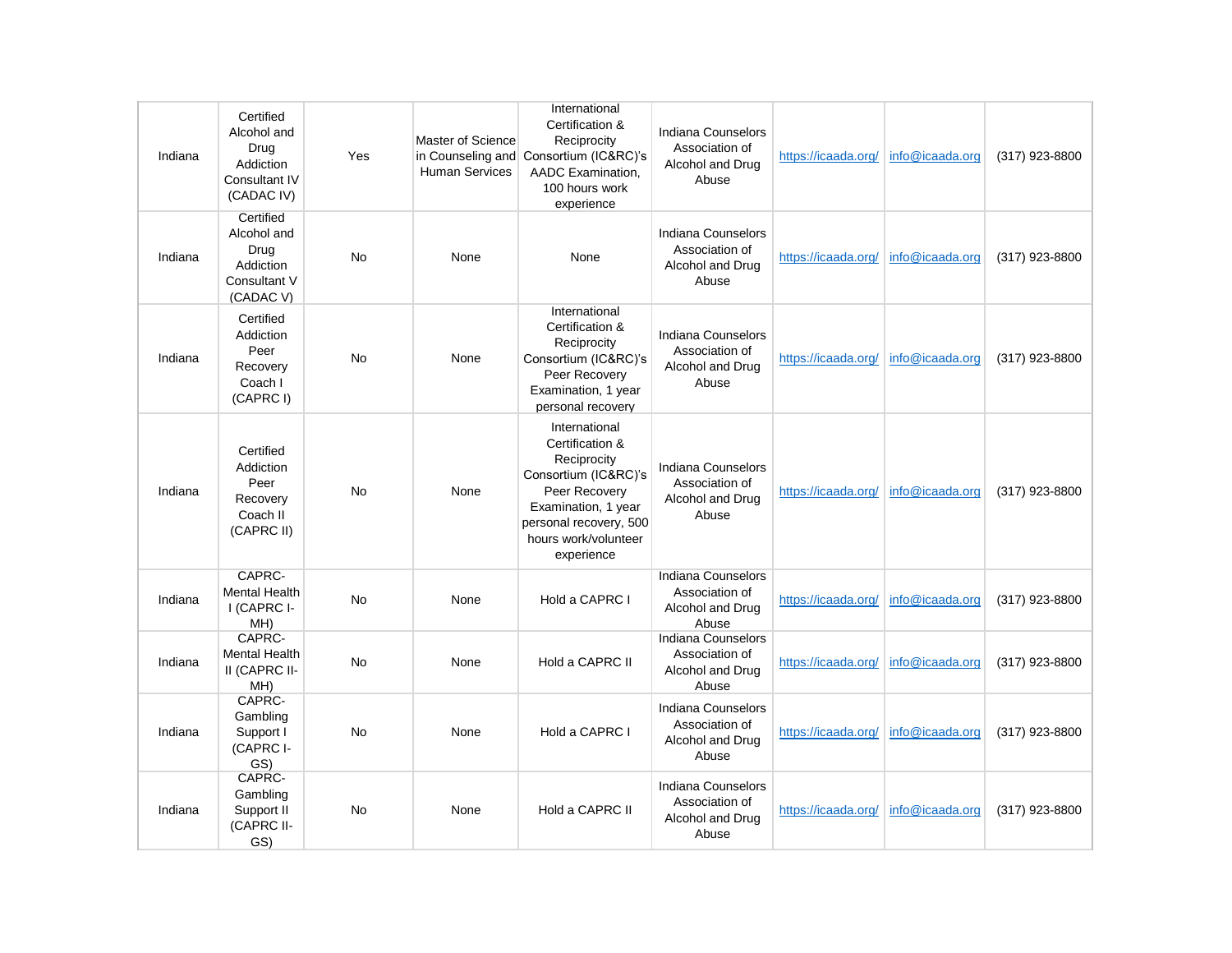| | | | | | | | | |
|---|---|---|---|---|---|---|---|---|
| Indiana | Certified Alcohol and Drug Addiction Consultant IV (CADAC IV) | Yes | Master of Science in Counseling and Human Services | International Certification & Reciprocity Consortium (IC&RC)'s AADC Examination, 100 hours work experience | Indiana Counselors Association of Alcohol and Drug Abuse | [https://icaada.org/](https://icaada.org/) | [info@icaada.org](mailto:info@icaada.org) | (317) 923-8800 |
| Indiana | Certified Alcohol and Drug Addiction Consultant V (CADAC V) | No | None | None | Indiana Counselors Association of Alcohol and Drug Abuse | [https://icaada.org/](https://icaada.org/) | [info@icaada.org](mailto:info@icaada.org) | (317) 923-8800 |
| Indiana | Certified Addiction Peer Recovery Coach I (CAPRC I) | No | None | International Certification & Reciprocity Consortium (IC&RC)'s Peer Recovery Examination, 1 year personal recovery | Indiana Counselors Association of Alcohol and Drug Abuse | [https://icaada.org/](https://icaada.org/) | [info@icaada.org](mailto:info@icaada.org) | (317) 923-8800 |
| Indiana | Certified Addiction Peer Recovery Coach II (CAPRC II) | No | None | International Certification & Reciprocity Consortium (IC&RC)'s Peer Recovery Examination, 1 year personal recovery, 500 hours work/volunteer experience | Indiana Counselors Association of Alcohol and Drug Abuse | [https://icaada.org/](https://icaada.org/) | [info@icaada.org](mailto:info@icaada.org) | (317) 923-8800 |
| Indiana | CAPRC-Mental Health I (CAPRC I-MH) | No | None | Hold a CAPRC I | Indiana Counselors Association of Alcohol and Drug Abuse | [https://icaada.org/](https://icaada.org/) | [info@icaada.org](mailto:info@icaada.org) | (317) 923-8800 |
| Indiana | CAPRC-Mental Health II (CAPRC II-MH) | No | None | Hold a CAPRC II | Indiana Counselors Association of Alcohol and Drug Abuse | [https://icaada.org/](https://icaada.org/) | [info@icaada.org](mailto:info@icaada.org) | (317) 923-8800 |
| Indiana | CAPRC-Gambling Support I (CAPRC I-GS) | No | None | Hold a CAPRC I | Indiana Counselors Association of Alcohol and Drug Abuse | [https://icaada.org/](https://icaada.org/) | [info@icaada.org](mailto:info@icaada.org) | (317) 923-8800 |
| Indiana | CAPRC-Gambling Support II (CAPRC II-GS) | No | None | Hold a CAPRC II | Indiana Counselors Association of Alcohol and Drug Abuse | [https://icaada.org/](https://icaada.org/) | [info@icaada.org](mailto:info@icaada.org) | (317) 923-8800 |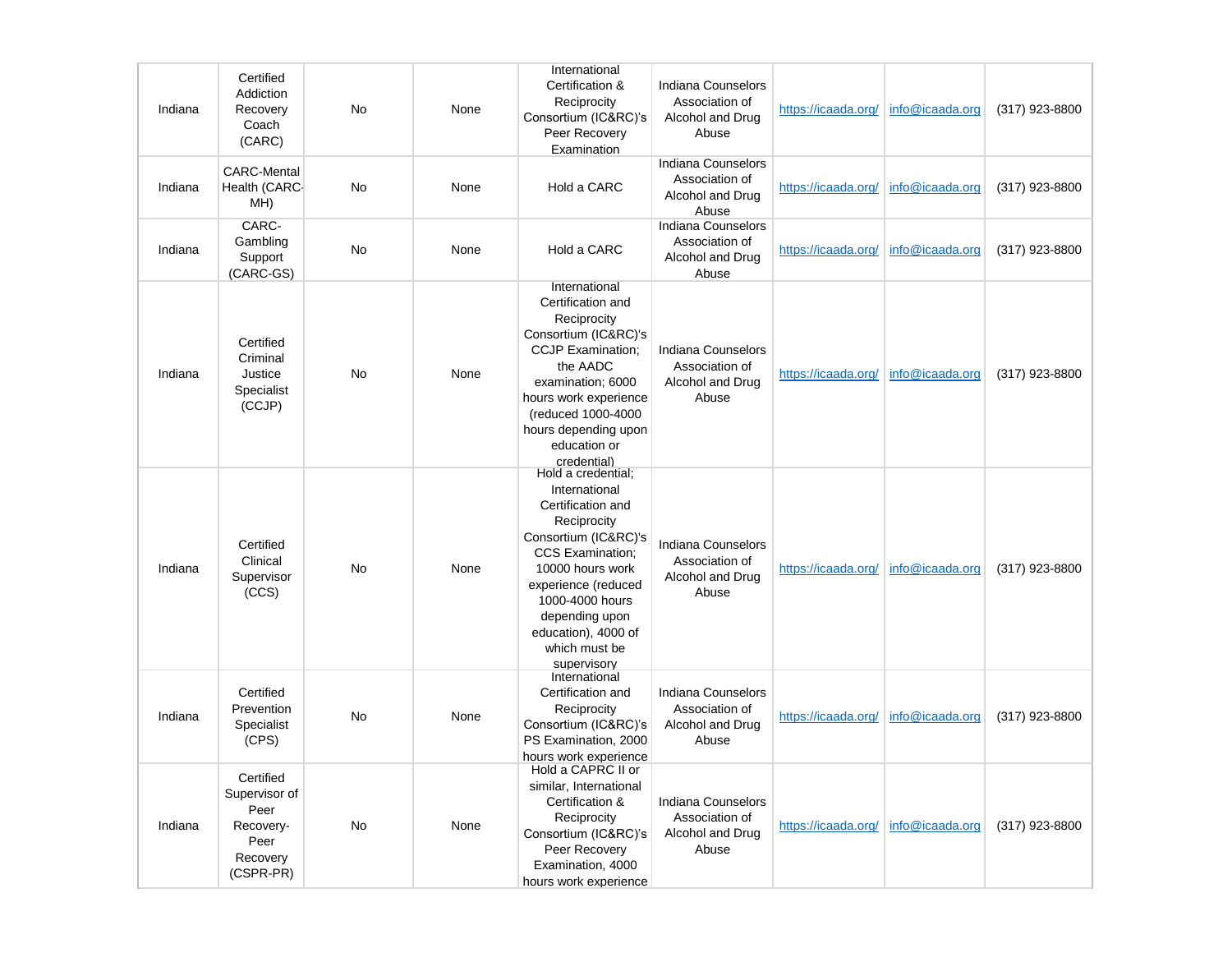| | | | | | | | | |
|---|---|---|---|---|---|---|---|---|
| Indiana | Certified Addiction Recovery Coach (CARC) | No | None | International Certification & Reciprocity Consortium (IC&RC)'s Peer Recovery Examination | Indiana Counselors Association of Alcohol and Drug Abuse | https://icaada.org/ | info@icaada.org | (317) 923-8800 |
| Indiana | CARC-Mental Health (CARC-MH) | No | None | Hold a CARC | Indiana Counselors Association of Alcohol and Drug Abuse | https://icaada.org/ | info@icaada.org | (317) 923-8800 |
| Indiana | CARC-Gambling Support (CARC-GS) | No | None | Hold a CARC | Indiana Counselors Association of Alcohol and Drug Abuse | https://icaada.org/ | info@icaada.org | (317) 923-8800 |
| Indiana | Certified Criminal Justice Specialist (CCJP) | No | None | International Certification and Reciprocity Consortium (IC&RC)'s CCJP Examination; the AADC examination; 6000 hours work experience (reduced 1000-4000 hours depending upon education or credential) | Indiana Counselors Association of Alcohol and Drug Abuse | https://icaada.org/ | info@icaada.org | (317) 923-8800 |
| Indiana | Certified Clinical Supervisor (CCS) | No | None | Hold a credential; International Certification and Reciprocity Consortium (IC&RC)'s CCS Examination; 10000 hours work experience (reduced 1000-4000 hours depending upon education), 4000 of which must be supervisory | Indiana Counselors Association of Alcohol and Drug Abuse | https://icaada.org/ | info@icaada.org | (317) 923-8800 |
| Indiana | Certified Prevention Specialist (CPS) | No | None | International Certification and Reciprocity Consortium (IC&RC)'s PS Examination, 2000 hours work experience | Indiana Counselors Association of Alcohol and Drug Abuse | https://icaada.org/ | info@icaada.org | (317) 923-8800 |
| Indiana | Certified Supervisor of Peer Recovery-Peer Recovery (CSPR-PR) | No | None | Hold a CAPRC II or similar, International Certification & Reciprocity Consortium (IC&RC)'s Peer Recovery Examination, 4000 hours work experience | Indiana Counselors Association of Alcohol and Drug Abuse | https://icaada.org/ | info@icaada.org | (317) 923-8800 |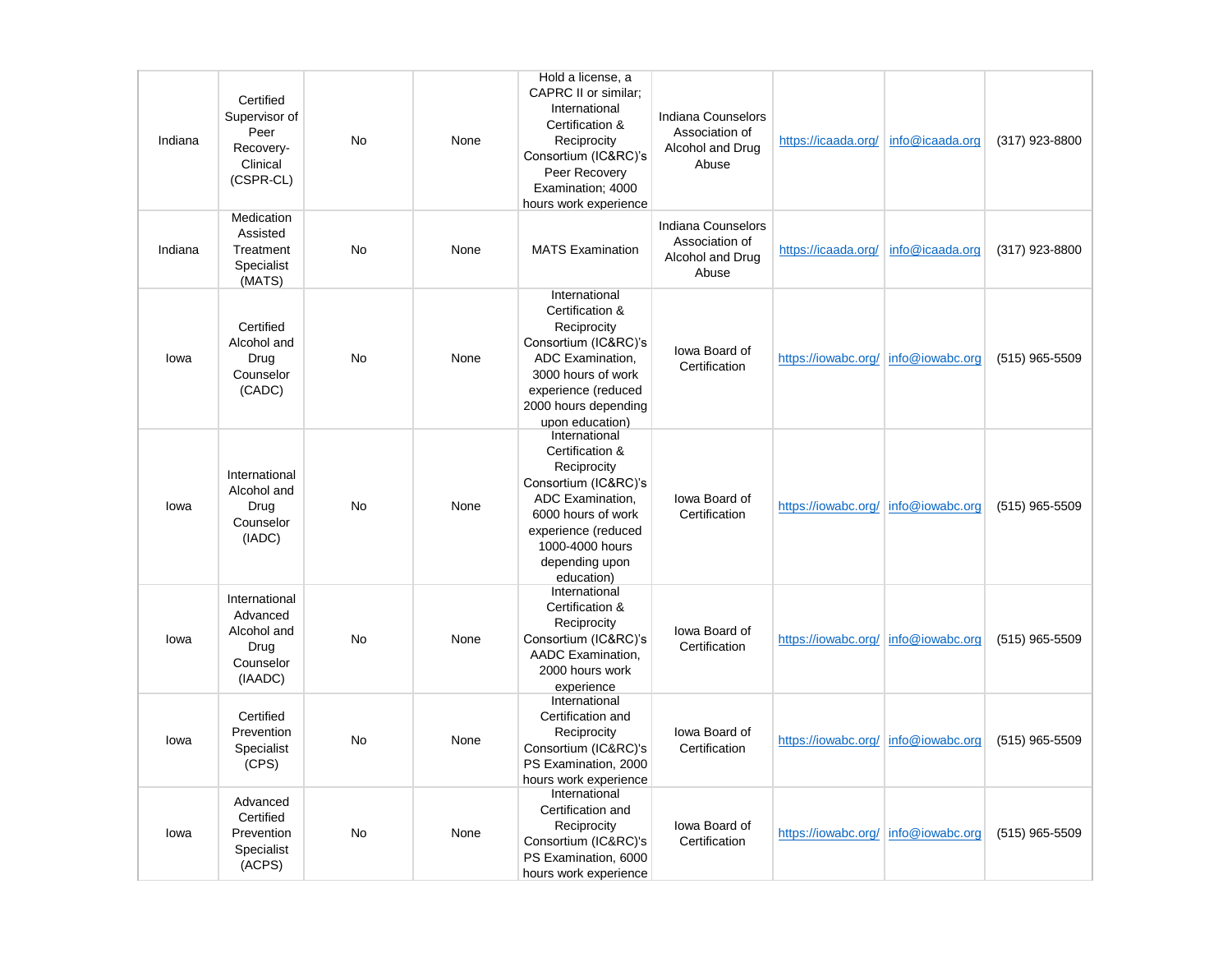| | | | | | | | | |
|---|---|---|---|---|---|---|---|---|
| Indiana | Certified Supervisor of Peer Recovery-Clinical (CSPR-CL) | No | None | Hold a license, a CAPRC II or similar; International Certification & Reciprocity Consortium (IC&RC)'s Peer Recovery Examination; 4000 hours work experience | Indiana Counselors Association of Alcohol and Drug Abuse | https://icaada.org/ | info@icaada.org | (317) 923-8800 |
| Indiana | Medication Assisted Treatment Specialist (MATS) | No | None | MATS Examination | Indiana Counselors Association of Alcohol and Drug Abuse | https://icaada.org/ | info@icaada.org | (317) 923-8800 |
| Iowa | Certified Alcohol and Drug Counselor (CADC) | No | None | International Certification & Reciprocity Consortium (IC&RC)'s ADC Examination, 3000 hours of work experience (reduced 2000 hours depending upon education) | Iowa Board of Certification | https://iowabc.org/ | info@iowabc.org | (515) 965-5509 |
| Iowa | International Alcohol and Drug Counselor (IADC) | No | None | International Certification & Reciprocity Consortium (IC&RC)'s ADC Examination, 6000 hours of work experience (reduced 1000-4000 hours depending upon education) | Iowa Board of Certification | https://iowabc.org/ | info@iowabc.org | (515) 965-5509 |
| Iowa | International Advanced Alcohol and Drug Counselor (IAADC) | No | None | International Certification & Reciprocity Consortium (IC&RC)'s AADC Examination, 2000 hours work experience | Iowa Board of Certification | https://iowabc.org/ | info@iowabc.org | (515) 965-5509 |
| Iowa | Certified Prevention Specialist (CPS) | No | None | International Certification and Reciprocity Consortium (IC&RC)'s PS Examination, 2000 hours work experience | Iowa Board of Certification | https://iowabc.org/ | info@iowabc.org | (515) 965-5509 |
| Iowa | Advanced Certified Prevention Specialist (ACPS) | No | None | International Certification and Reciprocity Consortium (IC&RC)'s PS Examination, 6000 hours work experience | Iowa Board of Certification | https://iowabc.org/ | info@iowabc.org | (515) 965-5509 |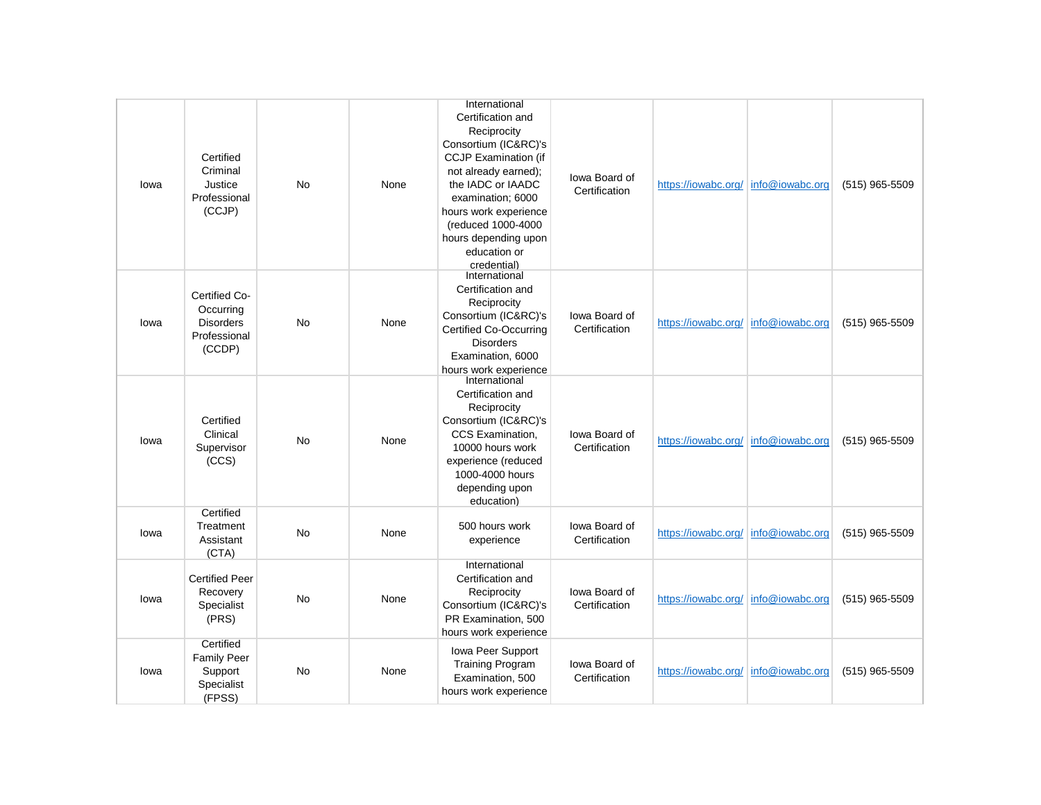| | | | | | | | | |
|---|---|---|---|---|---|---|---|---|
| Iowa | Certified Criminal Justice Professional (CCJP) | No | None | International Certification and Reciprocity Consortium (IC&RC)'s CCJP Examination (if not already earned); the IADC or IAADC examination; 6000 hours work experience (reduced 1000-4000 hours depending upon education or credential) | Iowa Board of Certification | https://iowabc.org/ | info@iowabc.org | (515) 965-5509 |
| Iowa | Certified Co-Occurring Disorders Professional (CCDP) | No | None | International Certification and Reciprocity Consortium (IC&RC)'s Certified Co-Occurring Disorders Examination, 6000 hours work experience | Iowa Board of Certification | https://iowabc.org/ | info@iowabc.org | (515) 965-5509 |
| Iowa | Certified Clinical Supervisor (CCS) | No | None | International Certification and Reciprocity Consortium (IC&RC)'s CCS Examination, 10000 hours work experience (reduced 1000-4000 hours depending upon education) | Iowa Board of Certification | https://iowabc.org/ | info@iowabc.org | (515) 965-5509 |
| Iowa | Certified Treatment Assistant (CTA) | No | None | 500 hours work experience | Iowa Board of Certification | https://iowabc.org/ | info@iowabc.org | (515) 965-5509 |
| Iowa | Certified Peer Recovery Specialist (PRS) | No | None | International Certification and Reciprocity Consortium (IC&RC)'s PR Examination, 500 hours work experience | Iowa Board of Certification | https://iowabc.org/ | info@iowabc.org | (515) 965-5509 |
| Iowa | Certified Family Peer Support Specialist (FPSS) | No | None | Iowa Peer Support Training Program Examination, 500 hours work experience | Iowa Board of Certification | https://iowabc.org/ | info@iowabc.org | (515) 965-5509 |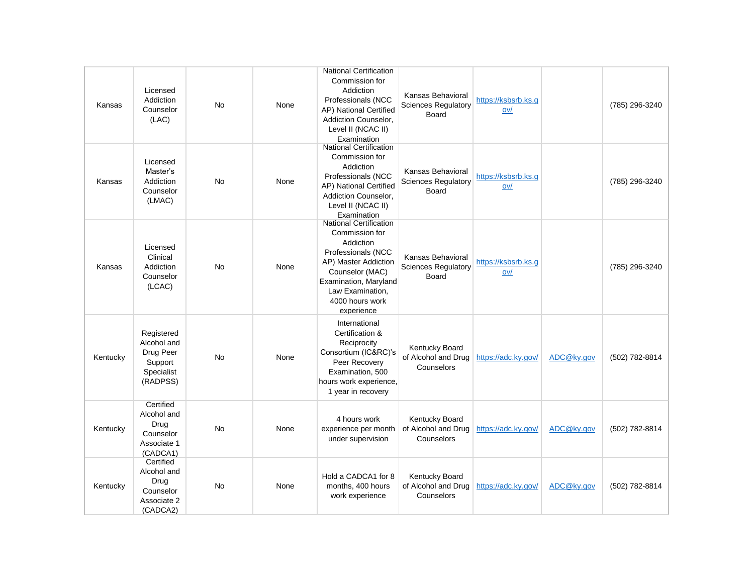| | | | | | | | | |
|---|---|---|---|---|---|---|---|---|
| Kansas | Licensed Addiction Counselor (LAC) | No | None | National Certification Commission for Addiction Professionals (NCC AP) National Certified Addiction Counselor, Level II (NCAC II) Examination | Kansas Behavioral Sciences Regulatory Board | https://ksbsrb.ks.gov/ | | (785) 296-3240 |
| Kansas | Licensed Master's Addiction Counselor (LMAC) | No | None | National Certification Commission for Addiction Professionals (NCC AP) National Certified Addiction Counselor, Level II (NCAC II) Examination | Kansas Behavioral Sciences Regulatory Board | https://ksbsrb.ks.gov/ | | (785) 296-3240 |
| Kansas | Licensed Clinical Addiction Counselor (LCAC) | No | None | National Certification Commission for Addiction Professionals (NCC AP) Master Addiction Counselor (MAC) Examination, Maryland Law Examination, 4000 hours work experience | Kansas Behavioral Sciences Regulatory Board | https://ksbsrb.ks.gov/ | | (785) 296-3240 |
| Kentucky | Registered Alcohol and Drug Peer Support Specialist (RADPSS) | No | None | International Certification & Reciprocity Consortium (IC&RC)'s Peer Recovery Examination, 500 hours work experience, 1 year in recovery | Kentucky Board of Alcohol and Drug Counselors | https://adc.ky.gov/ | ADC@ky.gov | (502) 782-8814 |
| Kentucky | Certified Alcohol and Drug Counselor Associate 1 (CADCA1) | No | None | 4 hours work experience per month under supervision | Kentucky Board of Alcohol and Drug Counselors | https://adc.ky.gov/ | ADC@ky.gov | (502) 782-8814 |
| Kentucky | Certified Alcohol and Drug Counselor Associate 2 (CADCA2) | No | None | Hold a CADCA1 for 8 months, 400 hours work experience | Kentucky Board of Alcohol and Drug Counselors | https://adc.ky.gov/ | ADC@ky.gov | (502) 782-8814 |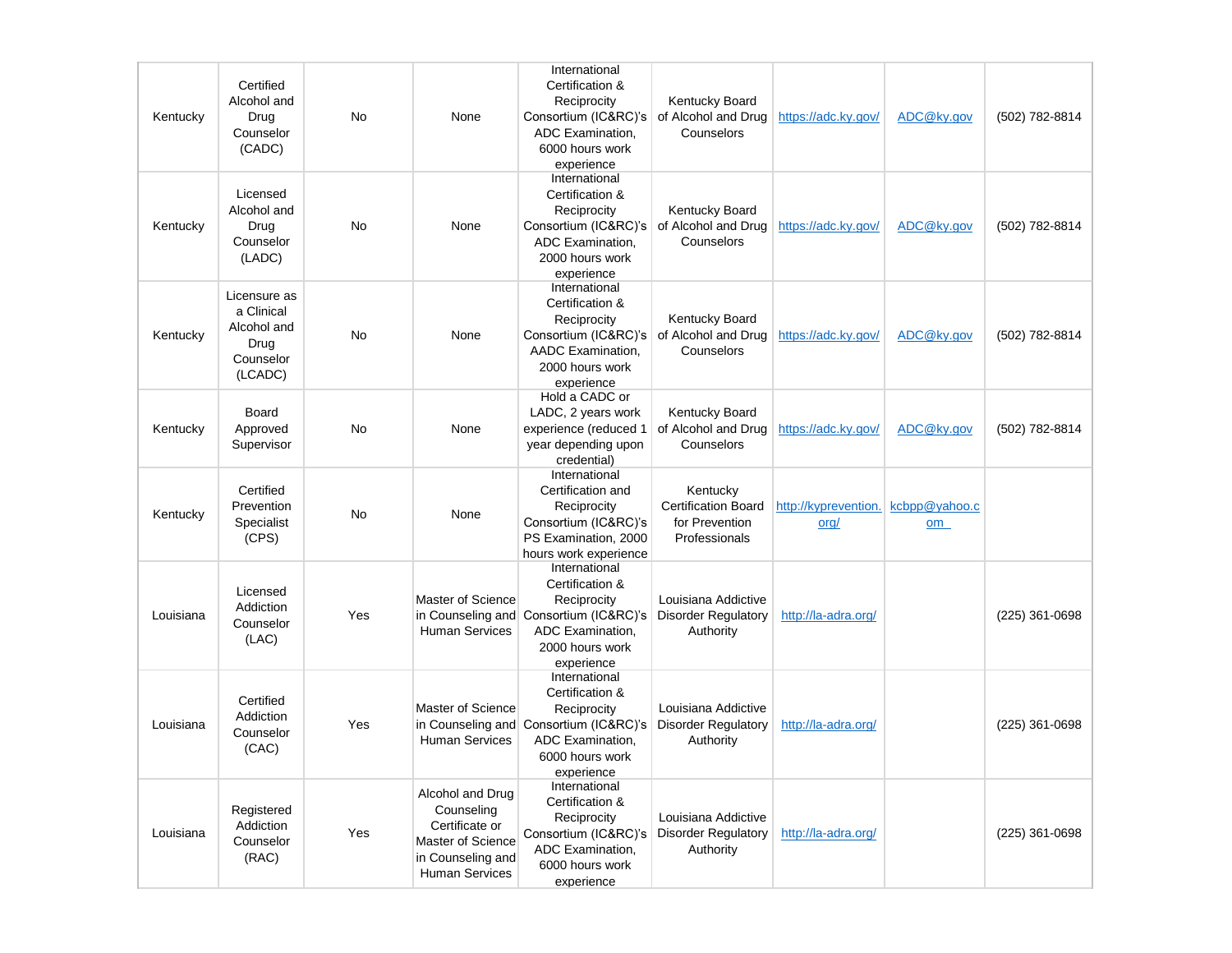| Kentucky | Certified Alcohol and Drug Counselor (CADC) | No | None | International Certification & Reciprocity Consortium (IC&RC)'s ADC Examination, 6000 hours work experience | Kentucky Board of Alcohol and Drug Counselors | https://adc.ky.gov/ | ADC@ky.gov | (502) 782-8814 |
|---|---|---|---|---|---|---|---|---|
| Kentucky | Licensed Alcohol and Drug Counselor (LADC) | No | None | International Certification & Reciprocity Consortium (IC&RC)'s ADC Examination, 2000 hours work experience | Kentucky Board of Alcohol and Drug Counselors | https://adc.ky.gov/ | ADC@ky.gov | (502) 782-8814 |
| Kentucky | Licensure as a Clinical Alcohol and Drug Counselor (LCADC) | No | None | International Certification & Reciprocity Consortium (IC&RC)'s AADC Examination, 2000 hours work experience | Kentucky Board of Alcohol and Drug Counselors | https://adc.ky.gov/ | ADC@ky.gov | (502) 782-8814 |
| Kentucky | Board Approved Supervisor | No | None | Hold a CADC or LADC, 2 years work experience (reduced 1 year depending upon credential) | Kentucky Board of Alcohol and Drug Counselors | https://adc.ky.gov/ | ADC@ky.gov | (502) 782-8814 |
| Kentucky | Certified Prevention Specialist (CPS) | No | None | International Certification and Reciprocity Consortium (IC&RC)'s PS Examination, 2000 hours work experience | Kentucky Certification Board for Prevention Professionals | http://kyprevention.org/ | kcbpp@yahoo.com | |
| Louisiana | Licensed Addiction Counselor (LAC) | Yes | Master of Science in Counseling and Human Services | International Certification & Reciprocity Consortium (IC&RC)'s ADC Examination, 2000 hours work experience | Louisiana Addictive Disorder Regulatory Authority | http://la-adra.org/ | | (225) 361-0698 |
| Louisiana | Certified Addiction Counselor (CAC) | Yes | Master of Science in Counseling and Human Services | International Certification & Reciprocity Consortium (IC&RC)'s ADC Examination, 6000 hours work experience | Louisiana Addictive Disorder Regulatory Authority | http://la-adra.org/ | | (225) 361-0698 |
| Louisiana | Registered Addiction Counselor (RAC) | Yes | Alcohol and Drug Counseling Certificate or Master of Science in Counseling and Human Services | International Certification & Reciprocity Consortium (IC&RC)'s ADC Examination, 6000 hours work experience | Louisiana Addictive Disorder Regulatory Authority | http://la-adra.org/ | | (225) 361-0698 |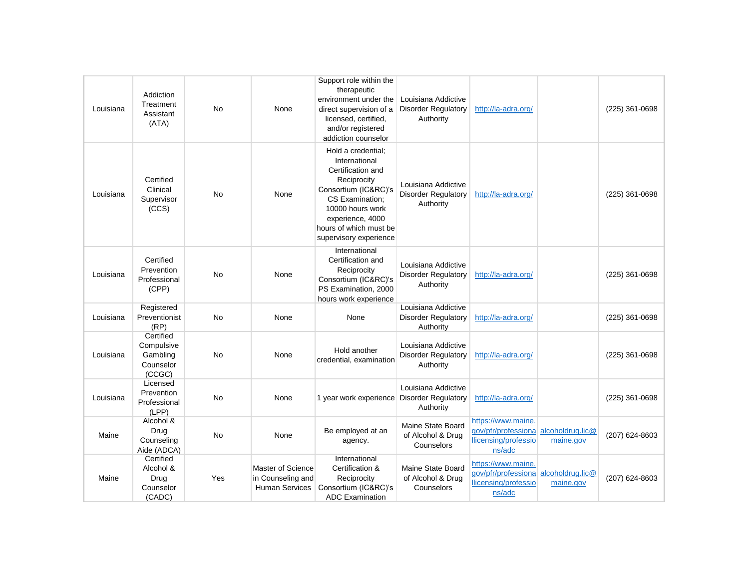| | | | | | | | | |
|---|---|---|---|---|---|---|---|---|
| Louisiana | Addiction Treatment Assistant (ATA) | No | None | Support role within the therapeutic environment under the direct supervision of a licensed, certified, and/or registered addiction counselor | Louisiana Addictive Disorder Regulatory Authority | http://la-adra.org/ | | (225) 361-0698 |
| Louisiana | Certified Clinical Supervisor (CCS) | No | None | Hold a credential; International Certification and Reciprocity Consortium (IC&RC)'s CS Examination; 10000 hours work experience, 4000 hours of which must be supervisory experience | Louisiana Addictive Disorder Regulatory Authority | http://la-adra.org/ | | (225) 361-0698 |
| Louisiana | Certified Prevention Professional (CPP) | No | None | International Certification and Reciprocity Consortium (IC&RC)'s PS Examination, 2000 hours work experience | Louisiana Addictive Disorder Regulatory Authority | http://la-adra.org/ | | (225) 361-0698 |
| Louisiana | Registered Preventionist (RP) | No | None | None | Louisiana Addictive Disorder Regulatory Authority | http://la-adra.org/ | | (225) 361-0698 |
| Louisiana | Certified Compulsive Gambling Counselor (CCGC) | No | None | Hold another credential, examination | Louisiana Addictive Disorder Regulatory Authority | http://la-adra.org/ | | (225) 361-0698 |
| Louisiana | Licensed Prevention Professional (LPP) | No | None | 1 year work experience | Louisiana Addictive Disorder Regulatory Authority | http://la-adra.org/ | | (225) 361-0698 |
| Maine | Alcohol & Drug Counseling Aide (ADCA) | No | None | Be employed at an agency. | Maine State Board of Alcohol & Drug Counselors | https://www.maine.gov/pfr/professionallicensing/professions/adc | alcoholdrug.lic@maine.gov | (207) 624-8603 |
| Maine | Certified Alcohol & Drug Counselor (CADC) | Yes | Master of Science in Counseling and Human Services | International Certification & Reciprocity Consortium (IC&RC)'s ADC Examination | Maine State Board of Alcohol & Drug Counselors | https://www.maine.gov/pfr/professionallicensing/professions/adc | alcoholdrug.lic@maine.gov | (207) 624-8603 |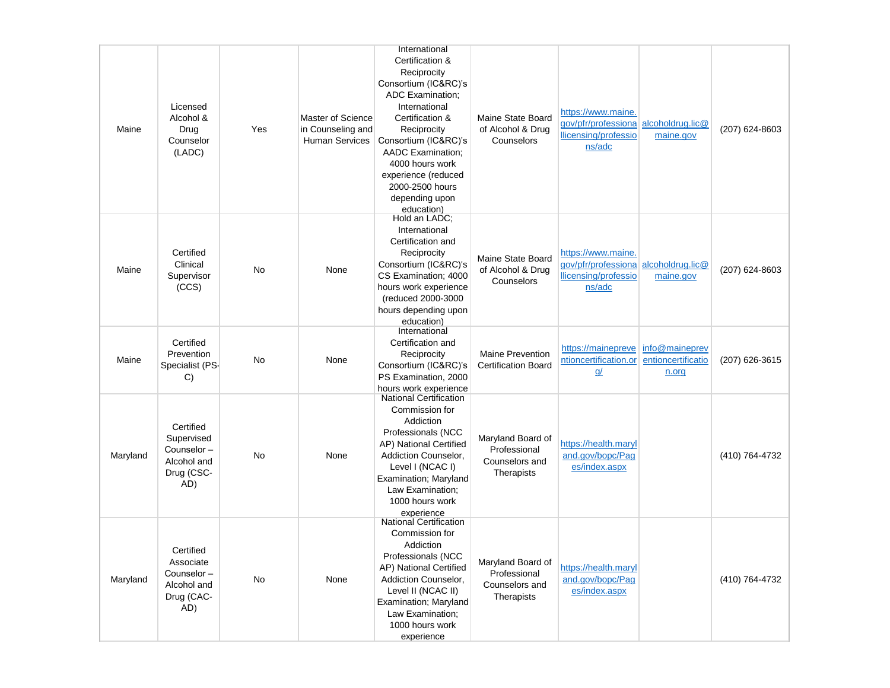| | | | | | | | | |
|---|---|---|---|---|---|---|---|---|
| Maine | Licensed Alcohol & Drug Counselor (LADC) | Yes | Master of Science in Counseling and Human Services | International Certification & Reciprocity Consortium (IC&RC)'s ADC Examination; International Certification & Reciprocity Consortium (IC&RC)'s AADC Examination; 4000 hours work experience (reduced 2000-2500 hours depending upon education) | Maine State Board of Alcohol & Drug Counselors | https://www.maine.gov/pfr/professionallicensing/professions/adc | alcoholdrug.lic@maine.gov | (207) 624-8603 |
| Maine | Certified Clinical Supervisor (CCS) | No | None | Hold an LADC; International Certification and Reciprocity Consortium (IC&RC)'s CS Examination; 4000 hours work experience (reduced 2000-3000 hours depending upon education) | Maine State Board of Alcohol & Drug Counselors | https://www.maine.gov/pfr/professionallicensing/professions/adc | alcoholdrug.lic@maine.gov | (207) 624-8603 |
| Maine | Certified Prevention Specialist (PS-C) | No | None | International Certification and Reciprocity Consortium (IC&RC)'s PS Examination, 2000 hours work experience | Maine Prevention Certification Board | https://mainepreventioncertification.org/ | info@maineprev entioncertification.org | (207) 626-3615 |
| Maryland | Certified Supervised Counselor – Alcohol and Drug (CSC-AD) | No | None | National Certification Commission for Addiction Professionals (NCC AP) National Certified Addiction Counselor, Level I (NCAC I) Examination; Maryland Law Examination; 1000 hours work experience | Maryland Board of Professional Counselors and Therapists | https://health.maryland.gov/bopc/Pages/index.aspx | | (410) 764-4732 |
| Maryland | Certified Associate Counselor – Alcohol and Drug (CAC-AD) | No | None | National Certification Commission for Addiction Professionals (NCC AP) National Certified Addiction Counselor, Level II (NCAC II) Examination; Maryland Law Examination; 1000 hours work experience | Maryland Board of Professional Counselors and Therapists | https://health.maryland.gov/bopc/Pages/index.aspx | | (410) 764-4732 |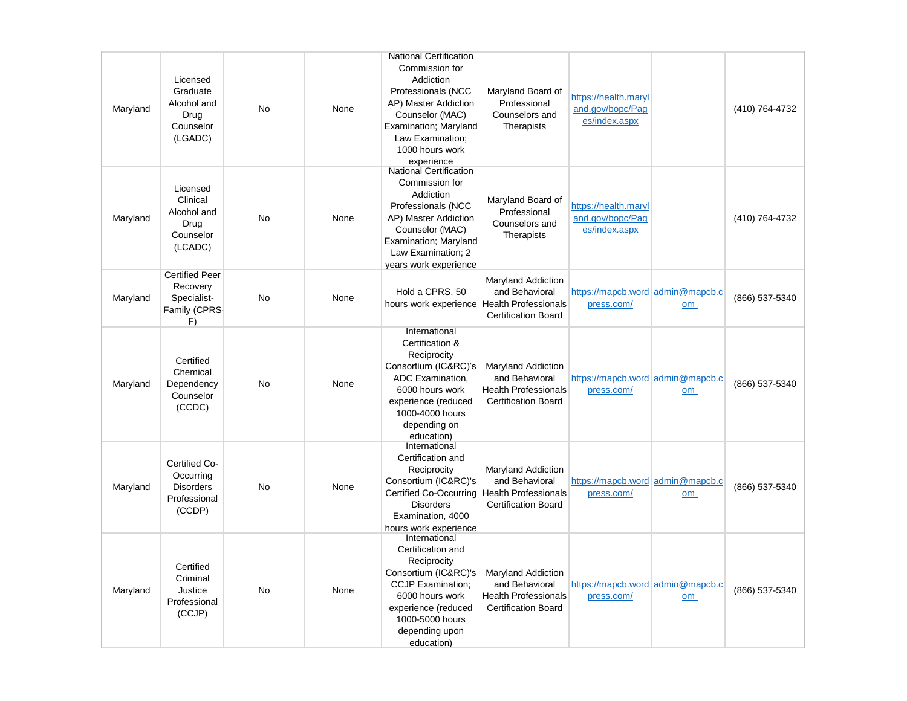| | | | | | | | | |
|---|---|---|---|---|---|---|---|---|
| Maryland | Licensed Graduate Alcohol and Drug Counselor (LGADC) | No | None | National Certification Commission for Addiction Professionals (NCCAP) Master Addiction Counselor (MAC) Examination; Maryland Law Examination; 1000 hours work experience | Maryland Board of Professional Counselors and Therapists | https://health.maryland.gov/bopc/Pages/index.aspx | | (410) 764-4732 |
| Maryland | Licensed Clinical Alcohol and Drug Counselor (LCADC) | No | None | National Certification Commission for Addiction Professionals (NCCAP) Master Addiction Counselor (MAC) Examination; Maryland Law Examination; 2 years work experience | Maryland Board of Professional Counselors and Therapists | https://health.maryland.gov/bopc/Pages/index.aspx | | (410) 764-4732 |
| Maryland | Certified Peer Recovery Specialist-Family (CPRS-F) | No | None | Hold a CPRS, 50 hours work experience | Maryland Addiction and Behavioral Health Professionals Certification Board | https://mapcb.wordpress.com/ | admin@mapcb.com | (866) 537-5340 |
| Maryland | Certified Chemical Dependency Counselor (CCDC) | No | None | International Certification & Reciprocity Consortium (IC&RC)'s ADC Examination, 6000 hours work experience (reduced 1000-4000 hours depending on education) | Maryland Addiction and Behavioral Health Professionals Certification Board | https://mapcb.wordpress.com/ | admin@mapcb.com | (866) 537-5340 |
| Maryland | Certified Co-Occurring Disorders Professional (CCDP) | No | None | International Certification and Reciprocity Consortium (IC&RC)'s Certified Co-Occurring Disorders Examination, 4000 hours work experience | Maryland Addiction and Behavioral Health Professionals Certification Board | https://mapcb.wordpress.com/ | admin@mapcb.com | (866) 537-5340 |
| Maryland | Certified Criminal Justice Professional (CCJP) | No | None | International Certification and Reciprocity Consortium (IC&RC)'s CCJP Examination; 6000 hours work experience (reduced 1000-5000 hours depending upon education) | Maryland Addiction and Behavioral Health Professionals Certification Board | https://mapcb.wordpress.com/ | admin@mapcb.com | (866) 537-5340 |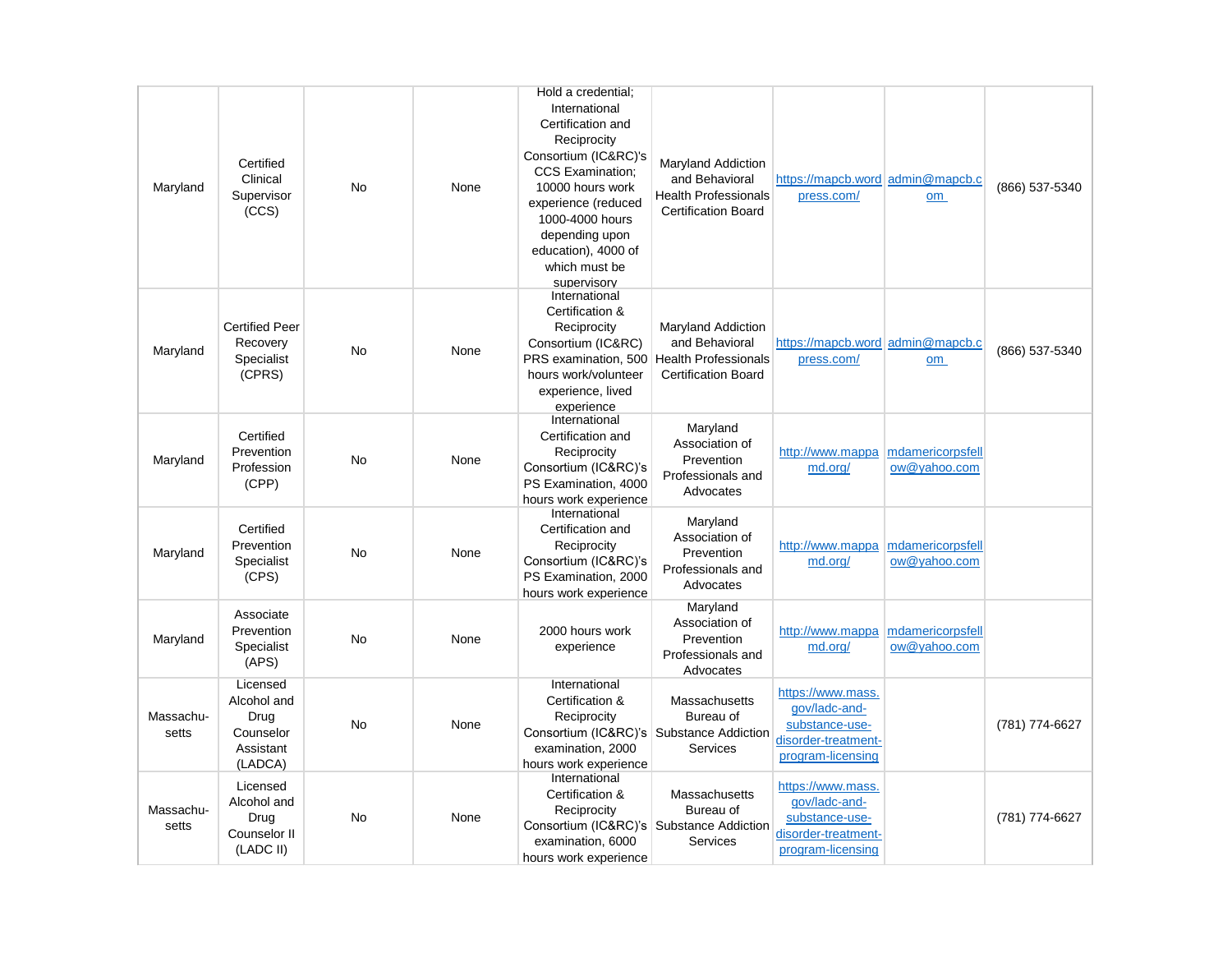| | | | | | | | | |
|---|---|---|---|---|---|---|---|---|
| Maryland | Certified Clinical Supervisor (CCS) | No | None | Hold a credential; International Certification and Reciprocity Consortium (IC&RC)'s CCS Examination; 10000 hours work experience (reduced 1000-4000 hours depending upon education), 4000 of which must be supervisory | Maryland Addiction and Behavioral Health Professionals Certification Board | https://mapcb.wordpress.com/ | admin@mapcb.com | (866) 537-5340 |
| Maryland | Certified Peer Recovery Specialist (CPRS) | No | None | International Certification & Reciprocity Consortium (IC&RC) PRS examination, 500 hours work/volunteer experience, lived experience | Maryland Addiction and Behavioral Health Professionals Certification Board | https://mapcb.wordpress.com/ | admin@mapcb.com | (866) 537-5340 |
| Maryland | Certified Prevention Profession (CPP) | No | None | International Certification and Reciprocity Consortium (IC&RC)'s PS Examination, 4000 hours work experience | Maryland Association of Prevention Professionals and Advocates | http://www.mappamd.org/ | mdamericorpsfellow@yahoo.com | |
| Maryland | Certified Prevention Specialist (CPS) | No | None | International Certification and Reciprocity Consortium (IC&RC)'s PS Examination, 2000 hours work experience | Maryland Association of Prevention Professionals and Advocates | http://www.mappamd.org/ | mdamericorpsfellow@yahoo.com | |
| Maryland | Associate Prevention Specialist (APS) | No | None | 2000 hours work experience | Maryland Association of Prevention Professionals and Advocates | http://www.mappamd.org/ | mdamericorpsfellow@yahoo.com | |
| Massachusetts | Licensed Alcohol and Drug Counselor Assistant (LADCA) | No | None | International Certification & Reciprocity Consortium (IC&RC)'s examination, 2000 hours work experience | Massachusetts Bureau of Substance Addiction Services | https://www.mass.gov/ladc-and-substance-use-disorder-treatment-program-licensing | | (781) 774-6627 |
| Massachusetts | Licensed Alcohol and Drug Counselor II (LADC II) | No | None | International Certification & Reciprocity Consortium (IC&RC)'s examination, 6000 hours work experience | Massachusetts Bureau of Substance Addiction Services | https://www.mass.gov/ladc-and-substance-use-disorder-treatment-program-licensing | | (781) 774-6627 |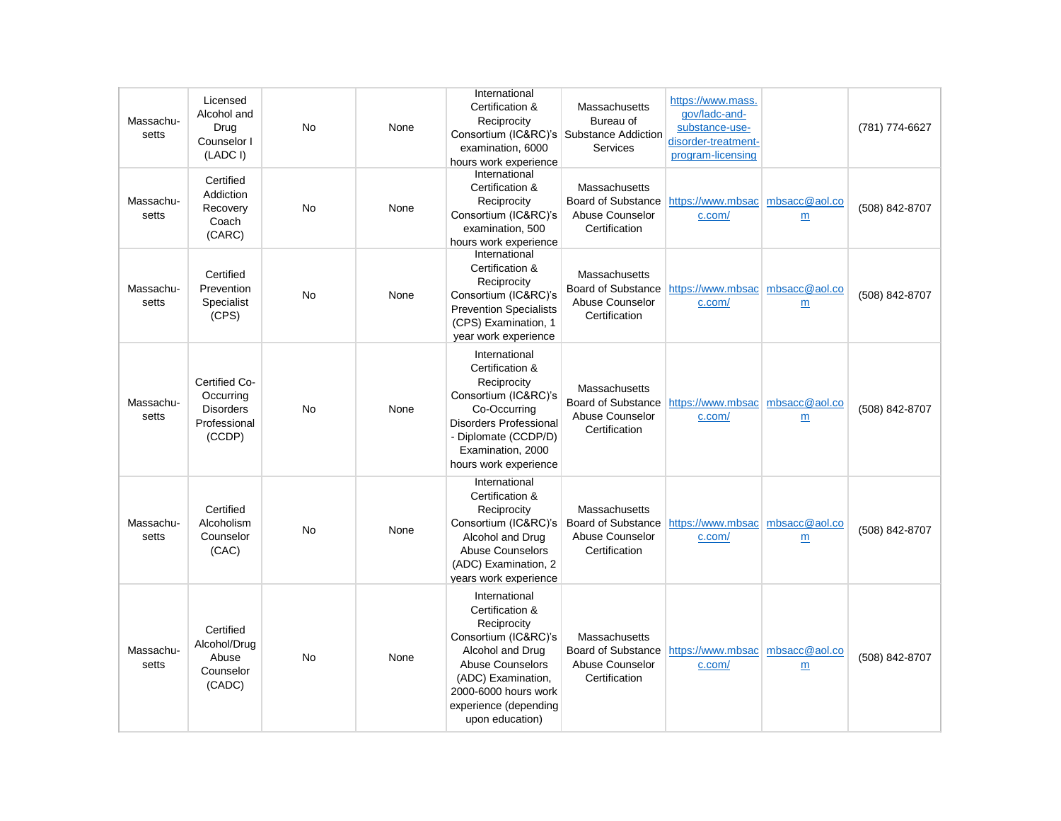| Massachu-setts | Licensed Alcohol and Drug Counselor I (LADC I) | No | None | International Certification & Reciprocity Consortium (IC&RC)'s examination, 6000 hours work experience | Massachusetts Bureau of Substance Addiction Services | https://www.mass.gov/ladc-and-substance-use-disorder-treatment-program-licensing | | (781) 774-6627 |
|---|---|---|---|---|---|---|---|---|
| Massachu-setts | Certified Addiction Recovery Coach (CARC) | No | None | International Certification & Reciprocity Consortium (IC&RC)'s examination, 500 hours work experience | Massachusetts Board of Substance Abuse Counselor Certification | https://www.mbsacc.com/ | mbsacc@aol.com | (508) 842-8707 |
| Massachu-setts | Certified Prevention Specialist (CPS) | No | None | International Certification & Reciprocity Consortium (IC&RC)'s Prevention Specialists (CPS) Examination, 1 year work experience | Massachusetts Board of Substance Abuse Counselor Certification | https://www.mbsacc.com/ | mbsacc@aol.com | (508) 842-8707 |
| Massachu-setts | Certified Co-Occurring Disorders Professional (CCDP) | No | None | International Certification & Reciprocity Consortium (IC&RC)'s Co-Occurring Disorders Professional - Diplomate (CCDP/D) Examination, 2000 hours work experience | Massachusetts Board of Substance Abuse Counselor Certification | https://www.mbsacc.com/ | mbsacc@aol.com | (508) 842-8707 |
| Massachu-setts | Certified Alcoholism Counselor (CAC) | No | None | International Certification & Reciprocity Consortium (IC&RC)'s Alcohol and Drug Abuse Counselors (ADC) Examination, 2 years work experience | Massachusetts Board of Substance Abuse Counselor Certification | https://www.mbsacc.com/ | mbsacc@aol.com | (508) 842-8707 |
| Massachu-setts | Certified Alcohol/Drug Abuse Counselor (CADC) | No | None | International Certification & Reciprocity Consortium (IC&RC)'s Alcohol and Drug Abuse Counselors (ADC) Examination, 2000-6000 hours work experience (depending upon education) | Massachusetts Board of Substance Abuse Counselor Certification | https://www.mbsacc.com/ | mbsacc@aol.com | (508) 842-8707 |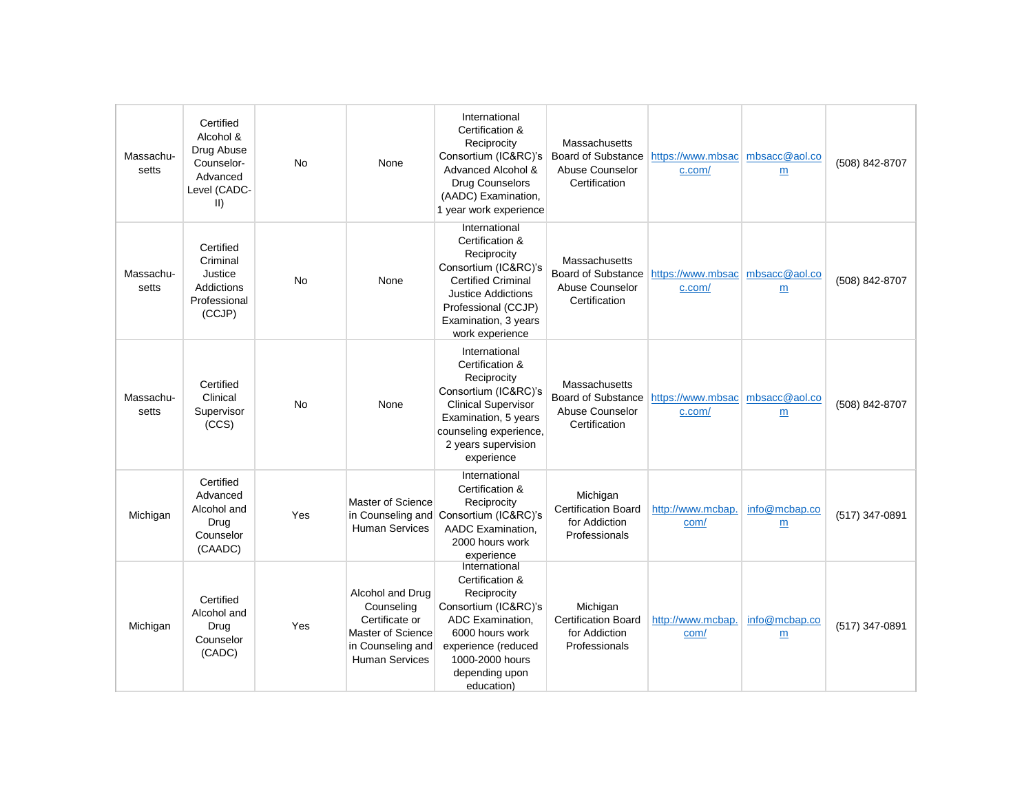| | | | | | | | | |
|---|---|---|---|---|---|---|---|---|
| Massachu-setts | Certified Alcohol & Drug Abuse Counselor-Advanced Level (CADC-II) | No | None | International Certification & Reciprocity Consortium (IC&RC)'s Advanced Alcohol & Drug Counselors (AADC) Examination, 1 year work experience | Massachusetts Board of Substance Abuse Counselor Certification | https://www.mbsacc.com/ | mbsacc@aol.com | (508) 842-8707 |
| Massachu-setts | Certified Criminal Justice Addictions Professional (CCJP) | No | None | International Certification & Reciprocity Consortium (IC&RC)'s Certified Criminal Justice Addictions Professional (CCJP) Examination, 3 years work experience | Massachusetts Board of Substance Abuse Counselor Certification | https://www.mbsacc.com/ | mbsacc@aol.com | (508) 842-8707 |
| Massachu-setts | Certified Clinical Supervisor (CCS) | No | None | International Certification & Reciprocity Consortium (IC&RC)'s Clinical Supervisor Examination, 5 years counseling experience, 2 years supervision experience | Massachusetts Board of Substance Abuse Counselor Certification | https://www.mbsacc.com/ | mbsacc@aol.com | (508) 842-8707 |
| Michigan | Certified Advanced Alcohol and Drug Counselor (CAADC) | Yes | Master of Science in Counseling and Human Services | International Certification & Reciprocity Consortium (IC&RC)'s AADC Examination, 2000 hours work experience | Michigan Certification Board for Addiction Professionals | http://www.mcbap.com/ | info@mcbap.com | (517) 347-0891 |
| Michigan | Certified Alcohol and Drug Counselor (CADC) | Yes | Alcohol and Drug Counseling Certificate or Master of Science in Counseling and Human Services | International Certification & Reciprocity Consortium (IC&RC)'s ADC Examination, 6000 hours work experience (reduced 1000-2000 hours depending upon education) | Michigan Certification Board for Addiction Professionals | http://www.mcbap.com/ | info@mcbap.com | (517) 347-0891 |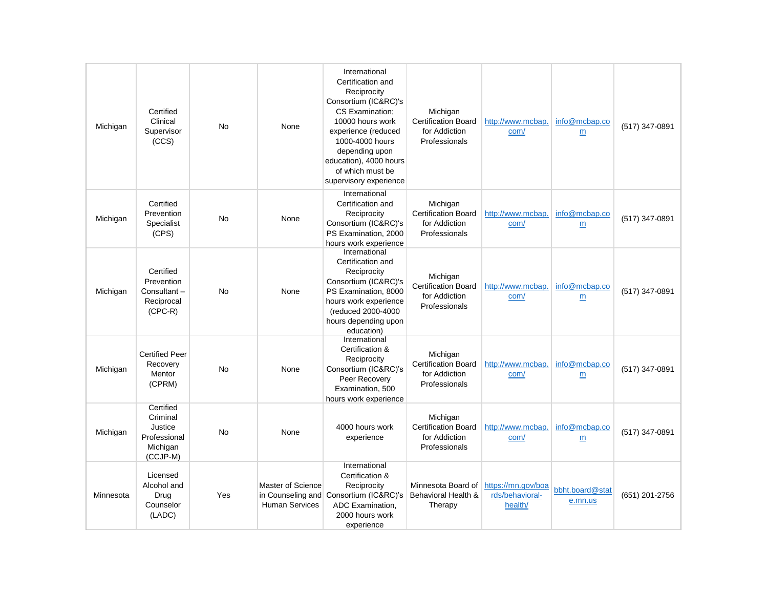| Michigan | Certified Clinical Supervisor (CCS) | No | None | International Certification and Reciprocity Consortium (IC&RC)'s CS Examination; 10000 hours work experience (reduced 1000-4000 hours depending upon education), 4000 hours of which must be supervisory experience | Michigan Certification Board for Addiction Professionals | http://www.mcbap.com/ | info@mcbap.com | (517) 347-0891 |
|---|---|---|---|---|---|---|---|---|
| Michigan | Certified Prevention Specialist (CPS) | No | None | International Certification and Reciprocity Consortium (IC&RC)'s PS Examination, 2000 hours work experience | Michigan Certification Board for Addiction Professionals | http://www.mcbap.com/ | info@mcbap.com | (517) 347-0891 |
| Michigan | Certified Prevention Consultant – Reciprocal (CPC-R) | No | None | International Certification and Reciprocity Consortium (IC&RC)'s PS Examination, 8000 hours work experience (reduced 2000-4000 hours depending upon education) | Michigan Certification Board for Addiction Professionals | http://www.mcbap.com/ | info@mcbap.com | (517) 347-0891 |
| Michigan | Certified Peer Recovery Mentor (CPRM) | No | None | International Certification & Reciprocity Consortium (IC&RC)'s Peer Recovery Examination, 500 hours work experience | Michigan Certification Board for Addiction Professionals | http://www.mcbap.com/ | info@mcbap.com | (517) 347-0891 |
| Michigan | Certified Criminal Justice Professional Michigan (CCJP-M) | No | None | 4000 hours work experience | Michigan Certification Board for Addiction Professionals | http://www.mcbap.com/ | info@mcbap.com | (517) 347-0891 |
| Minnesota | Licensed Alcohol and Drug Counselor (LADC) | Yes | Master of Science in Counseling and Human Services | International Certification & Reciprocity Consortium (IC&RC)'s ADC Examination, 2000 hours work experience | Minnesota Board of Behavioral Health & Therapy | https://mn.gov/boards/behavioral-health/ | bbht.board@state.mn.us | (651) 201-2756 |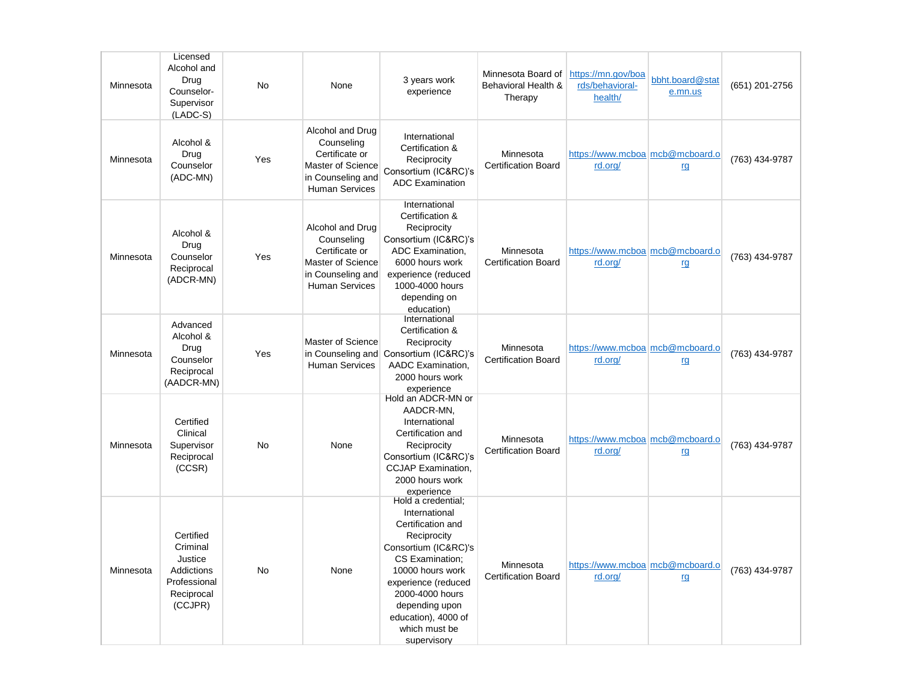| | | | | | | | | |
|---|---|---|---|---|---|---|---|---|
| Minnesota | Licensed Alcohol and Drug Counselor-Supervisor (LADC-S) | No | None | 3 years work experience | Minnesota Board of Behavioral Health & Therapy | https://mn.gov/boards/behavioral-health/ | bbht.board@state.mn.us | (651) 201-2756 |
| Minnesota | Alcohol & Drug Counselor (ADC-MN) | Yes | Alcohol and Drug Counseling Certificate or Master of Science in Counseling and Human Services | International Certification & Reciprocity Consortium (IC&RC)'s ADC Examination | Minnesota Certification Board | https://www.mcboard.org/ | mcb@mcboard.org | (763) 434-9787 |
| Minnesota | Alcohol & Drug Counselor Reciprocal (ADCR-MN) | Yes | Alcohol and Drug Counseling Certificate or Master of Science in Counseling and Human Services | International Certification & Reciprocity Consortium (IC&RC)'s ADC Examination, 6000 hours work experience (reduced 1000-4000 hours depending on education) | Minnesota Certification Board | https://www.mcboard.org/ | mcb@mcboard.org | (763) 434-9787 |
| Minnesota | Advanced Alcohol & Drug Counselor Reciprocal (AADCR-MN) | Yes | Master of Science in Counseling and Human Services | International Certification & Reciprocity Consortium (IC&RC)'s AADC Examination, 2000 hours work experience | Minnesota Certification Board | https://www.mcboard.org/ | mcb@mcboard.org | (763) 434-9787 |
| Minnesota | Certified Clinical Supervisor Reciprocal (CCSR) | No | None | Hold an ADCR-MN or AADCR-MN, International Certification and Reciprocity Consortium (IC&RC)'s CCJAP Examination, 2000 hours work experience | Minnesota Certification Board | https://www.mcboard.org/ | mcb@mcboard.org | (763) 434-9787 |
| Minnesota | Certified Criminal Justice Addictions Professional Reciprocal (CCJPR) | No | None | Hold a credential; International Certification and Reciprocity Consortium (IC&RC)'s CS Examination; 10000 hours work experience (reduced 2000-4000 hours depending upon education), 4000 of which must be supervisory | Minnesota Certification Board | https://www.mcboard.org/ | mcb@mcboard.org | (763) 434-9787 |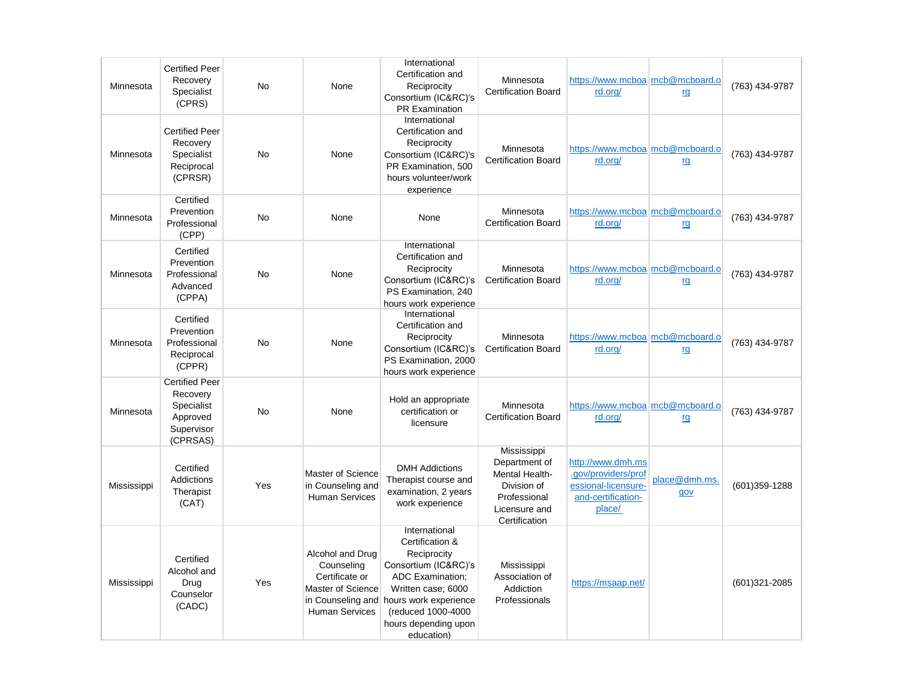| | | | | | | | | |
|---|---|---|---|---|---|---|---|---|
| Minnesota | Certified Peer Recovery Specialist (CPRS) | No | None | International Certification and Reciprocity Consortium (IC&RC)'s PR Examination | Minnesota Certification Board | https://www.mcboard.org/ | mcb@mcboard.org | (763) 434-9787 |
| Minnesota | Certified Peer Recovery Specialist Reciprocal (CPRSR) | No | None | International Certification and Reciprocity Consortium (IC&RC)'s PR Examination, 500 hours volunteer/work experience | Minnesota Certification Board | https://www.mcboard.org/ | mcb@mcboard.org | (763) 434-9787 |
| Minnesota | Certified Prevention Professional (CPP) | No | None | None | Minnesota Certification Board | https://www.mcboard.org/ | mcb@mcboard.org | (763) 434-9787 |
| Minnesota | Certified Prevention Professional Advanced (CPPA) | No | None | International Certification and Reciprocity Consortium (IC&RC)'s PS Examination, 240 hours work experience | Minnesota Certification Board | https://www.mcboard.org/ | mcb@mcboard.org | (763) 434-9787 |
| Minnesota | Certified Prevention Professional Reciprocal (CPPR) | No | None | International Certification and Reciprocity Consortium (IC&RC)'s PS Examination, 2000 hours work experience | Minnesota Certification Board | https://www.mcboard.org/ | mcb@mcboard.org | (763) 434-9787 |
| Minnesota | Certified Peer Recovery Specialist Approved Supervisor (CPRSAS) | No | None | Hold an appropriate certification or licensure | Minnesota Certification Board | https://www.mcboard.org/ | mcb@mcboard.org | (763) 434-9787 |
| Mississippi | Certified Addictions Therapist (CAT) | Yes | Master of Science in Counseling and Human Services | DMH Addictions Therapist course and examination, 2 years work experience | Mississippi Department of Mental Health- Division of Professional Licensure and Certification | http://www.dmh.ms.gov/providers/professional-licensure-and-certification-place/ | place@dmh.ms.gov | (601)359-1288 |
| Mississippi | Certified Alcohol and Drug Counselor (CADC) | Yes | Alcohol and Drug Counseling Certificate or Master of Science in Counseling and Human Services | International Certification & Reciprocity Consortium (IC&RC)'s ADC Examination; Written case; 6000 hours work experience (reduced 1000-4000 hours depending upon education) | Mississippi Association of Addiction Professionals | https://msaap.net/ | | (601)321-2085 |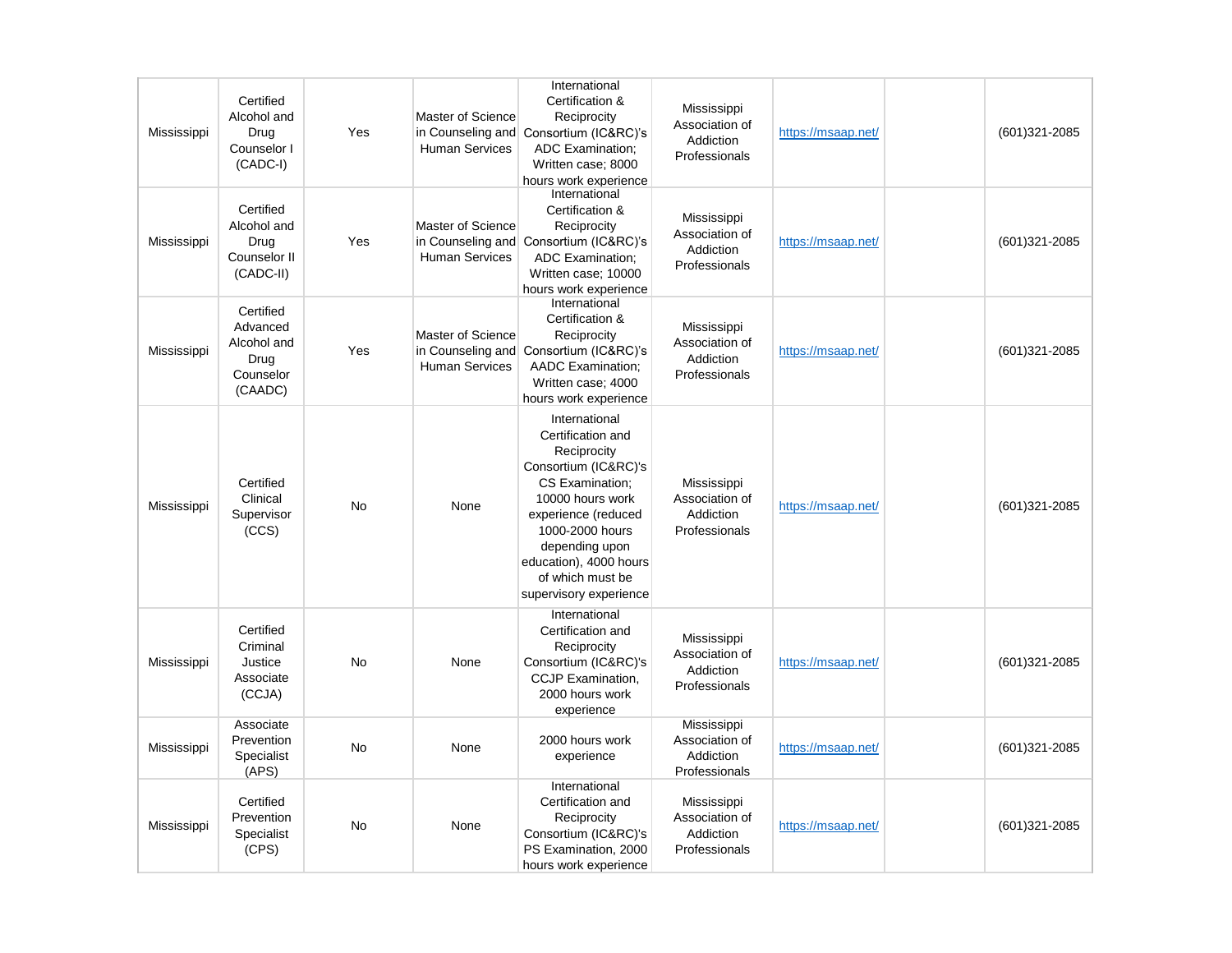| | | | | | | | | |
|---|---|---|---|---|---|---|---|---|
| Mississippi | Certified Alcohol and Drug Counselor I (CADC-I) | Yes | Master of Science in Counseling and Human Services | International Certification & Reciprocity Consortium (IC&RC)'s ADC Examination; Written case; 8000 hours work experience | Mississippi Association of Addiction Professionals | https://msaap.net/ | | (601)321-2085 |
| Mississippi | Certified Alcohol and Drug Counselor II (CADC-II) | Yes | Master of Science in Counseling and Human Services | International Certification & Reciprocity Consortium (IC&RC)'s ADC Examination; Written case; 10000 hours work experience | Mississippi Association of Addiction Professionals | https://msaap.net/ | | (601)321-2085 |
| Mississippi | Certified Advanced Alcohol and Drug Counselor (CAADC) | Yes | Master of Science in Counseling and Human Services | International Certification & Reciprocity Consortium (IC&RC)'s AADC Examination; Written case; 4000 hours work experience | Mississippi Association of Addiction Professionals | https://msaap.net/ | | (601)321-2085 |
| Mississippi | Certified Clinical Supervisor (CCS) | No | None | International Certification and Reciprocity Consortium (IC&RC)'s CS Examination; 10000 hours work experience (reduced 1000-2000 hours depending upon education), 4000 hours of which must be supervisory experience | Mississippi Association of Addiction Professionals | https://msaap.net/ | | (601)321-2085 |
| Mississippi | Certified Criminal Justice Associate (CCJA) | No | None | International Certification and Reciprocity Consortium (IC&RC)'s CCJP Examination, 2000 hours work experience | Mississippi Association of Addiction Professionals | https://msaap.net/ | | (601)321-2085 |
| Mississippi | Associate Prevention Specialist (APS) | No | None | 2000 hours work experience | Mississippi Association of Addiction Professionals | https://msaap.net/ | | (601)321-2085 |
| Mississippi | Certified Prevention Specialist (CPS) | No | None | International Certification and Reciprocity Consortium (IC&RC)'s PS Examination, 2000 hours work experience | Mississippi Association of Addiction Professionals | https://msaap.net/ | | (601)321-2085 |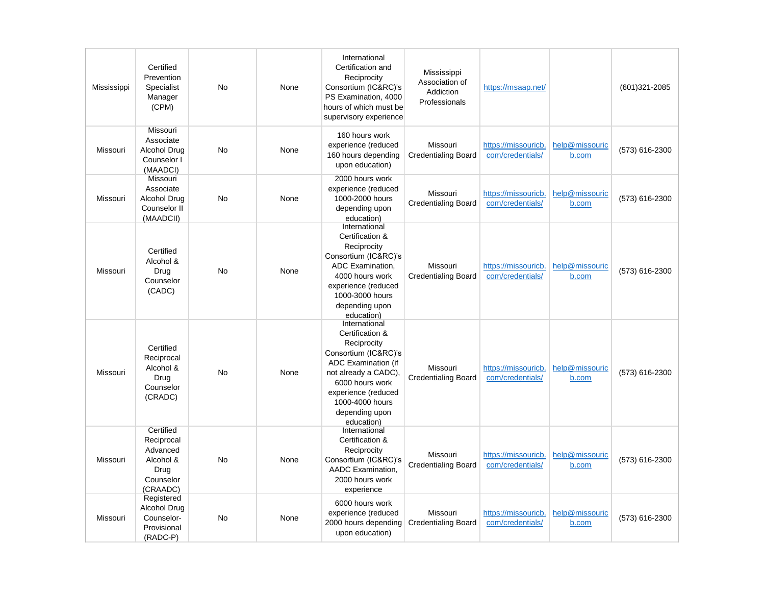| | | | | | | | | |
|---|---|---|---|---|---|---|---|---|
| Mississippi | Certified Prevention Specialist Manager (CPM) | No | None | International Certification and Reciprocity Consortium (IC&RC)'s PS Examination, 4000 hours of which must be supervisory experience | Mississippi Association of Addiction Professionals | https://msaap.net/ | | (601)321-2085 |
| Missouri | Missouri Associate Alcohol Drug Counselor I (MAADCI) | No | None | 160 hours work experience (reduced 160 hours depending upon education) | Missouri Credentialing Board | https://missouricb.com/credentials/ | help@missouricb.com | (573) 616-2300 |
| Missouri | Missouri Associate Alcohol Drug Counselor II (MAADCII) | No | None | 2000 hours work experience (reduced 1000-2000 hours depending upon education) | Missouri Credentialing Board | https://missouricb.com/credentials/ | help@missouricb.com | (573) 616-2300 |
| Missouri | Certified Alcohol & Drug Counselor (CADC) | No | None | International Certification & Reciprocity Consortium (IC&RC)'s ADC Examination, 4000 hours work experience (reduced 1000-3000 hours depending upon education) | Missouri Credentialing Board | https://missouricb.com/credentials/ | help@missouricb.com | (573) 616-2300 |
| Missouri | Certified Reciprocal Alcohol & Drug Counselor (CRADC) | No | None | International Certification & Reciprocity Consortium (IC&RC)'s ADC Examination (if not already a CADC), 6000 hours work experience (reduced 1000-4000 hours depending upon education) | Missouri Credentialing Board | https://missouricb.com/credentials/ | help@missouricb.com | (573) 616-2300 |
| Missouri | Certified Reciprocal Advanced Alcohol & Drug Counselor (CRAADC) | No | None | International Certification & Reciprocity Consortium (IC&RC)'s AADC Examination, 2000 hours work experience | Missouri Credentialing Board | https://missouricb.com/credentials/ | help@missouricb.com | (573) 616-2300 |
| Missouri | Registered Alcohol Drug Counselor-Provisional (RADC-P) | No | None | 6000 hours work experience (reduced 2000 hours depending upon education) | Missouri Credentialing Board | https://missouricb.com/credentials/ | help@missouricb.com | (573) 616-2300 |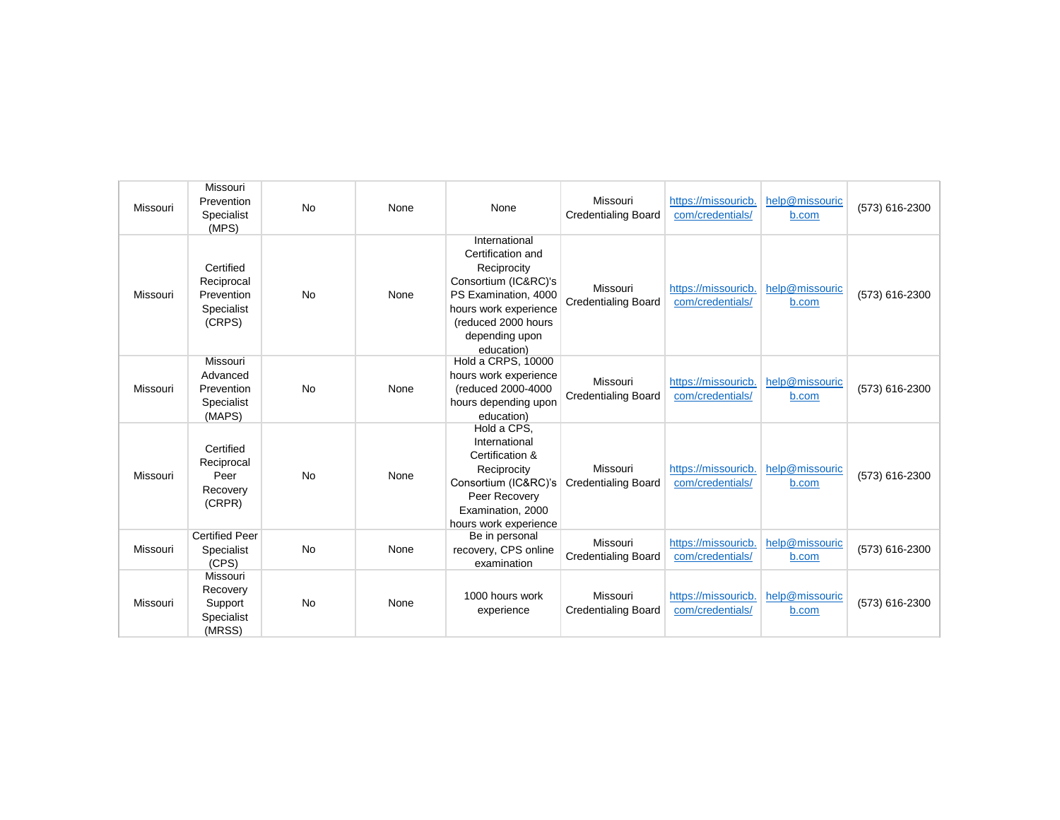| Missouri | Missouri Prevention Specialist (MPS) | No | None | None | Missouri Credentialing Board | https://missouricb.com/credentials/ | help@missouricb.com | (573) 616-2300 |
|---|---|---|---|---|---|---|---|---|
| Missouri | Certified Reciprocal Prevention Specialist (CRPS) | No | None | International Certification and Reciprocity Consortium (IC&RC)'s PS Examination, 4000 hours work experience (reduced 2000 hours depending upon education) | Missouri Credentialing Board | https://missouricb.com/credentials/ | help@missouricb.com | (573) 616-2300 |
| Missouri | Missouri Advanced Prevention Specialist (MAPS) | No | None | Hold a CRPS, 10000 hours work experience (reduced 2000-4000 hours depending upon education) | Missouri Credentialing Board | https://missouricb.com/credentials/ | help@missouricb.com | (573) 616-2300 |
| Missouri | Certified Reciprocal Peer Recovery (CRPR) | No | None | Hold a CPS, International Certification & Reciprocity Consortium (IC&RC)'s Peer Recovery Examination, 2000 hours work experience | Missouri Credentialing Board | https://missouricb.com/credentials/ | help@missouricb.com | (573) 616-2300 |
| Missouri | Certified Peer Specialist (CPS) | No | None | Be in personal recovery, CPS online examination | Missouri Credentialing Board | https://missouricb.com/credentials/ | help@missouricb.com | (573) 616-2300 |
| Missouri | Missouri Recovery Support Specialist (MRSS) | No | None | 1000 hours work experience | Missouri Credentialing Board | https://missouricb.com/credentials/ | help@missouricb.com | (573) 616-2300 |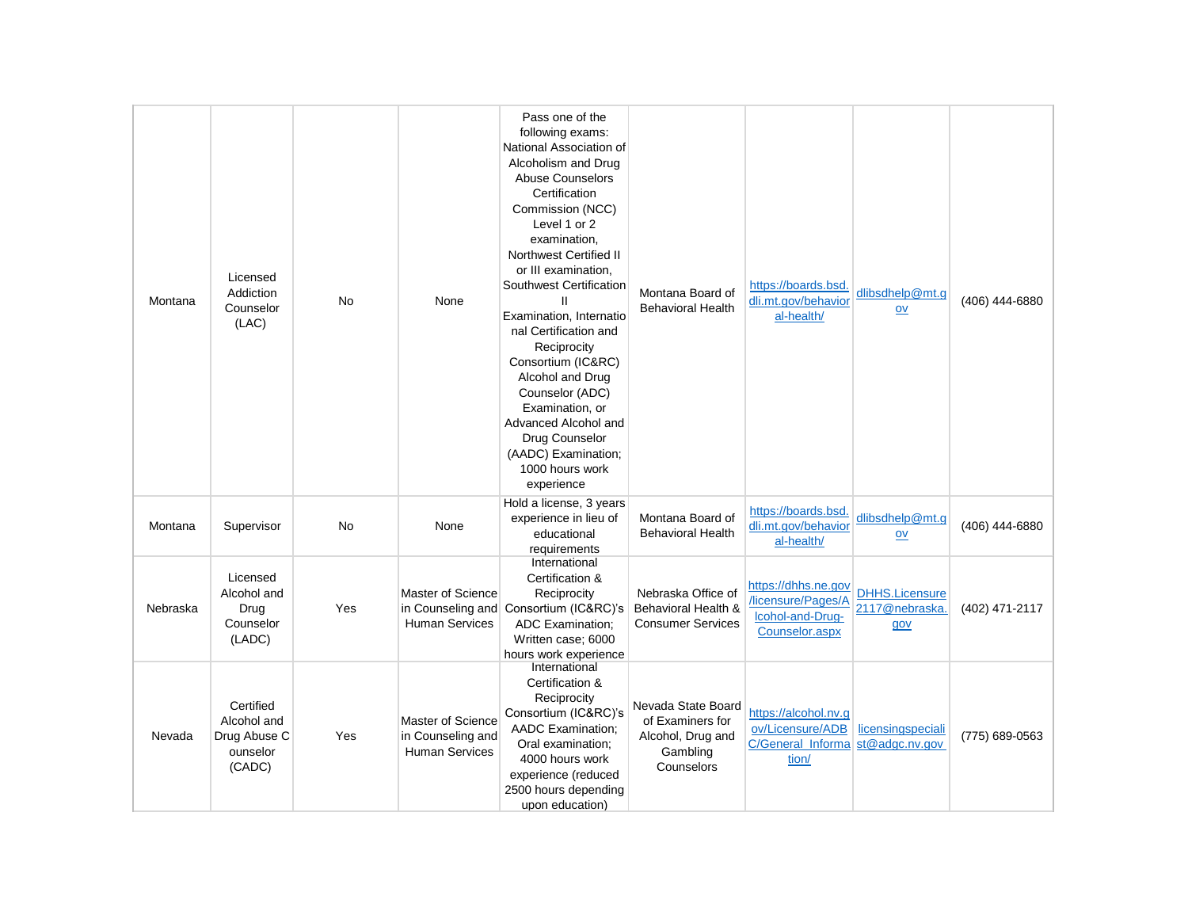| Montana | Licensed Addiction Counselor (LAC) | No | None | Pass one of the following exams: National Association of Alcoholism and Drug Abuse Counselors Certification Commission (NCC) Level 1 or 2 examination, Northwest Certified II or III examination, Southwest Certification II Examination, International Certification and Reciprocity Consortium (IC&RC) Alcohol and Drug Counselor (ADC) Examination, or Advanced Alcohol and Drug Counselor (AADC) Examination; 1000 hours work experience | Montana Board of Behavioral Health | https://boards.bsd.dli.mt.gov/behavioral-health/ | dlibsdhelp@mt.gov | (406) 444-6880 |
|---|---|---|---|---|---|---|---|---|
| Montana | Supervisor | No | None | Hold a license, 3 years experience in lieu of educational requirements | Montana Board of Behavioral Health | https://boards.bsd.dli.mt.gov/behavioral-health/ | dlibsdhelp@mt.gov | (406) 444-6880 |
| Nebraska | Licensed Alcohol and Drug Counselor (LADC) | Yes | Master of Science in Counseling and Human Services | International Certification & Reciprocity Consortium (IC&RC)'s ADC Examination; Written case; 6000 hours work experience | Nebraska Office of Behavioral Health & Consumer Services | https://dhhs.ne.gov/licensure/Pages/Alcohol-and-Drug-Counselor.aspx | DHHS.Licensure2117@nebraska.gov | (402) 471-2117 |
| Nevada | Certified Alcohol and Drug Abuse Counselor (CADC) | Yes | Master of Science in Counseling and Human Services | International Certification & Reciprocity Consortium (IC&RC)'s AADC Examination; Oral examination; 4000 hours work experience (reduced 2500 hours depending upon education) | Nevada State Board of Examiners for Alcohol, Drug and Gambling Counselors | https://alcohol.nv.gov/Licensure/ADBC/General_Information/ | licensingspecialist@adgc.nv.gov | (775) 689-0563 |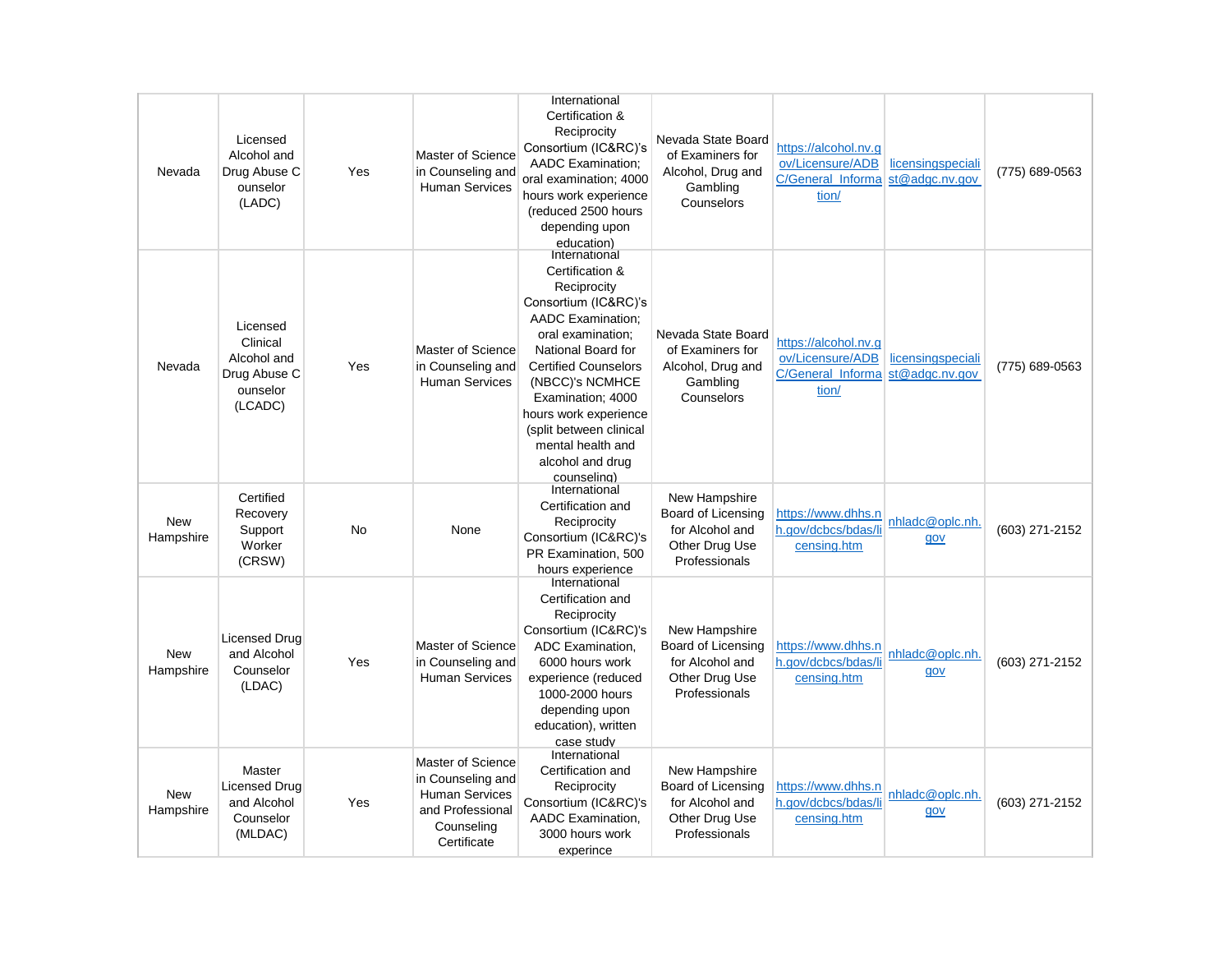| Nevada | Licensed Alcohol and Drug Abuse Counselor (LADC) | Yes | Master of Science in Counseling and Human Services | International Certification & Reciprocity Consortium (IC&RC)'s AADC Examination; oral examination; 4000 hours work experience (reduced 2500 hours depending upon education) | Nevada State Board of Examiners for Alcohol, Drug and Gambling Counselors | https://alcohol.nv.gov/Licensure/ADBC/General_Information/ | licensingspecialist@adgc.nv.gov | (775) 689-0563 |
|---|---|---|---|---|---|---|---|---|
| Nevada | Licensed Clinical Alcohol and Drug Abuse Counselor (LCADC) | Yes | Master of Science in Counseling and Human Services | International Certification & Reciprocity Consortium (IC&RC)'s AADC Examination; oral examination; National Board for Certified Counselors (NBCC)'s NCMHCE Examination; 4000 hours work experience (split between clinical mental health and alcohol and drug counseling) | Nevada State Board of Examiners for Alcohol, Drug and Gambling Counselors | https://alcohol.nv.gov/Licensure/ADBC/General_Information/ | licensingspecialist@adgc.nv.gov | (775) 689-0563 |
| New Hampshire | Certified Recovery Support Worker (CRSW) | No | None | International Certification and Reciprocity Consortium (IC&RC)'s PR Examination, 500 hours experience | New Hampshire Board of Licensing for Alcohol and Other Drug Use Professionals | https://www.dhhs.nh.gov/dcbcs/bdas/licensing.htm | nhladc@oplc.nh.gov | (603) 271-2152 |
| New Hampshire | Licensed Drug and Alcohol Counselor (LDAC) | Yes | Master of Science in Counseling and Human Services | International Certification and Reciprocity Consortium (IC&RC)'s ADC Examination, 6000 hours work experience (reduced 1000-2000 hours depending upon education), written case study | New Hampshire Board of Licensing for Alcohol and Other Drug Use Professionals | https://www.dhhs.nh.gov/dcbcs/bdas/licensing.htm | nhladc@oplc.nh.gov | (603) 271-2152 |
| New Hampshire | Master Licensed Drug and Alcohol Counselor (MLDAC) | Yes | Master of Science in Counseling and Human Services and Professional Counseling Certificate | International Certification and Reciprocity Consortium (IC&RC)'s AADC Examination, 3000 hours work experince | New Hampshire Board of Licensing for Alcohol and Other Drug Use Professionals | https://www.dhhs.nh.gov/dcbcs/bdas/licensing.htm | nhladc@oplc.nh.gov | (603) 271-2152 |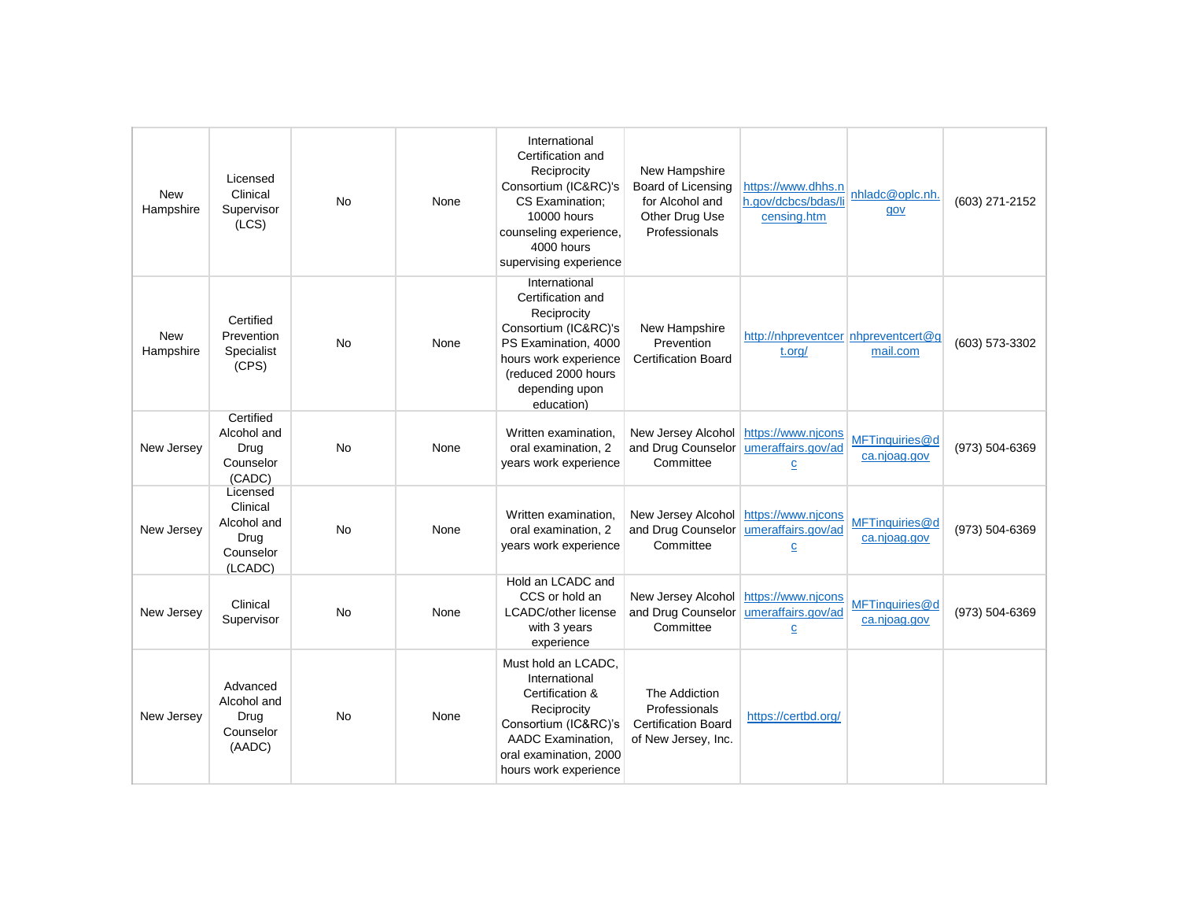| | | | | | | | | |
|---|---|---|---|---|---|---|---|---|
| New Hampshire | Licensed Clinical Supervisor (LCS) | No | None | International Certification and Reciprocity Consortium (IC&RC)'s CS Examination; 10000 hours counseling experience, 4000 hours supervising experience | New Hampshire Board of Licensing for Alcohol and Other Drug Use Professionals | https://www.dhhs.nh.gov/dcbcs/bdas/licensing.htm | nhladc@oplc.nh.gov | (603) 271-2152 |
| New Hampshire | Certified Prevention Specialist (CPS) | No | None | International Certification and Reciprocity Consortium (IC&RC)'s PS Examination, 4000 hours work experience (reduced 2000 hours depending upon education) | New Hampshire Prevention Certification Board | http://nhpreventcert.org/ | nhpreventcert@gmail.com | (603) 573-3302 |
| New Jersey | Certified Alcohol and Drug Counselor (CADC) | No | None | Written examination, oral examination, 2 years work experience | New Jersey Alcohol and Drug Counselor Committee | https://www.njconsumeraffairs.gov/adc | MFTinquiries@dca.njoag.gov | (973) 504-6369 |
| New Jersey | Licensed Clinical Alcohol and Drug Counselor (LCADC) | No | None | Written examination, oral examination, 2 years work experience | New Jersey Alcohol and Drug Counselor Committee | https://www.njconsumeraffairs.gov/adc | MFTinquiries@dca.njoag.gov | (973) 504-6369 |
| New Jersey | Clinical Supervisor | No | None | Hold an LCADC and CCS or hold an LCADC/other license with 3 years experience | New Jersey Alcohol and Drug Counselor Committee | https://www.njconsumeraffairs.gov/adc | MFTinquiries@dca.njoag.gov | (973) 504-6369 |
| New Jersey | Advanced Alcohol and Drug Counselor (AADC) | No | None | Must hold an LCADC, International Certification & Reciprocity Consortium (IC&RC)'s AADC Examination, oral examination, 2000 hours work experience | The Addiction Professionals Certification Board of New Jersey, Inc. | https://certbd.org/ | | |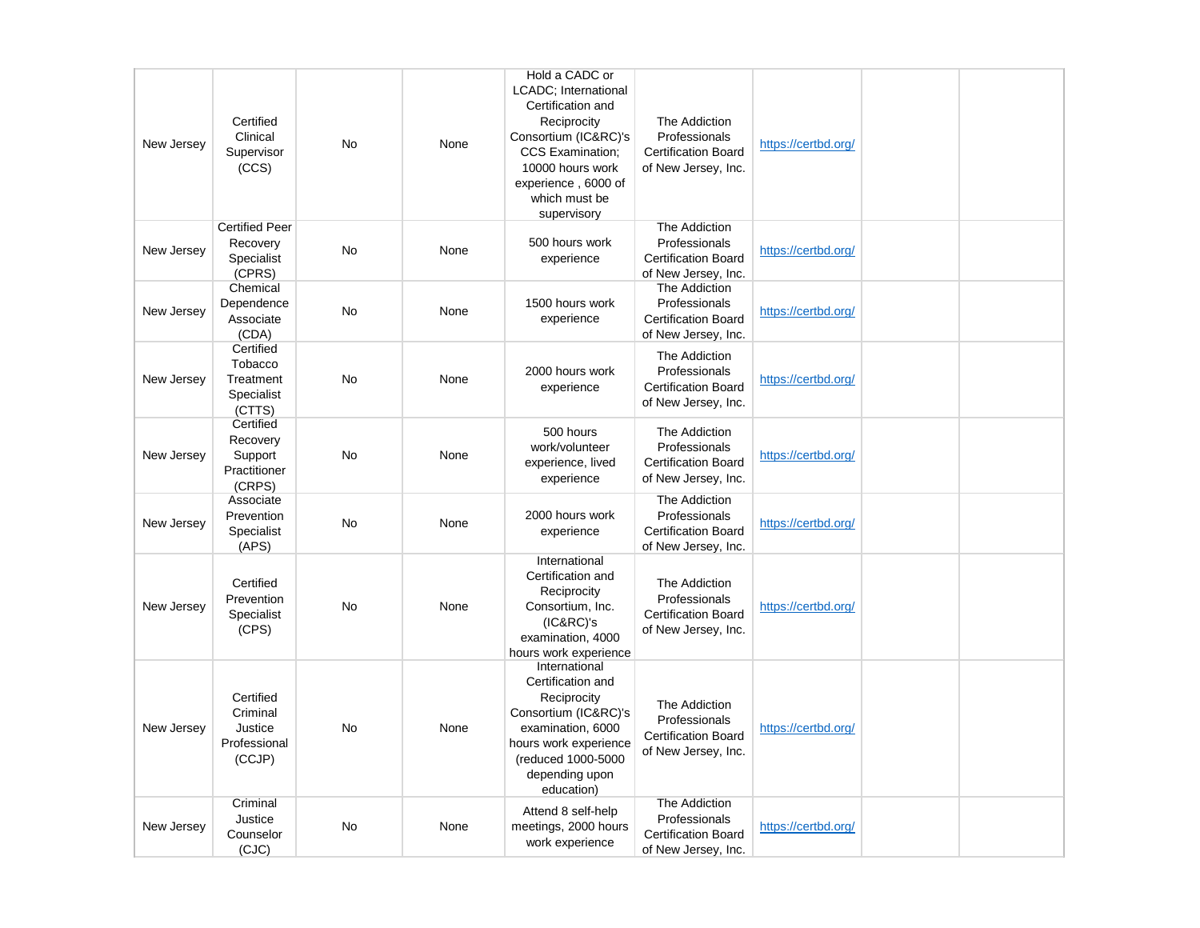| | | | | | | | | |
|---|---|---|---|---|---|---|---|---|
| New Jersey | Certified Clinical Supervisor (CCS) | No | None | Hold a CADC or LCADC; International Certification and Reciprocity Consortium (IC&RC)'s CCS Examination; 10000 hours work experience , 6000 of which must be supervisory | The Addiction Professionals Certification Board of New Jersey, Inc. | https://certbd.org/ | | |
| New Jersey | Certified Peer Recovery Specialist (CPRS) | No | None | 500 hours work experience | The Addiction Professionals Certification Board of New Jersey, Inc. | https://certbd.org/ | | |
| New Jersey | Chemical Dependence Associate (CDA) | No | None | 1500 hours work experience | The Addiction Professionals Certification Board of New Jersey, Inc. | https://certbd.org/ | | |
| New Jersey | Certified Tobacco Treatment Specialist (CTTS) | No | None | 2000 hours work experience | The Addiction Professionals Certification Board of New Jersey, Inc. | https://certbd.org/ | | |
| New Jersey | Certified Recovery Support Practitioner (CRPS) | No | None | 500 hours work/volunteer experience, lived experience | The Addiction Professionals Certification Board of New Jersey, Inc. | https://certbd.org/ | | |
| New Jersey | Associate Prevention Specialist (APS) | No | None | 2000 hours work experience | The Addiction Professionals Certification Board of New Jersey, Inc. | https://certbd.org/ | | |
| New Jersey | Certified Prevention Specialist (CPS) | No | None | International Certification and Reciprocity Consortium, Inc. (IC&RC)'s examination, 4000 hours work experience | The Addiction Professionals Certification Board of New Jersey, Inc. | https://certbd.org/ | | |
| New Jersey | Certified Criminal Justice Professional (CCJP) | No | None | International Certification and Reciprocity Consortium (IC&RC)'s examination, 6000 hours work experience (reduced 1000-5000 depending upon education) | The Addiction Professionals Certification Board of New Jersey, Inc. | https://certbd.org/ | | |
| New Jersey | Criminal Justice Counselor (CJC) | No | None | Attend 8 self-help meetings, 2000 hours work experience | The Addiction Professionals Certification Board of New Jersey, Inc. | https://certbd.org/ | | |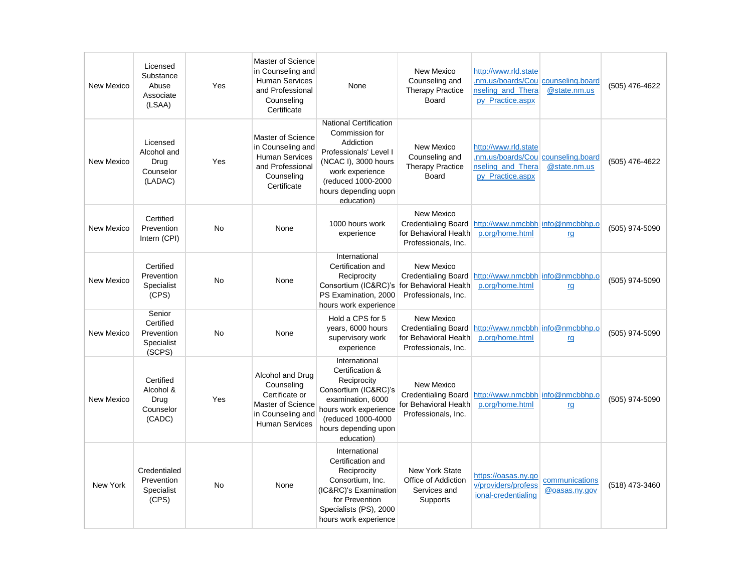| New Mexico | Licensed Substance Abuse Associate (LSAA) | Yes | Master of Science in Counseling and Human Services and Professional Counseling Certificate | None | New Mexico Counseling and Therapy Practice Board | http://www.rld.state.nm.us/boards/Counseling_and_Therapy_Practice.aspx | counseling.board@state.nm.us | (505) 476-4622 |
|---|---|---|---|---|---|---|---|---|
| New Mexico | Licensed Alcohol and Drug Counselor (LADAC) | Yes | Master of Science in Counseling and Human Services and Professional Counseling Certificate | National Certification Commission for Addiction Professionals' Level I (NCAC I), 3000 hours work experience (reduced 1000-2000 hours depending uopn education) | New Mexico Counseling and Therapy Practice Board | http://www.rld.state.nm.us/boards/Counseling_and_Therapy_Practice.aspx | counseling.board@state.nm.us | (505) 476-4622 |
| New Mexico | Certified Prevention Intern (CPI) | No | None | 1000 hours work experience | New Mexico Credentialing Board for Behavioral Health Professionals, Inc. | http://www.nmcbbhp.org/home.html | info@nmcbbhp.org | (505) 974-5090 |
| New Mexico | Certified Prevention Specialist (CPS) | No | None | International Certification and Reciprocity Consortium (IC&RC)'s PS Examination, 2000 hours work experience | New Mexico Credentialing Board for Behavioral Health Professionals, Inc. | http://www.nmcbbhp.org/home.html | info@nmcbbhp.org | (505) 974-5090 |
| New Mexico | Senior Certified Prevention Specialist (SCPS) | No | None | Hold a CPS for 5 years, 6000 hours supervisory work experience | New Mexico Credentialing Board for Behavioral Health Professionals, Inc. | http://www.nmcbbhp.org/home.html | info@nmcbbhp.org | (505) 974-5090 |
| New Mexico | Certified Alcohol & Drug Counselor (CADC) | Yes | Alcohol and Drug Counseling Certificate or Master of Science in Counseling and Human Services | International Certification & Reciprocity Consortium (IC&RC)'s examination, 6000 hours work experience (reduced 1000-4000 hours depending upon education) | New Mexico Credentialing Board for Behavioral Health Professionals, Inc. | http://www.nmcbbhp.org/home.html | info@nmcbbhp.org | (505) 974-5090 |
| New York | Credentialed Prevention Specialist (CPS) | No | None | International Certification and Reciprocity Consortium, Inc. (IC&RC)'s Examination for Prevention Specialists (PS), 2000 hours work experience | New York State Office of Addiction Services and Supports | https://oasas.ny.gov/providers/professional-credentialing | communications@oasas.ny.gov | (518) 473-3460 |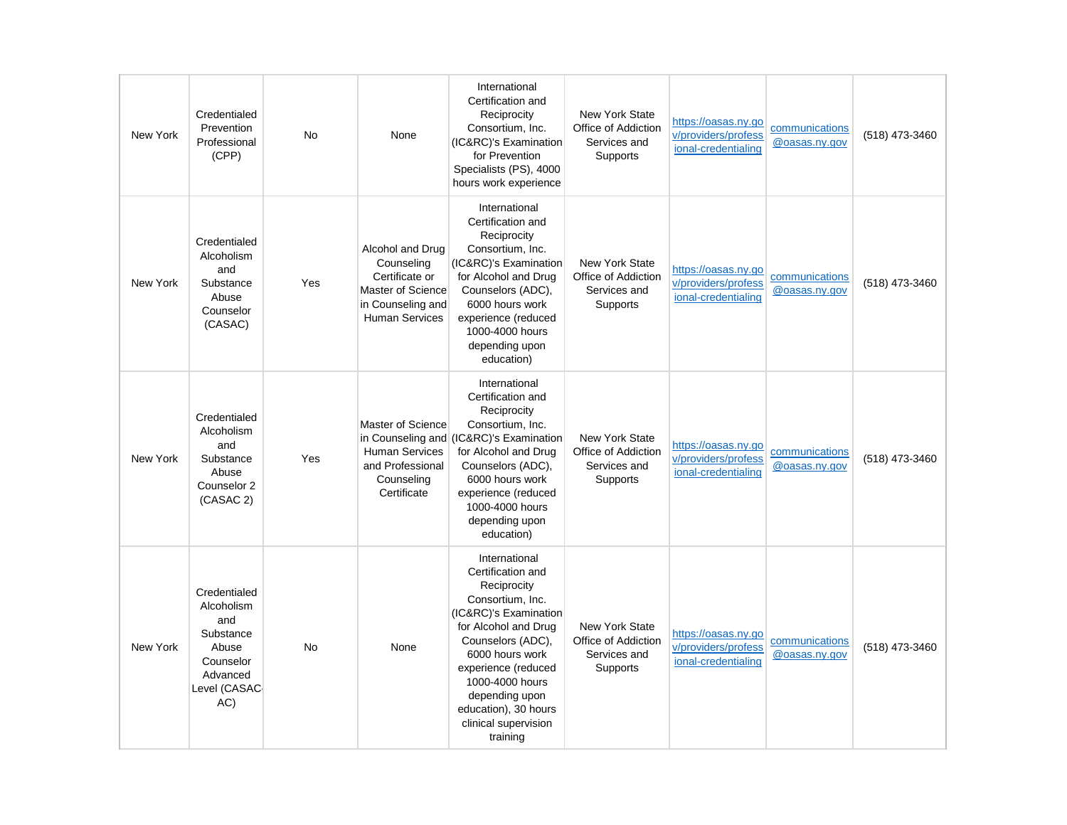| New York | Credentialed Prevention Professional (CPP) | No | None | International Certification and Reciprocity Consortium, Inc. (IC&RC)'s Examination for Prevention Specialists (PS), 4000 hours work experience | New York State Office of Addiction Services and Supports | https://oasas.ny.gov/providers/professional-credentialing | communications@oasas.ny.gov | (518) 473-3460 |
|---|---|---|---|---|---|---|---|---|
| New York | Credentialed Alcoholism and Substance Abuse Counselor (CASAC) | Yes | Alcohol and Drug Counseling Certificate or Master of Science in Counseling and Human Services | International Certification and Reciprocity Consortium, Inc. (IC&RC)'s Examination for Alcohol and Drug Counselors (ADC), 6000 hours work experience (reduced 1000-4000 hours depending upon education) | New York State Office of Addiction Services and Supports | https://oasas.ny.gov/providers/professional-credentialing | communications@oasas.ny.gov | (518) 473-3460 |
| New York | Credentialed Alcoholism and Substance Abuse Counselor 2 (CASAC 2) | Yes | Master of Science in Counseling and Human Services and Professional Counseling Certificate | International Certification and Reciprocity Consortium, Inc. (IC&RC)'s Examination for Alcohol and Drug Counselors (ADC), 6000 hours work experience (reduced 1000-4000 hours depending upon education) | New York State Office of Addiction Services and Supports | https://oasas.ny.gov/providers/professional-credentialing | communications@oasas.ny.gov | (518) 473-3460 |
| New York | Credentialed Alcoholism and Substance Abuse Counselor Advanced Level (CASAC-AC) | No | None | International Certification and Reciprocity Consortium, Inc. (IC&RC)'s Examination for Alcohol and Drug Counselors (ADC), 6000 hours work experience (reduced 1000-4000 hours depending upon education), 30 hours clinical supervision training | New York State Office of Addiction Services and Supports | https://oasas.ny.gov/providers/professional-credentialing | communications@oasas.ny.gov | (518) 473-3460 |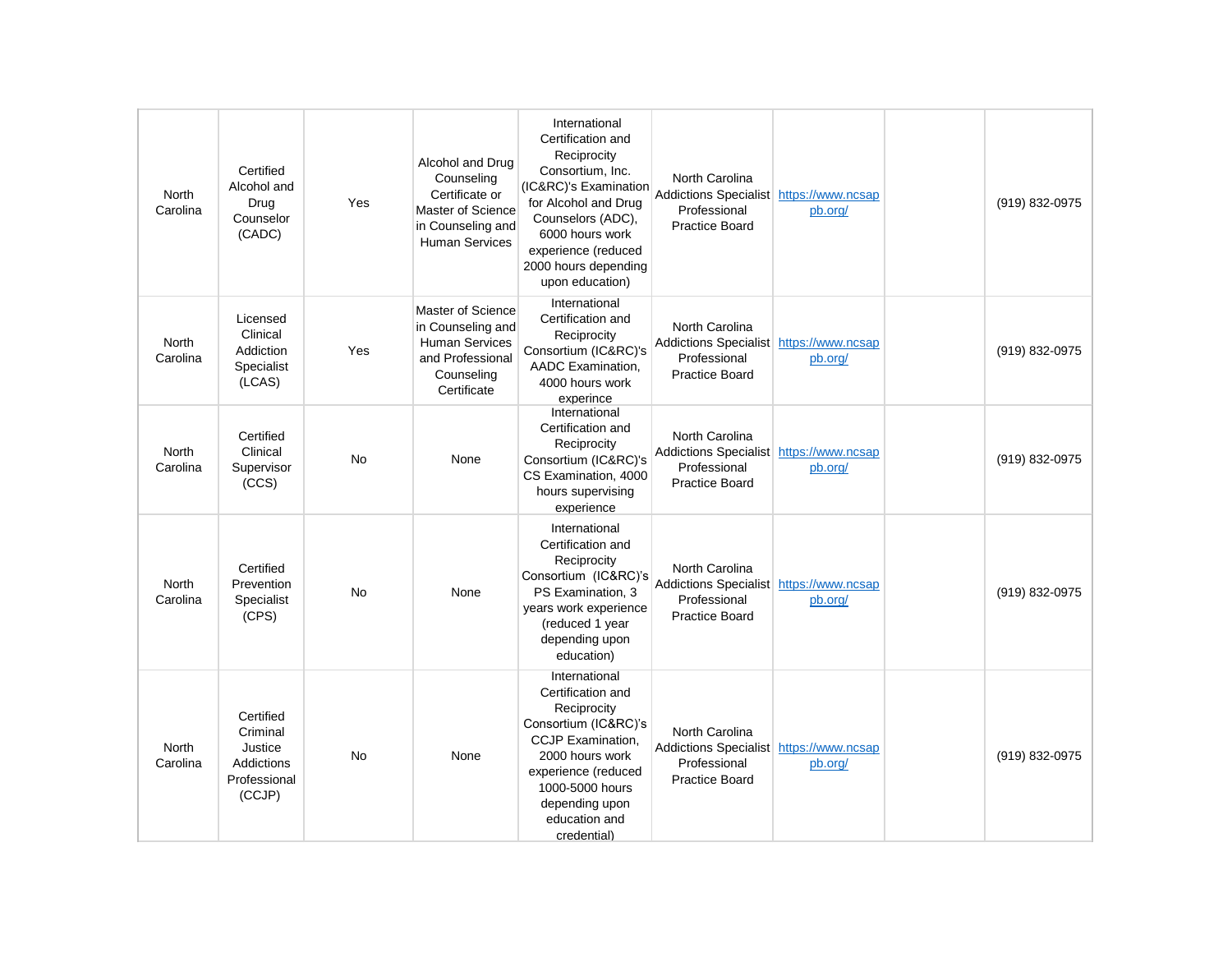| | | | | | | | | |
|---|---|---|---|---|---|---|---|---|
| North Carolina | Certified Alcohol and Drug Counselor (CADC) | Yes | Alcohol and Drug Counseling Certificate or Master of Science in Counseling and Human Services | International Certification and Reciprocity Consortium, Inc. (IC&RC)'s Examination for Alcohol and Drug Counselors (ADC), 6000 hours work experience (reduced 2000 hours depending upon education) | North Carolina Addictions Specialist Professional Practice Board | https://www.ncsappb.org/ | | (919) 832-0975 |
| North Carolina | Licensed Clinical Addiction Specialist (LCAS) | Yes | Master of Science in Counseling and Human Services and Professional Counseling Certificate | International Certification and Reciprocity Consortium (IC&RC)'s AADC Examination, 4000 hours work experience | North Carolina Addictions Specialist Professional Practice Board | https://www.ncsappb.org/ | | (919) 832-0975 |
| North Carolina | Certified Clinical Supervisor (CCS) | No | None | International Certification and Reciprocity Consortium (IC&RC)'s CS Examination, 4000 hours supervising experience | North Carolina Addictions Specialist Professional Practice Board | https://www.ncsappb.org/ | | (919) 832-0975 |
| North Carolina | Certified Prevention Specialist (CPS) | No | None | International Certification and Reciprocity Consortium (IC&RC)'s PS Examination, 3 years work experience (reduced 1 year depending upon education) | North Carolina Addictions Specialist Professional Practice Board | https://www.ncsappb.org/ | | (919) 832-0975 |
| North Carolina | Certified Criminal Justice Addictions Professional (CCJP) | No | None | International Certification and Reciprocity Consortium (IC&RC)'s CCJP Examination, 2000 hours work experience (reduced 1000-5000 hours depending upon education and credential) | North Carolina Addictions Specialist Professional Practice Board | https://www.ncsappb.org/ | | (919) 832-0975 |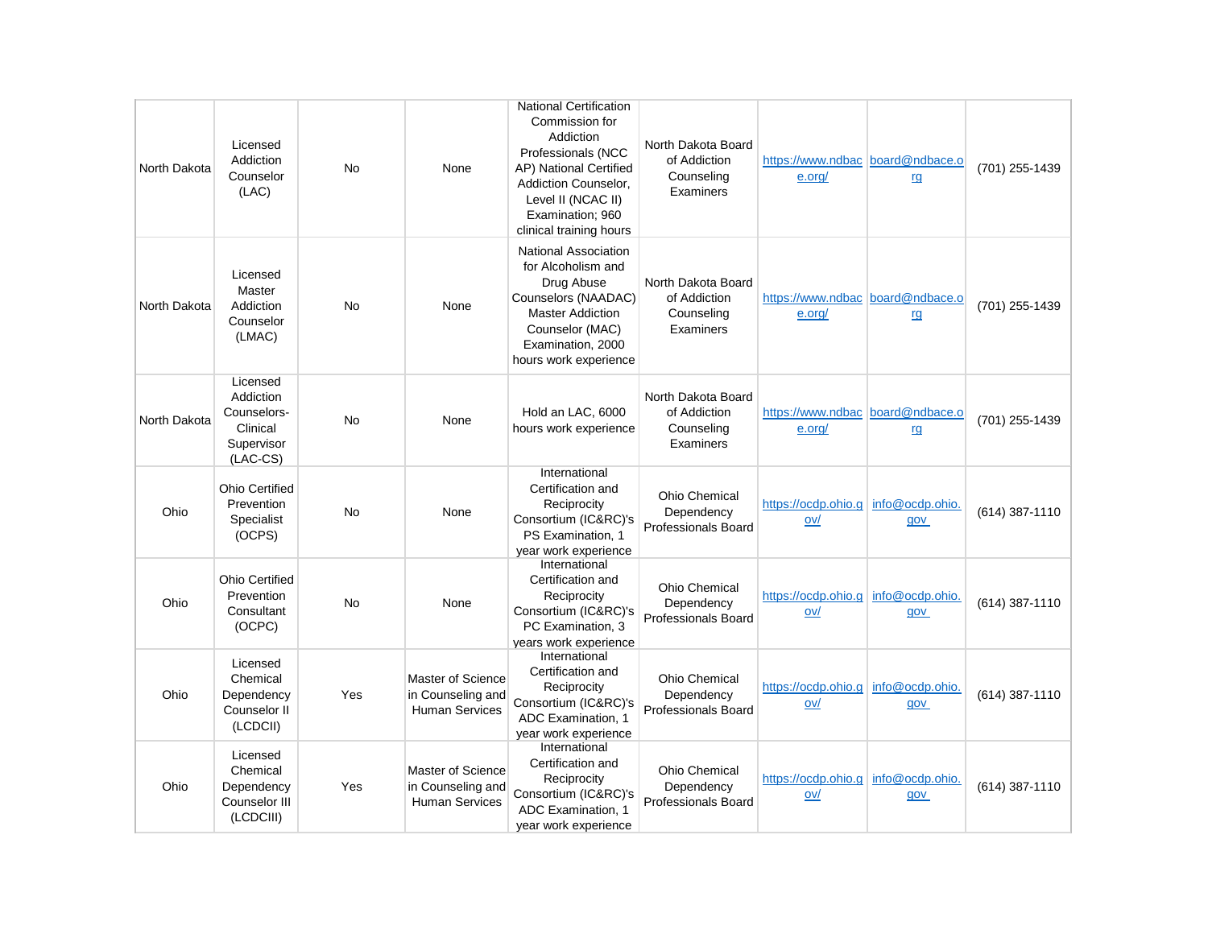| North Dakota | Licensed Addiction Counselor (LAC) | No | None | National Certification Commission for Addiction Professionals (NCC AP) National Certified Addiction Counselor, Level II (NCAC II) Examination; 960 clinical training hours | North Dakota Board of Addiction Counseling Examiners | https://www.ndbace.org/ | board@ndbace.org | (701) 255-1439 |
|---|---|---|---|---|---|---|---|---|
| North Dakota | Licensed Master Addiction Counselor (LMAC) | No | None | National Association for Alcoholism and Drug Abuse Counselors (NAADAC) Master Addiction Counselor (MAC) Examination, 2000 hours work experience | North Dakota Board of Addiction Counseling Examiners | https://www.ndbace.org/ | board@ndbace.org | (701) 255-1439 |
| North Dakota | Licensed Addiction Counselors-Clinical Supervisor (LAC-CS) | No | None | Hold an LAC, 6000 hours work experience | North Dakota Board of Addiction Counseling Examiners | https://www.ndbace.org/ | board@ndbace.org | (701) 255-1439 |
| Ohio | Ohio Certified Prevention Specialist (OCPS) | No | None | International Certification and Reciprocity Consortium (IC&RC)'s PS Examination, 1 year work experience | Ohio Chemical Dependency Professionals Board | https://ocdp.ohio.gov/ | info@ocdp.ohio.gov | (614) 387-1110 |
| Ohio | Ohio Certified Prevention Consultant (OCPC) | No | None | International Certification and Reciprocity Consortium (IC&RC)'s PC Examination, 3 years work experience | Ohio Chemical Dependency Professionals Board | https://ocdp.ohio.gov/ | info@ocdp.ohio.gov | (614) 387-1110 |
| Ohio | Licensed Chemical Dependency Counselor II (LCDCII) | Yes | Master of Science in Counseling and Human Services | International Certification and Reciprocity Consortium (IC&RC)'s ADC Examination, 1 year work experience | Ohio Chemical Dependency Professionals Board | https://ocdp.ohio.gov/ | info@ocdp.ohio.gov | (614) 387-1110 |
| Ohio | Licensed Chemical Dependency Counselor III (LCDCIII) | Yes | Master of Science in Counseling and Human Services | International Certification and Reciprocity Consortium (IC&RC)'s ADC Examination, 1 year work experience | Ohio Chemical Dependency Professionals Board | https://ocdp.ohio.gov/ | info@ocdp.ohio.gov | (614) 387-1110 |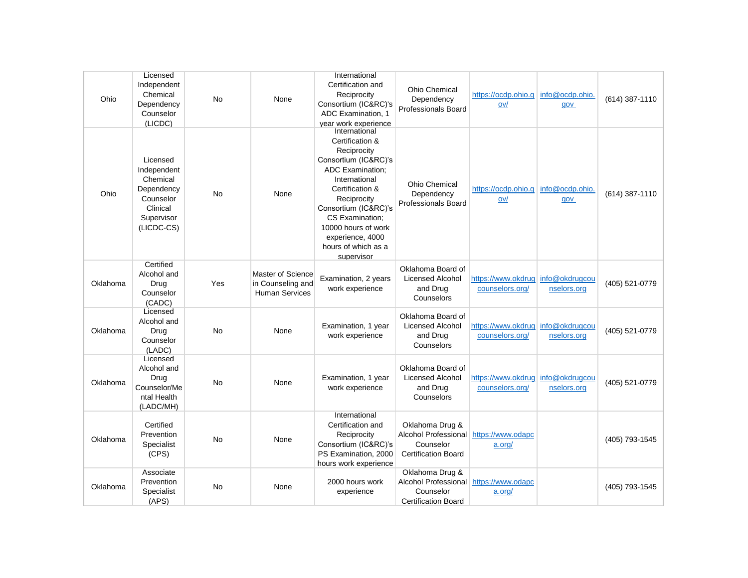| | | | | | | | | |
|---|---|---|---|---|---|---|---|---|
| Ohio | Licensed Independent Chemical Dependency Counselor (LICDC) | No | None | International Certification and Reciprocity Consortium (IC&RC)'s ADC Examination, 1 year work experience | Ohio Chemical Dependency Professionals Board | https://ocdp.ohio.gov/ | info@ocdp.ohio.gov | (614) 387-1110 |
| Ohio | Licensed Independent Chemical Dependency Counselor Clinical Supervisor (LICDC-CS) | No | None | International Certification & Reciprocity Consortium (IC&RC)'s ADC Examination; International Certification & Reciprocity Consortium (IC&RC)'s CS Examination; 10000 hours of work experience, 4000 hours of which as a supervisor | Ohio Chemical Dependency Professionals Board | https://ocdp.ohio.gov/ | info@ocdp.ohio.gov | (614) 387-1110 |
| Oklahoma | Certified Alcohol and Drug Counselor (CADC) | Yes | Master of Science in Counseling and Human Services | Examination, 2 years work experience | Oklahoma Board of Licensed Alcohol and Drug Counselors | https://www.okdrugcounselors.org/ | info@okdrugcounselors.org | (405) 521-0779 |
| Oklahoma | Licensed Alcohol and Drug Counselor (LADC) | No | None | Examination, 1 year work experience | Oklahoma Board of Licensed Alcohol and Drug Counselors | https://www.okdrugcounselors.org/ | info@okdrugcounselors.org | (405) 521-0779 |
| Oklahoma | Licensed Alcohol and Drug Counselor/Mental Health (LADC/MH) | No | None | Examination, 1 year work experience | Oklahoma Board of Licensed Alcohol and Drug Counselors | https://www.okdrugcounselors.org/ | info@okdrugcounselors.org | (405) 521-0779 |
| Oklahoma | Certified Prevention Specialist (CPS) | No | None | International Certification and Reciprocity Consortium (IC&RC)'s PS Examination, 2000 hours work experience | Oklahoma Drug & Alcohol Professional Counselor Certification Board | https://www.odapca.org/ | | (405) 793-1545 |
| Oklahoma | Associate Prevention Specialist (APS) | No | None | 2000 hours work experience | Oklahoma Drug & Alcohol Professional Counselor Certification Board | https://www.odapca.org/ | | (405) 793-1545 |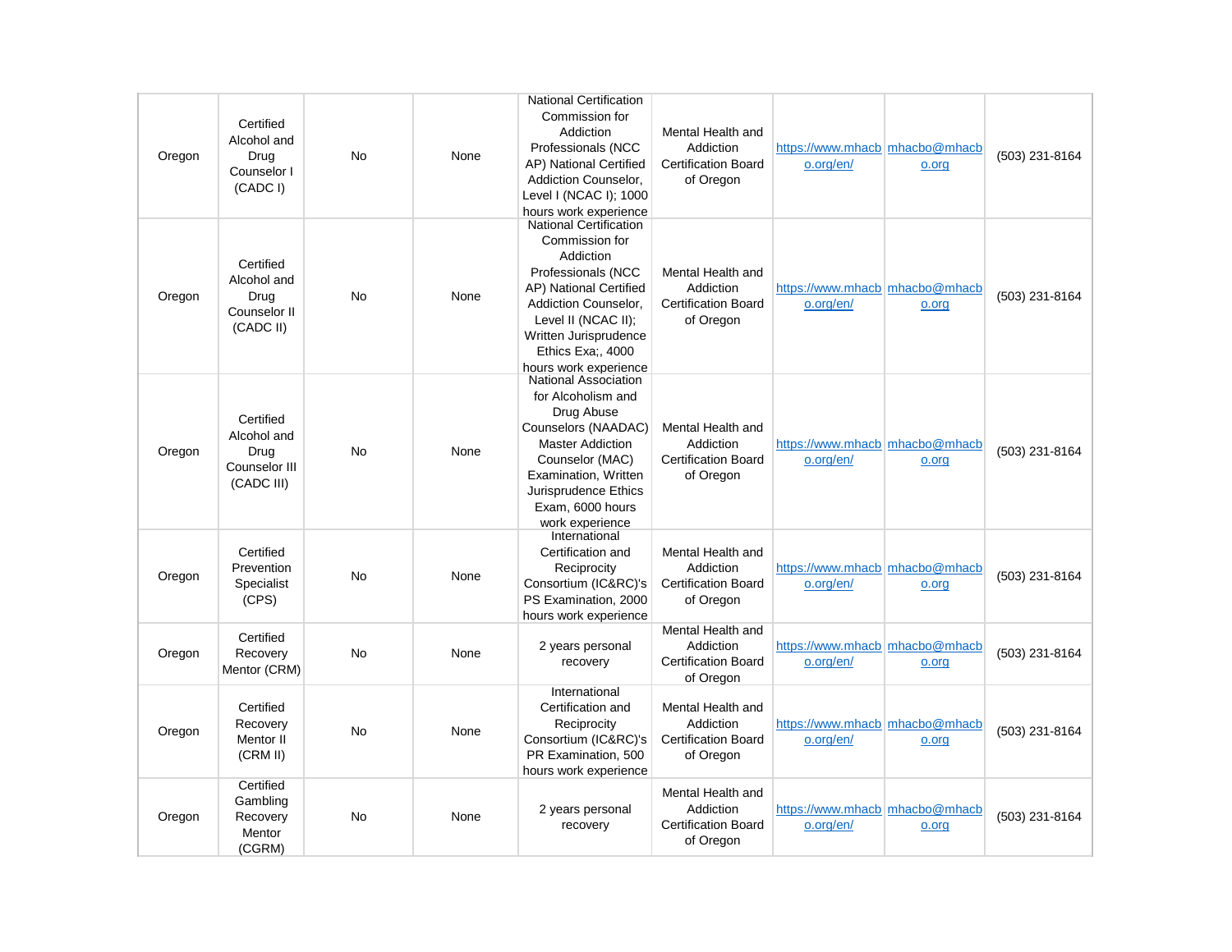| | | | | | | | | |
|---|---|---|---|---|---|---|---|---|
| Oregon | Certified Alcohol and Drug Counselor I (CADC I) | No | None | National Certification Commission for Addiction Professionals (NCC AP) National Certified Addiction Counselor, Level I (NCAC I); 1000 hours work experience | Mental Health and Addiction Certification Board of Oregon | https://www.mhacbo.org/en/ | mhacbo@mhacbo.org | (503) 231-8164 |
| Oregon | Certified Alcohol and Drug Counselor II (CADC II) | No | None | National Certification Commission for Addiction Professionals (NCC AP) National Certified Addiction Counselor, Level II (NCAC II); Written Jurisprudence Ethics Exa;, 4000 hours work experience | Mental Health and Addiction Certification Board of Oregon | https://www.mhacbo.org/en/ | mhacbo@mhacbo.org | (503) 231-8164 |
| Oregon | Certified Alcohol and Drug Counselor III (CADC III) | No | None | National Association for Alcoholism and Drug Abuse Counselors (NAADAC) Master Addiction Counselor (MAC) Examination, Written Jurisprudence Ethics Exam, 6000 hours work experience | Mental Health and Addiction Certification Board of Oregon | https://www.mhacbo.org/en/ | mhacbo@mhacbo.org | (503) 231-8164 |
| Oregon | Certified Prevention Specialist (CPS) | No | None | International Certification and Reciprocity Consortium (IC&RC)'s PS Examination, 2000 hours work experience | Mental Health and Addiction Certification Board of Oregon | https://www.mhacbo.org/en/ | mhacbo@mhacbo.org | (503) 231-8164 |
| Oregon | Certified Recovery Mentor (CRM) | No | None | 2 years personal recovery | Mental Health and Addiction Certification Board of Oregon | https://www.mhacbo.org/en/ | mhacbo@mhacbo.org | (503) 231-8164 |
| Oregon | Certified Recovery Mentor II (CRM II) | No | None | International Certification and Reciprocity Consortium (IC&RC)'s PR Examination, 500 hours work experience | Mental Health and Addiction Certification Board of Oregon | https://www.mhacbo.org/en/ | mhacbo@mhacbo.org | (503) 231-8164 |
| Oregon | Certified Gambling Recovery Mentor (CGRM) | No | None | 2 years personal recovery | Mental Health and Addiction Certification Board of Oregon | https://www.mhacbo.org/en/ | mhacbo@mhacbo.org | (503) 231-8164 |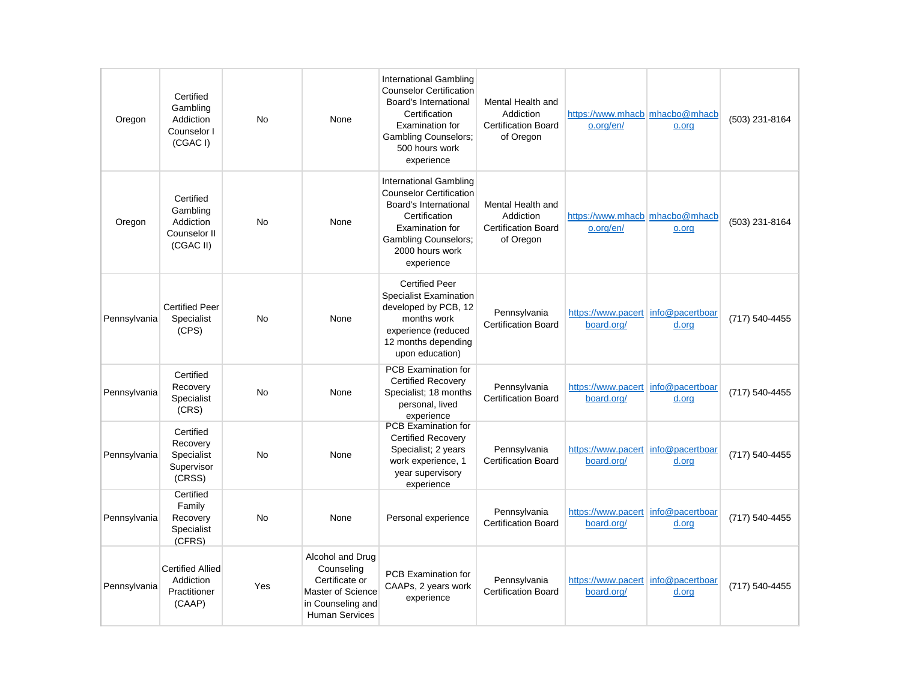| Oregon | Certified Gambling Addiction Counselor I (CGAC I) | No | None | International Gambling Counselor Certification Board's International Certification Examination for Gambling Counselors; 500 hours work experience | Mental Health and Addiction Certification Board of Oregon | https://www.mhacbo.org/en/ | mhacbo@mhacbo.org | (503) 231-8164 |
|---|---|---|---|---|---|---|---|---|
| Oregon | Certified Gambling Addiction Counselor II (CGAC II) | No | None | International Gambling Counselor Certification Board's International Certification Examination for Gambling Counselors; 2000 hours work experience | Mental Health and Addiction Certification Board of Oregon | https://www.mhacbo.org/en/ | mhacbo@mhacbo.org | (503) 231-8164 |
| Pennsylvania | Certified Peer Specialist (CPS) | No | None | Certified Peer Specialist Examination developed by PCB, 12 months work experience (reduced 12 months depending upon education) | Pennsylvania Certification Board | https://www.pacertboard.org/ | info@pacertboard.org | (717) 540-4455 |
| Pennsylvania | Certified Recovery Specialist (CRS) | No | None | PCB Examination for Certified Recovery Specialist; 18 months personal, lived experience | Pennsylvania Certification Board | https://www.pacertboard.org/ | info@pacertboard.org | (717) 540-4455 |
| Pennsylvania | Certified Recovery Specialist Supervisor (CRSS) | No | None | PCB Examination for Certified Recovery Specialist; 2 years work experience, 1 year supervisory experience | Pennsylvania Certification Board | https://www.pacertboard.org/ | info@pacertboard.org | (717) 540-4455 |
| Pennsylvania | Certified Family Recovery Specialist (CFRS) | No | None | Personal experience | Pennsylvania Certification Board | https://www.pacertboard.org/ | info@pacertboard.org | (717) 540-4455 |
| Pennsylvania | Certified Allied Addiction Practitioner (CAAP) | Yes | Alcohol and Drug Counseling Certificate or Master of Science in Counseling and Human Services | PCB Examination for CAAPs, 2 years work experience | Pennsylvania Certification Board | https://www.pacertboard.org/ | info@pacertboard.org | (717) 540-4455 |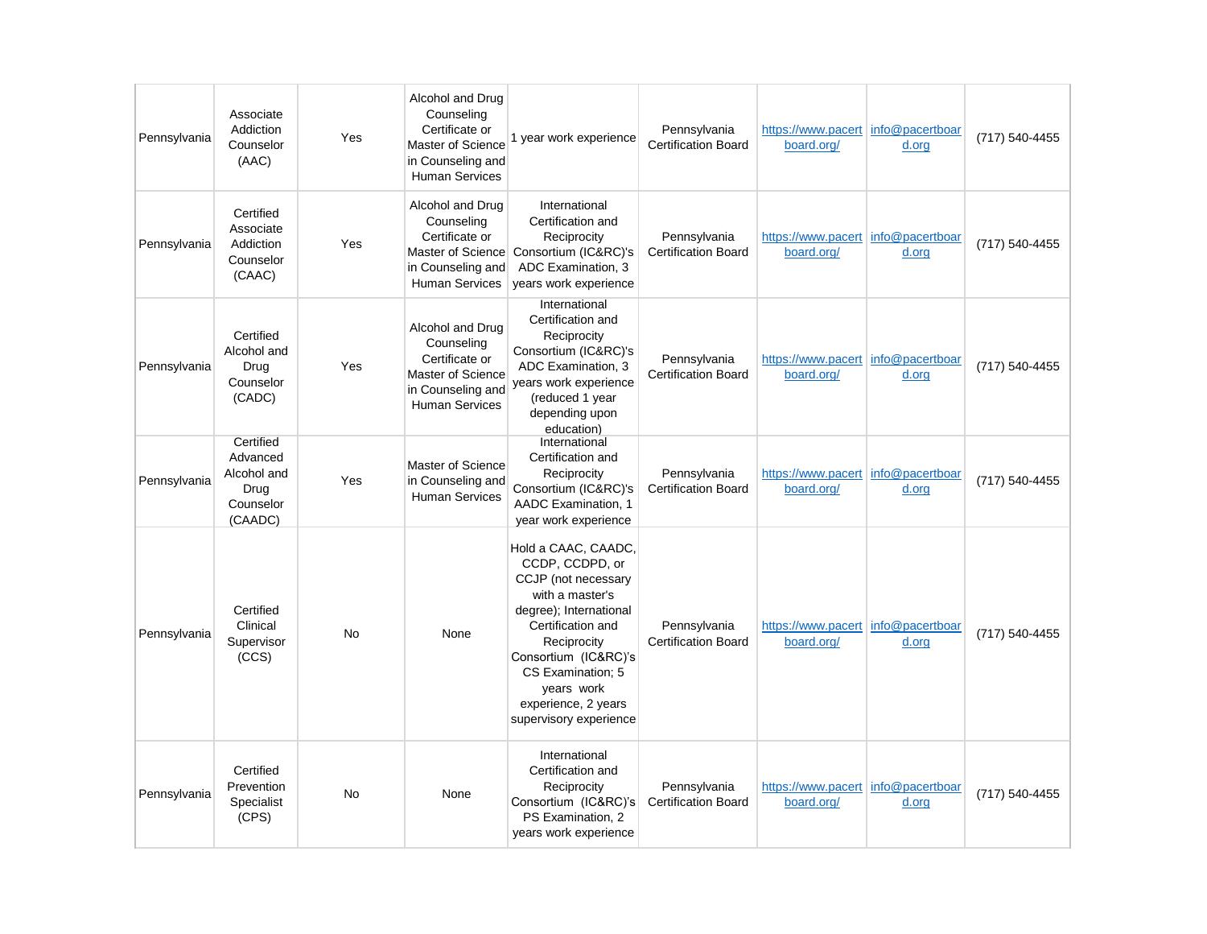| Pennsylvania | Associate Addiction Counselor (AAC) | Yes | Alcohol and Drug Counseling Certificate or Master of Science in Counseling and Human Services | 1 year work experience | Pennsylvania Certification Board | https://www.pacertboard.org/ | info@pacertboard.org | (717) 540-4455 |
|---|---|---|---|---|---|---|---|---|
| Pennsylvania | Certified Associate Addiction Counselor (CAAC) | Yes | Alcohol and Drug Counseling Certificate or Master of Science in Counseling and Human Services | International Certification and Reciprocity Consortium (IC&RC)'s ADC Examination, 3 years work experience | Pennsylvania Certification Board | https://www.pacertboard.org/ | info@pacertboard.org | (717) 540-4455 |
| Pennsylvania | Certified Alcohol and Drug Counselor (CADC) | Yes | Alcohol and Drug Counseling Certificate or Master of Science in Counseling and Human Services | International Certification and Reciprocity Consortium (IC&RC)'s ADC Examination, 3 years work experience (reduced 1 year depending upon education) | Pennsylvania Certification Board | https://www.pacertboard.org/ | info@pacertboard.org | (717) 540-4455 |
| Pennsylvania | Certified Advanced Alcohol and Drug Counselor (CAADC) | Yes | Master of Science in Counseling and Human Services | International Certification and Reciprocity Consortium (IC&RC)'s AADC Examination, 1 year work experience | Pennsylvania Certification Board | https://www.pacertboard.org/ | info@pacertboard.org | (717) 540-4455 |
| Pennsylvania | Certified Clinical Supervisor (CCS) | No | None | Hold a CAAC, CAADC, CCDP, CCDPD, or CCJP (not necessary with a master's degree); International Certification and Reciprocity Consortium (IC&RC)'s CS Examination; 5 years work experience, 2 years supervisory experience | Pennsylvania Certification Board | https://www.pacertboard.org/ | info@pacertboard.org | (717) 540-4455 |
| Pennsylvania | Certified Prevention Specialist (CPS) | No | None | International Certification and Reciprocity Consortium (IC&RC)'s PS Examination, 2 years work experience | Pennsylvania Certification Board | https://www.pacertboard.org/ | info@pacertboard.org | (717) 540-4455 |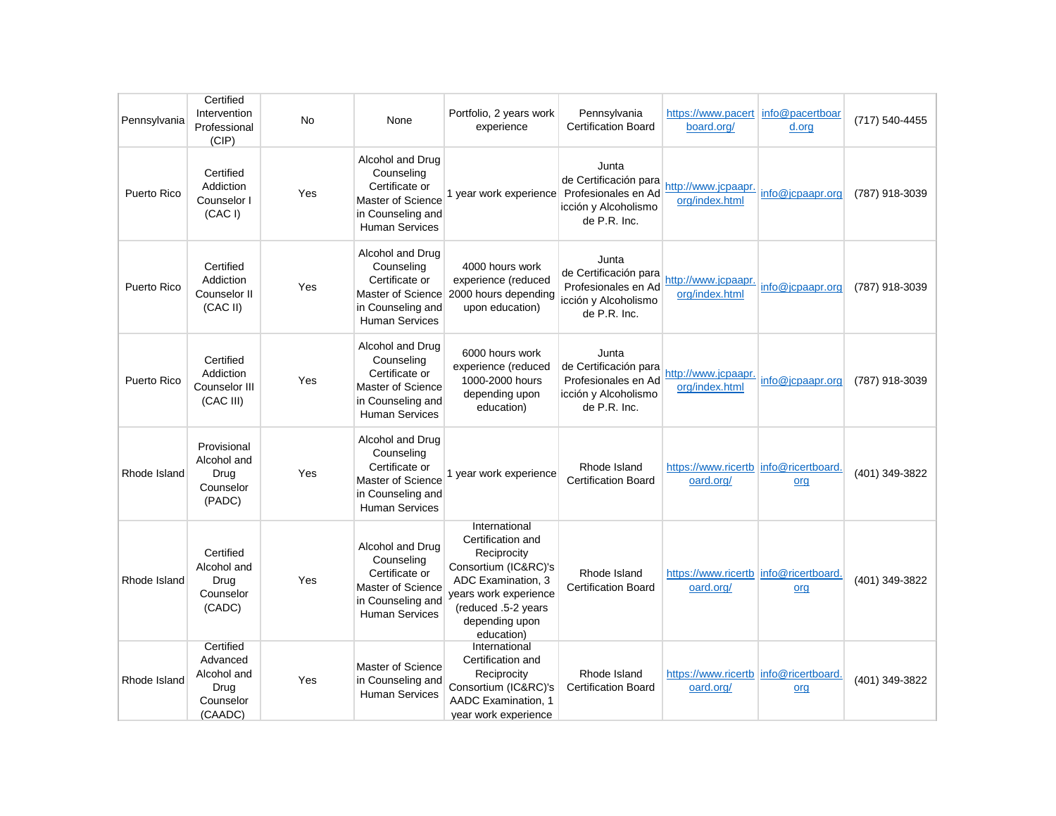| | | | | | | | | |
|---|---|---|---|---|---|---|---|---|
| Pennsylvania | Certified Intervention Professional (CIP) | No | None | Portfolio, 2 years work experience | Pennsylvania Certification Board | https://www.pacertboard.org/ | info@pacertboard.org | (717) 540-4455 |
| Puerto Rico | Certified Addiction Counselor I (CAC I) | Yes | Alcohol and Drug Counseling Certificate or Master of Science in Counseling and Human Services | 1 year work experience | Junta de Certificación para Profesionales en Adicción y Alcoholismo de P.R. Inc. | http://www.jcpaapr.org/index.html | info@jcpaapr.org | (787) 918-3039 |
| Puerto Rico | Certified Addiction Counselor II (CAC II) | Yes | Alcohol and Drug Counseling Certificate or Master of Science in Counseling and Human Services | 4000 hours work experience (reduced 2000 hours depending upon education) | Junta de Certificación para Profesionales en Adicción y Alcoholismo de P.R. Inc. | http://www.jcpaapr.org/index.html | info@jcpaapr.org | (787) 918-3039 |
| Puerto Rico | Certified Addiction Counselor III (CAC III) | Yes | Alcohol and Drug Counseling Certificate or Master of Science in Counseling and Human Services | 6000 hours work experience (reduced 1000-2000 hours depending upon education) | Junta de Certificación para Profesionales en Adicción y Alcoholismo de P.R. Inc. | http://www.jcpaapr.org/index.html | info@jcpaapr.org | (787) 918-3039 |
| Rhode Island | Provisional Alcohol and Drug Counselor (PADC) | Yes | Alcohol and Drug Counseling Certificate or Master of Science in Counseling and Human Services | 1 year work experience | Rhode Island Certification Board | https://www.ricertboard.org/ | info@ricertboard.org | (401) 349-3822 |
| Rhode Island | Certified Alcohol and Drug Counselor (CADC) | Yes | Alcohol and Drug Counseling Certificate or Master of Science in Counseling and Human Services | International Certification and Reciprocity Consortium (IC&RC)'s ADC Examination, 3 years work experience (reduced .5-2 years depending upon education) | Rhode Island Certification Board | https://www.ricertboard.org/ | info@ricertboard.org | (401) 349-3822 |
| Rhode Island | Certified Advanced Alcohol and Drug Counselor (CAADC) | Yes | Master of Science in Counseling and Human Services | International Certification and Reciprocity Consortium (IC&RC)'s AADC Examination, 1 year work experience | Rhode Island Certification Board | https://www.ricertboard.org/ | info@ricertboard.org | (401) 349-3822 |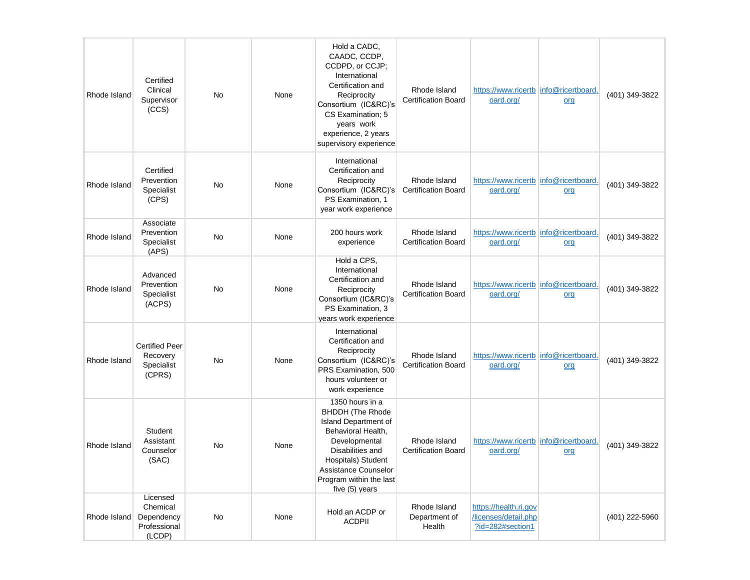| | | | | | | | | |
|---|---|---|---|---|---|---|---|---|
| Rhode Island | Certified Clinical Supervisor (CCS) | No | None | Hold a CADC, CAADC, CCDP, CCDPD, or CCJP; International Certification and Reciprocity Consortium (IC&RC)'s CS Examination; 5 years work experience, 2 years supervisory experience | Rhode Island Certification Board | https://www.ricertboard.org/ | info@ricertboard.org | (401) 349-3822 |
| Rhode Island | Certified Prevention Specialist (CPS) | No | None | International Certification and Reciprocity Consortium (IC&RC)'s PS Examination, 1 year work experience | Rhode Island Certification Board | https://www.ricertboard.org/ | info@ricertboard.org | (401) 349-3822 |
| Rhode Island | Associate Prevention Specialist (APS) | No | None | 200 hours work experience | Rhode Island Certification Board | https://www.ricertboard.org/ | info@ricertboard.org | (401) 349-3822 |
| Rhode Island | Advanced Prevention Specialist (ACPS) | No | None | Hold a CPS, International Certification and Reciprocity Consortium (IC&RC)'s PS Examination, 3 years work experience | Rhode Island Certification Board | https://www.ricertboard.org/ | info@ricertboard.org | (401) 349-3822 |
| Rhode Island | Certified Peer Recovery Specialist (CPRS) | No | None | International Certification and Reciprocity Consortium (IC&RC)'s PRS Examination, 500 hours volunteer or work experience | Rhode Island Certification Board | https://www.ricertboard.org/ | info@ricertboard.org | (401) 349-3822 |
| Rhode Island | Student Assistant Counselor (SAC) | No | None | 1350 hours in a BHDDH (The Rhode Island Department of Behavioral Health, Developmental Disabilities and Hospitals) Student Assistance Counselor Program within the last five (5) years | Rhode Island Certification Board | https://www.ricertboard.org/ | info@ricertboard.org | (401) 349-3822 |
| Rhode Island | Licensed Chemical Dependency Professional (LCDP) | No | None | Hold an ACDP or ACDPII | Rhode Island Department of Health | https://health.ri.gov/licenses/detail.php?id=282#section1 | | (401) 222-5960 |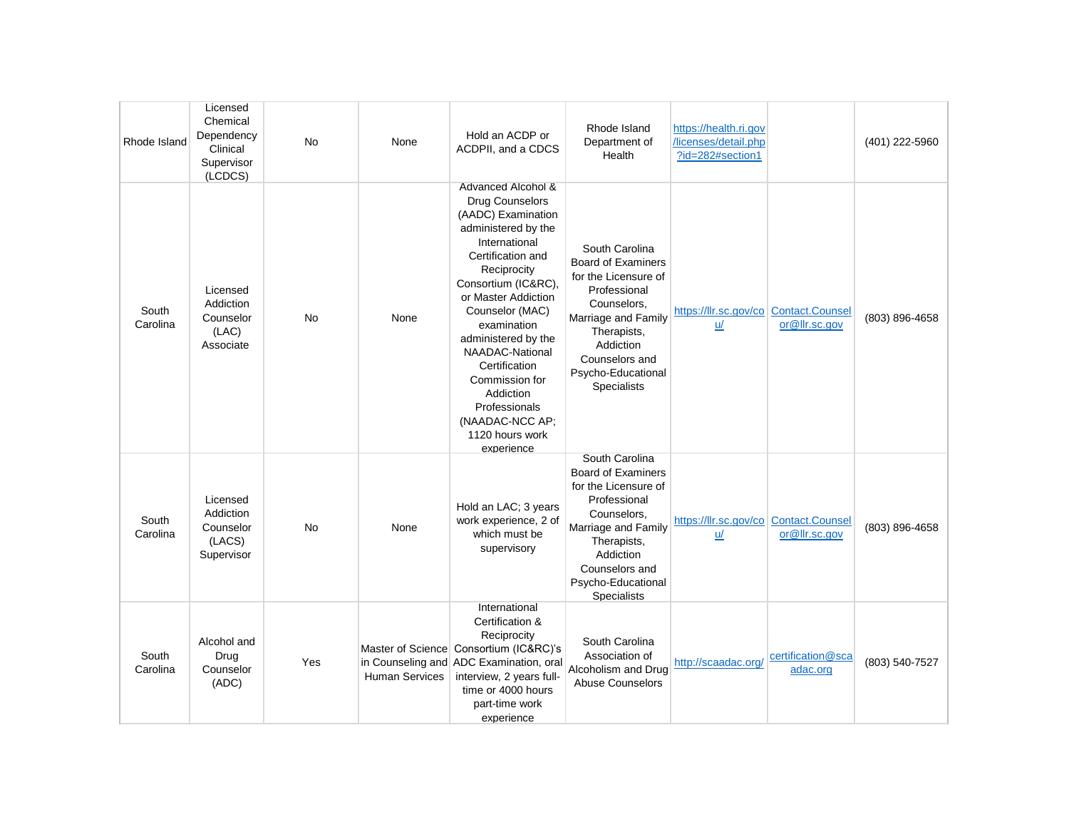| Rhode Island | Licensed Chemical Dependency Clinical Supervisor (LCDCS) | No | None | Hold an ACDP or ACDPII, and a CDCS | Rhode Island Department of Health | https://health.ri.gov/licenses/detail.php?id=282#section1 | | (401) 222-5960 |
|---|---|---|---|---|---|---|---|---|
| South Carolina | Licensed Addiction Counselor (LAC) Associate | No | None | Advanced Alcohol & Drug Counselors (AADC) Examination administered by the International Certification and Reciprocity Consortium (IC&RC), or Master Addiction Counselor (MAC) examination administered by the NAADAC-National Certification Commission for Addiction Professionals (NAADAC-NCC AP; 1120 hours work experience | South Carolina Board of Examiners for the Licensure of Professional Counselors, Marriage and Family Therapists, Addiction Counselors and Psycho-Educational Specialists | https://llr.sc.gov/cou/ | Contact.Counselor@llr.sc.gov | (803) 896-4658 |
| South Carolina | Licensed Addiction Counselor (LACS) Supervisor | No | None | Hold an LAC; 3 years work experience, 2 of which must be supervisory | South Carolina Board of Examiners for the Licensure of Professional Counselors, Marriage and Family Therapists, Addiction Counselors and Psycho-Educational Specialists | https://llr.sc.gov/cou/ | Contact.Counselor@llr.sc.gov | (803) 896-4658 |
| South Carolina | Alcohol and Drug Counselor (ADC) | Yes | Master of Science in Counseling and Human Services | International Certification & Reciprocity Consortium (IC&RC)'s ADC Examination, oral interview, 2 years full-time or 4000 hours part-time work experience | South Carolina Association of Alcoholism and Drug Abuse Counselors | http://scaadac.org/ | certification@scaadac.org | (803) 540-7527 |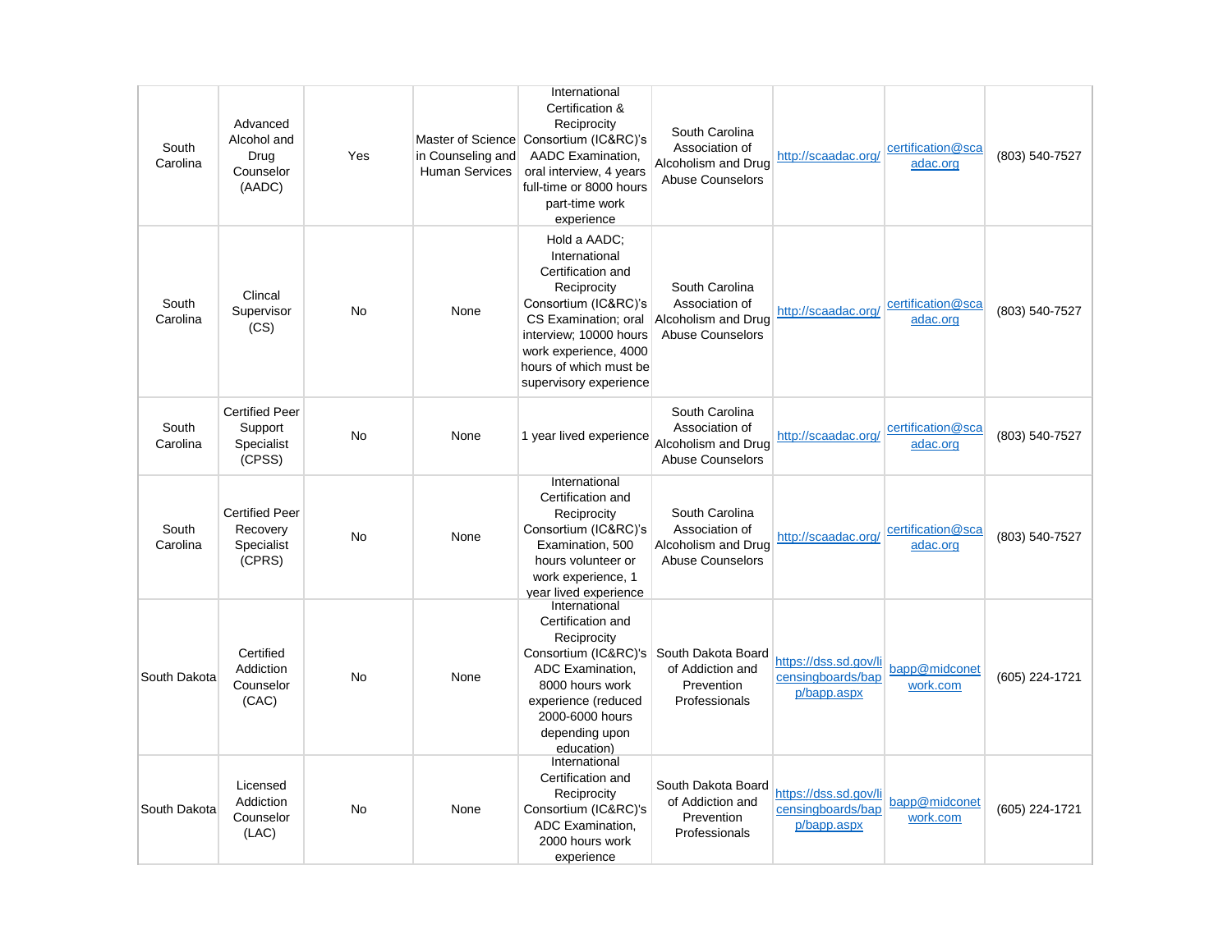| South Carolina | Advanced Alcohol and Drug Counselor (AADC) | Yes | Master of Science in Counseling and Human Services | International Certification & Reciprocity Consortium (IC&RC)'s AADC Examination, oral interview, 4 years full-time or 8000 hours part-time work experience | South Carolina Association of Alcoholism and Drug Abuse Counselors | http://scaadac.org/ | certification@scaadac.org | (803) 540-7527 |
|---|---|---|---|---|---|---|---|---|
| South Carolina | Clincal Supervisor (CS) | No | None | Hold a AADC; International Certification and Reciprocity Consortium (IC&RC)'s CS Examination; oral interview; 10000 hours work experience, 4000 hours of which must be supervisory experience | South Carolina Association of Alcoholism and Drug Abuse Counselors | http://scaadac.org/ | certification@scaadac.org | (803) 540-7527 |
| South Carolina | Certified Peer Support Specialist (CPSS) | No | None | 1 year lived experience | South Carolina Association of Alcoholism and Drug Abuse Counselors | http://scaadac.org/ | certification@scaadac.org | (803) 540-7527 |
| South Carolina | Certified Peer Recovery Specialist (CPRS) | No | None | International Certification and Reciprocity Consortium (IC&RC)'s Examination, 500 hours volunteer or work experience, 1 year lived experience | South Carolina Association of Alcoholism and Drug Abuse Counselors | http://scaadac.org/ | certification@scaadac.org | (803) 540-7527 |
| South Dakota | Certified Addiction Counselor (CAC) | No | None | International Certification and Reciprocity Consortium (IC&RC)'s ADC Examination, 8000 hours work experience (reduced 2000-6000 hours depending upon education) | South Dakota Board of Addiction and Prevention Professionals | https://dss.sd.gov/licensingboards/bapp/bapp.aspx | bapp@midconetwork.com | (605) 224-1721 |
| South Dakota | Licensed Addiction Counselor (LAC) | No | None | International Certification and Reciprocity Consortium (IC&RC)'s ADC Examination, 2000 hours work experience | South Dakota Board of Addiction and Prevention Professionals | https://dss.sd.gov/licensingboards/bapp/bapp.aspx | bapp@midconetwork.com | (605) 224-1721 |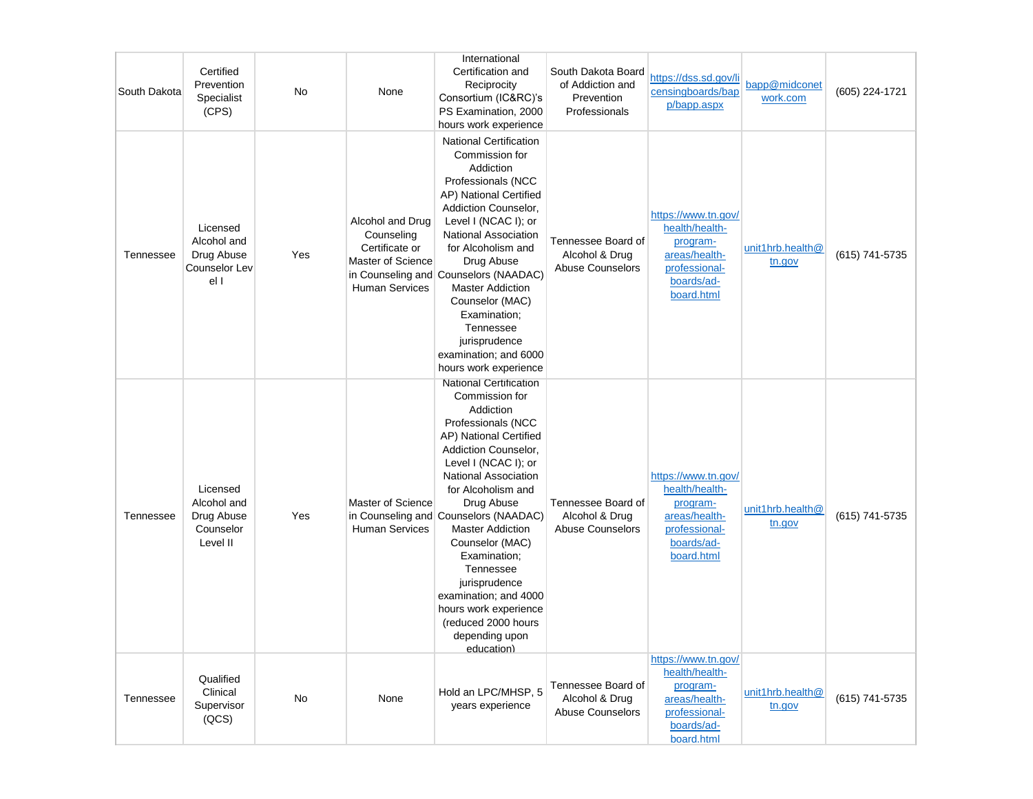| South Dakota | Certified Prevention Specialist (CPS) | No | None | International Certification and Reciprocity Consortium (IC&RC)'s PS Examination, 2000 hours work experience | South Dakota Board of Addiction and Prevention Professionals | https://dss.sd.gov/licensingboards/bapp/bapp.aspx | bapp@midconetwork.com | (605) 224-1721 |
|---|---|---|---|---|---|---|---|---|
| Tennessee | Licensed Alcohol and Drug Abuse Counselor Level I | Yes | Alcohol and Drug Counseling Certificate or Master of Science in Counseling and Human Services | National Certification Commission for Addiction Professionals (NCC AP) National Certified Addiction Counselor, Level I (NCAC I); or National Association for Alcoholism and Drug Abuse Counselors (NAADAC) Master Addiction Counselor (MAC) Examination; Tennessee jurisprudence examination; and 6000 hours work experience | Tennessee Board of Alcohol & Drug Abuse Counselors | https://www.tn.gov/health/health-program-areas/health-professional-boards/ad-board.html | unit1hrb.health@tn.gov | (615) 741-5735 |
| Tennessee | Licensed Alcohol and Drug Abuse Counselor Level II | Yes | Master of Science in Counseling and Human Services | National Certification Commission for Addiction Professionals (NCC AP) National Certified Addiction Counselor, Level I (NCAC I); or National Association for Alcoholism and Drug Abuse Counselors (NAADAC) Master Addiction Counselor (MAC) Examination; Tennessee jurisprudence examination; and 4000 hours work experience (reduced 2000 hours depending upon education) | Tennessee Board of Alcohol & Drug Abuse Counselors | https://www.tn.gov/health/health-program-areas/health-professional-boards/ad-board.html | unit1hrb.health@tn.gov | (615) 741-5735 |
| Tennessee | Qualified Clinical Supervisor (QCS) | No | None | Hold an LPC/MHSP, 5 years experience | Tennessee Board of Alcohol & Drug Abuse Counselors | https://www.tn.gov/health/health-program-areas/health-professional-boards/ad-board.html | unit1hrb.health@tn.gov | (615) 741-5735 |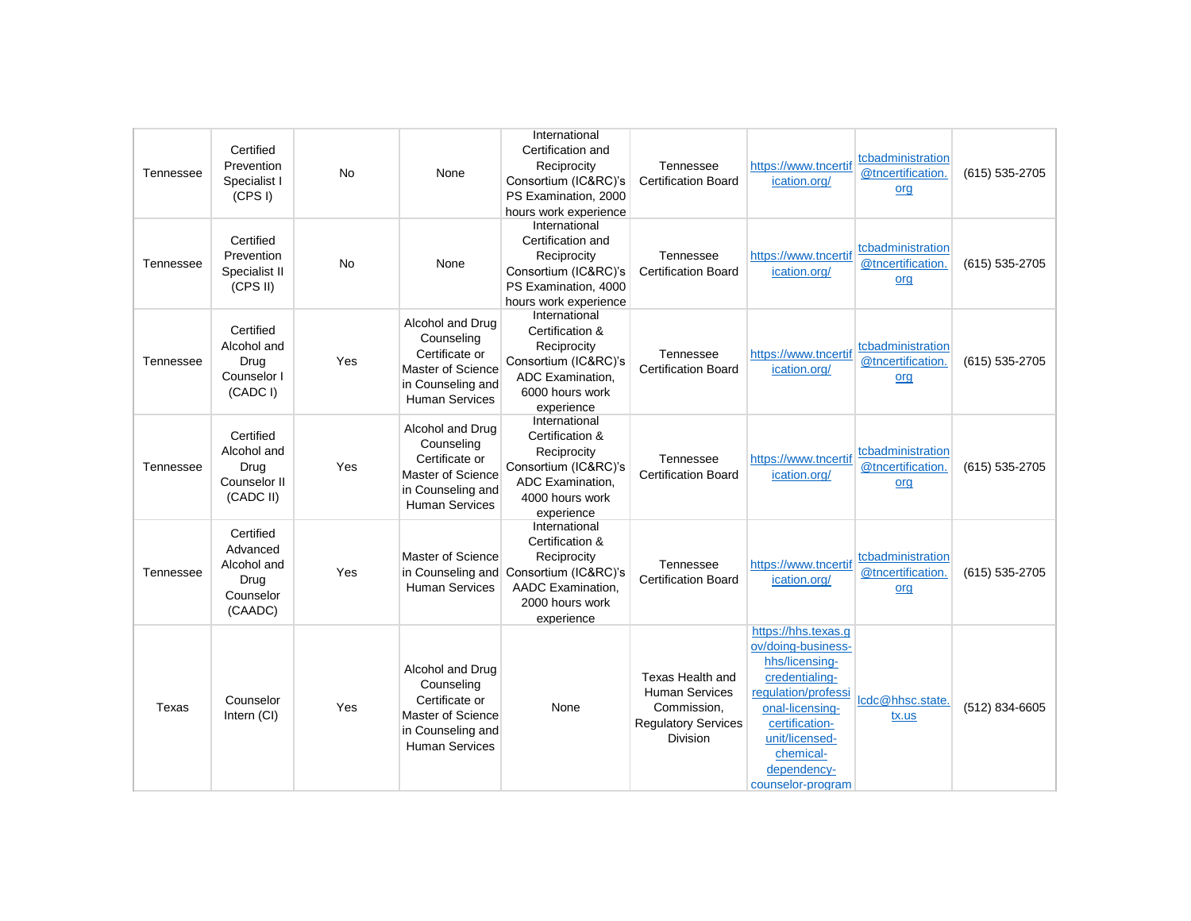| Tennessee | Certified Prevention Specialist I (CPS I) | No | None | International Certification and Reciprocity Consortium (IC&RC)'s PS Examination, 2000 hours work experience | Tennessee Certification Board | https://www.tncertification.org/ | tcbadministration@tncertification.org | (615) 535-2705 |
|---|---|---|---|---|---|---|---|---|
| Tennessee | Certified Prevention Specialist II (CPS II) | No | None | International Certification and Reciprocity Consortium (IC&RC)'s PS Examination, 4000 hours work experience | Tennessee Certification Board | https://www.tncertification.org/ | tcbadministration@tncertification.org | (615) 535-2705 |
| Tennessee | Certified Alcohol and Drug Counselor I (CADC I) | Yes | Alcohol and Drug Counseling Certificate or Master of Science in Counseling and Human Services | International Certification & Reciprocity Consortium (IC&RC)'s ADC Examination, 6000 hours work experience | Tennessee Certification Board | https://www.tncertification.org/ | tcbadministration@tncertification.org | (615) 535-2705 |
| Tennessee | Certified Alcohol and Drug Counselor II (CADC II) | Yes | Alcohol and Drug Counseling Certificate or Master of Science in Counseling and Human Services | International Certification & Reciprocity Consortium (IC&RC)'s ADC Examination, 4000 hours work experience | Tennessee Certification Board | https://www.tncertification.org/ | tcbadministration@tncertification.org | (615) 535-2705 |
| Tennessee | Certified Advanced Alcohol and Drug Counselor (CAADC) | Yes | Master of Science in Counseling and Human Services | International Certification & Reciprocity Consortium (IC&RC)'s AADC Examination, 2000 hours work experience | Tennessee Certification Board | https://www.tncertification.org/ | tcbadministration@tncertification.org | (615) 535-2705 |
| Texas | Counselor Intern (CI) | Yes | Alcohol and Drug Counseling Certificate or Master of Science in Counseling and Human Services | None | Texas Health and Human Services Commission, Regulatory Services Division | https://hhs.texas.gov/doing-business-hhs/licensing-credentialing-regulation/professional-licensing-certification-unit/licensed-chemical-dependency-counselor-program | lcdc@hhsc.state.tx.us | (512) 834-6605 |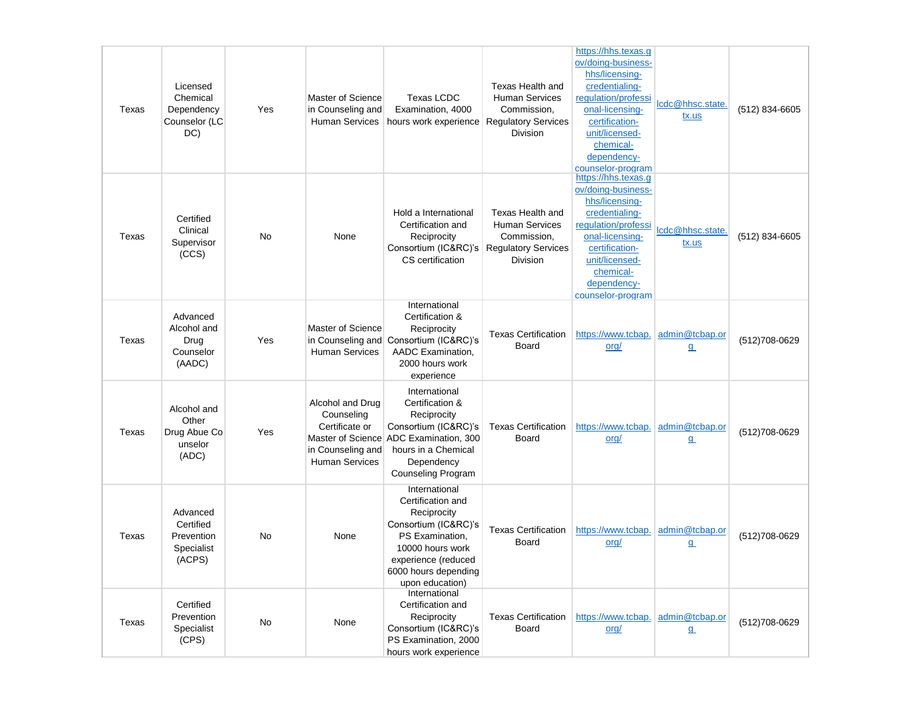| | | | | | | | | |
|---|---|---|---|---|---|---|---|---|
| Texas | Licensed Chemical Dependency Counselor (LCDC) | Yes | Master of Science in Counseling and Human Services | Texas LCDC Examination, 4000 hours work experience | Texas Health and Human Services Commission, Regulatory Services Division | https://hhs.texas.gov/doing-business-hhs/licensing-credentialing-regulation/professional-licensing-certification-unit/licensed-chemical-dependency-counselor-program | lcdc@hhsc.state.tx.us | (512) 834-6605 |
| Texas | Certified Clinical Supervisor (CCS) | No | None | Hold a International Certification and Reciprocity Consortium (IC&RC)'s CS certification | Texas Health and Human Services Commission, Regulatory Services Division | https://hhs.texas.gov/doing-business-hhs/licensing-credentialing-regulation/professional-licensing-certification-unit/licensed-chemical-dependency-counselor-program | lcdc@hhsc.state.tx.us | (512) 834-6605 |
| Texas | Advanced Alcohol and Drug Counselor (AADC) | Yes | Master of Science in Counseling and Human Services | International Certification & Reciprocity Consortium (IC&RC)'s AADC Examination, 2000 hours work experience | Texas Certification Board | https://www.tcbap.org/ | admin@tcbap.org | (512)708-0629 |
| Texas | Alcohol and Other Drug Abue Counselor (ADC) | Yes | Alcohol and Drug Counseling Certificate or Master of Science in Counseling and Human Services | International Certification & Reciprocity Consortium (IC&RC)'s ADC Examination, 300 hours in a Chemical Dependency Counseling Program | Texas Certification Board | https://www.tcbap.org/ | admin@tcbap.org | (512)708-0629 |
| Texas | Advanced Certified Prevention Specialist (ACPS) | No | None | International Certification and Reciprocity Consortium (IC&RC)'s PS Examination, 10000 hours work experience (reduced 6000 hours depending upon education) | Texas Certification Board | https://www.tcbap.org/ | admin@tcbap.org | (512)708-0629 |
| Texas | Certified Prevention Specialist (CPS) | No | None | International Certification and Reciprocity Consortium (IC&RC)'s PS Examination, 2000 hours work experience | Texas Certification Board | https://www.tcbap.org/ | admin@tcbap.org | (512)708-0629 |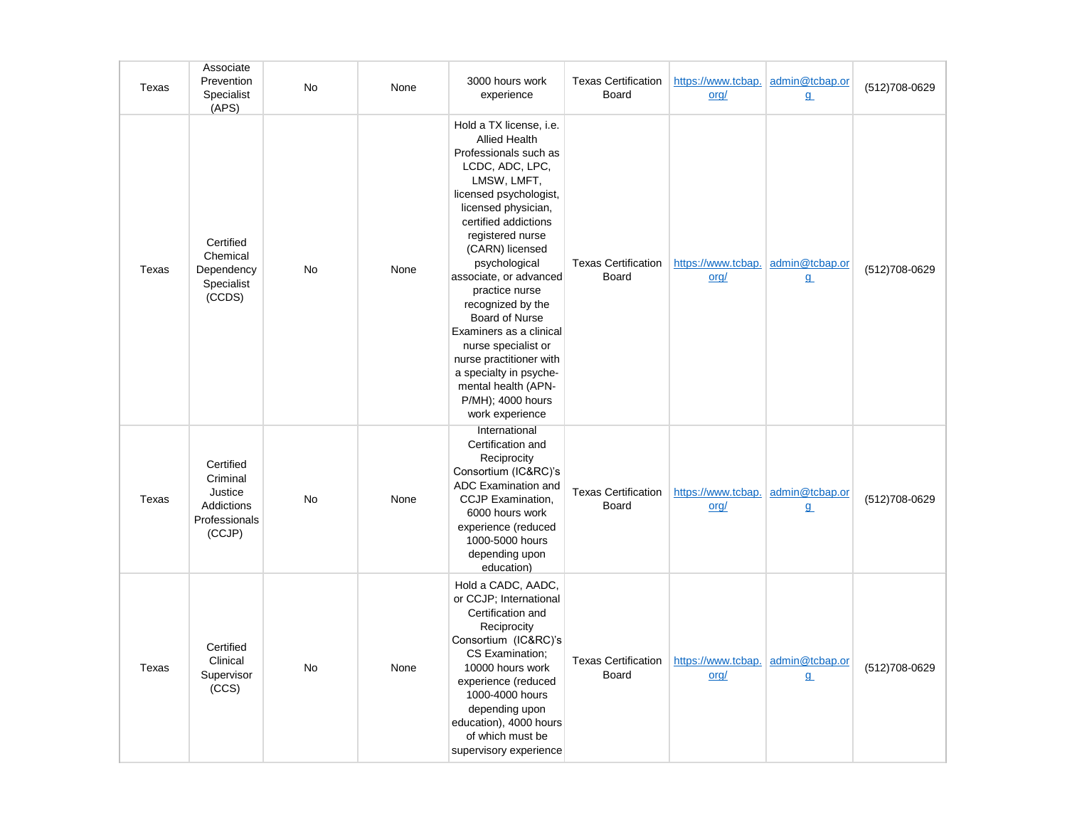| Texas | Associate Prevention Specialist (APS) | No | None | 3000 hours work experience | Texas Certification Board | https://www.tcbap.org/ | admin@tcbap.org | (512)708-0629 |
|---|---|---|---|---|---|---|---|---|
| Texas | Certified Chemical Dependency Specialist (CCDS) | No | None | Hold a TX license, i.e. Allied Health Professionals such as LCDC, ADC, LPC, LMSW, LMFT, licensed psychologist, licensed physician, certified addictions registered nurse (CARN) licensed psychological associate, or advanced practice nurse recognized by the Board of Nurse Examiners as a clinical nurse specialist or nurse practitioner with a specialty in psyche-mental health (APN-P/MH); 4000 hours work experience | Texas Certification Board | https://www.tcbap.org/ | admin@tcbap.org | (512)708-0629 |
| Texas | Certified Criminal Justice Addictions Professionals (CCJP) | No | None | International Certification and Reciprocity Consortium (IC&RC)'s ADC Examination and CCJP Examination, 6000 hours work experience (reduced 1000-5000 hours depending upon education) | Texas Certification Board | https://www.tcbap.org/ | admin@tcbap.org | (512)708-0629 |
| Texas | Certified Clinical Supervisor (CCS) | No | None | Hold a CADC, AADC, or CCJP; International Certification and Reciprocity Consortium (IC&RC)'s CS Examination; 10000 hours work experience (reduced 1000-4000 hours depending upon education), 4000 hours of which must be supervisory experience | Texas Certification Board | https://www.tcbap.org/ | admin@tcbap.org | (512)708-0629 |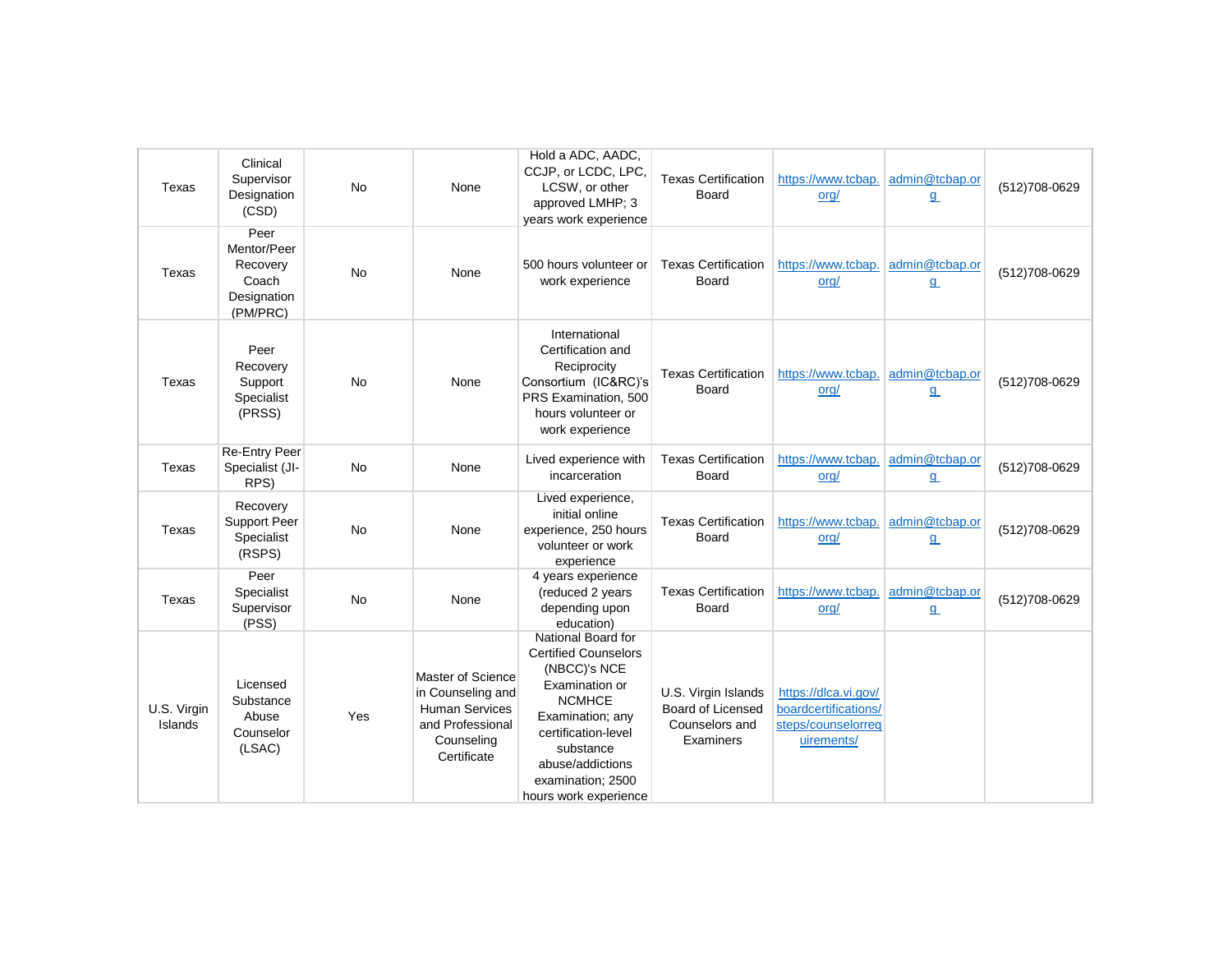| | | | | | | | | |
|---|---|---|---|---|---|---|---|---|
| Texas | Clinical Supervisor Designation (CSD) | No | None | Hold a ADC, AADC, CCJP, or LCDC, LPC, LCSW, or other approved LMHP; 3 years work experience | Texas Certification Board | https://www.tcbap.org/ | admin@tcbap.org | (512)708-0629 |
| Texas | Peer Mentor/Peer Recovery Coach Designation (PM/PRC) | No | None | 500 hours volunteer or work experience | Texas Certification Board | https://www.tcbap.org/ | admin@tcbap.org | (512)708-0629 |
| Texas | Peer Recovery Support Specialist (PRSS) | No | None | International Certification and Reciprocity Consortium (IC&RC)'s PRS Examination, 500 hours volunteer or work experience | Texas Certification Board | https://www.tcbap.org/ | admin@tcbap.org | (512)708-0629 |
| Texas | Re-Entry Peer Specialist (JI-RPS) | No | None | Lived experience with incarceration | Texas Certification Board | https://www.tcbap.org/ | admin@tcbap.org | (512)708-0629 |
| Texas | Recovery Support Peer Specialist (RSPS) | No | None | Lived experience, initial online experience, 250 hours volunteer or work experience | Texas Certification Board | https://www.tcbap.org/ | admin@tcbap.org | (512)708-0629 |
| Texas | Peer Specialist Supervisor (PSS) | No | None | 4 years experience (reduced 2 years depending upon education) | Texas Certification Board | https://www.tcbap.org/ | admin@tcbap.org | (512)708-0629 |
| U.S. Virgin Islands | Licensed Substance Abuse Counselor (LSAC) | Yes | Master of Science in Counseling and Human Services and Professional Counseling Certificate | National Board for Certified Counselors (NBCC)'s NCE Examination or NCMHCE Examination; any certification-level substance abuse/addictions examination; 2500 hours work experience | U.S. Virgin Islands Board of Licensed Counselors and Examiners | https://dlca.vi.gov/boardcertifications/steps/counselorrequirements/ | | |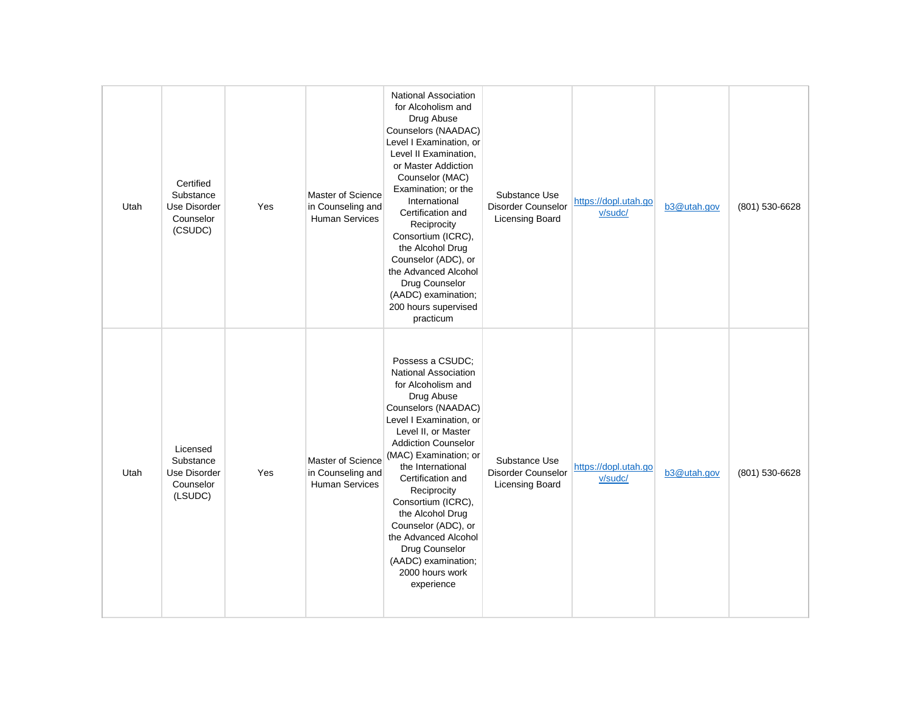| Utah | Certified Substance Use Disorder Counselor (CSUDC) | Yes | Master of Science in Counseling and Human Services | National Association for Alcoholism and Drug Abuse Counselors (NAADAC) Level I Examination, or Level II Examination, or Master Addiction Counselor (MAC) Examination; or the International Certification and Reciprocity Consortium (ICRC), the Alcohol Drug Counselor (ADC), or the Advanced Alcohol Drug Counselor (AADC) examination; 200 hours supervised practicum | Substance Use Disorder Counselor Licensing Board | https://dopl.utah.gov/sudc/ | b3@utah.gov | (801) 530-6628 |
|---|---|---|---|---|---|---|---|---|
| Utah | Licensed Substance Use Disorder Counselor (LSUDC) | Yes | Master of Science in Counseling and Human Services | Possess a CSUDC; National Association for Alcoholism and Drug Abuse Counselors (NAADAC) Level I Examination, or Level II, or Master Addiction Counselor (MAC) Examination; or the International Certification and Reciprocity Consortium (ICRC), the Alcohol Drug Counselor (ADC), or the Advanced Alcohol Drug Counselor (AADC) examination; 2000 hours work experience | Substance Use Disorder Counselor Licensing Board | https://dopl.utah.gov/sudc/ | b3@utah.gov | (801) 530-6628 |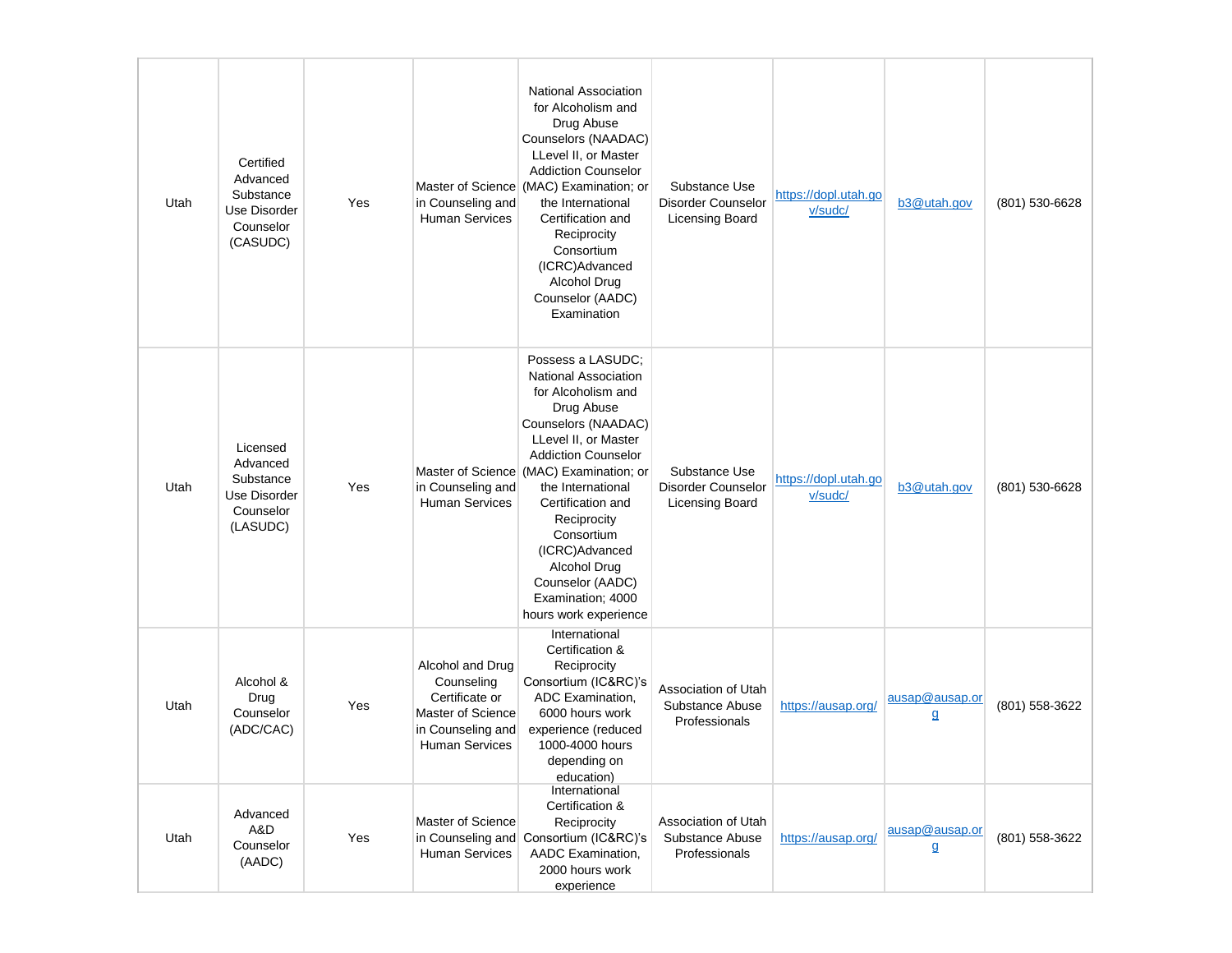| Utah | Certified Advanced Substance Use Disorder Counselor (CASUDC) | Yes | Master of Science in Counseling and Human Services | National Association for Alcoholism and Drug Abuse Counselors (NAADAC) LLevel II, or Master Addiction Counselor (MAC) Examination; or the International Certification and Reciprocity Consortium (ICRC)Advanced Alcohol Drug Counselor (AADC) Examination | Substance Use Disorder Counselor Licensing Board | https://dopl.utah.gov/sudc/ | b3@utah.gov | (801) 530-6628 |
|---|---|---|---|---|---|---|---|---|
| Utah | Licensed Advanced Substance Use Disorder Counselor (LASUDC) | Yes | Master of Science in Counseling and Human Services | Possess a LASUDC; National Association for Alcoholism and Drug Abuse Counselors (NAADAC) LLevel II, or Master Addiction Counselor (MAC) Examination; or the International Certification and Reciprocity Consortium (ICRC)Advanced Alcohol Drug Counselor (AADC) Examination; 4000 hours work experience | Substance Use Disorder Counselor Licensing Board | https://dopl.utah.gov/sudc/ | b3@utah.gov | (801) 530-6628 |
| Utah | Alcohol & Drug Counselor (ADC/CAC) | Yes | Alcohol and Drug Counseling Certificate or Master of Science in Counseling and Human Services | International Certification & Reciprocity Consortium (IC&RC)'s ADC Examination, 6000 hours work experience (reduced 1000-4000 hours depending on education) | Association of Utah Substance Abuse Professionals | https://ausap.org/ | ausap@ausap.org | (801) 558-3622 |
| Utah | Advanced A&D Counselor (AADC) | Yes | Master of Science in Counseling and Human Services | International Certification & Reciprocity Consortium (IC&RC)'s AADC Examination, 2000 hours work experience | Association of Utah Substance Abuse Professionals | https://ausap.org/ | ausap@ausap.org | (801) 558-3622 |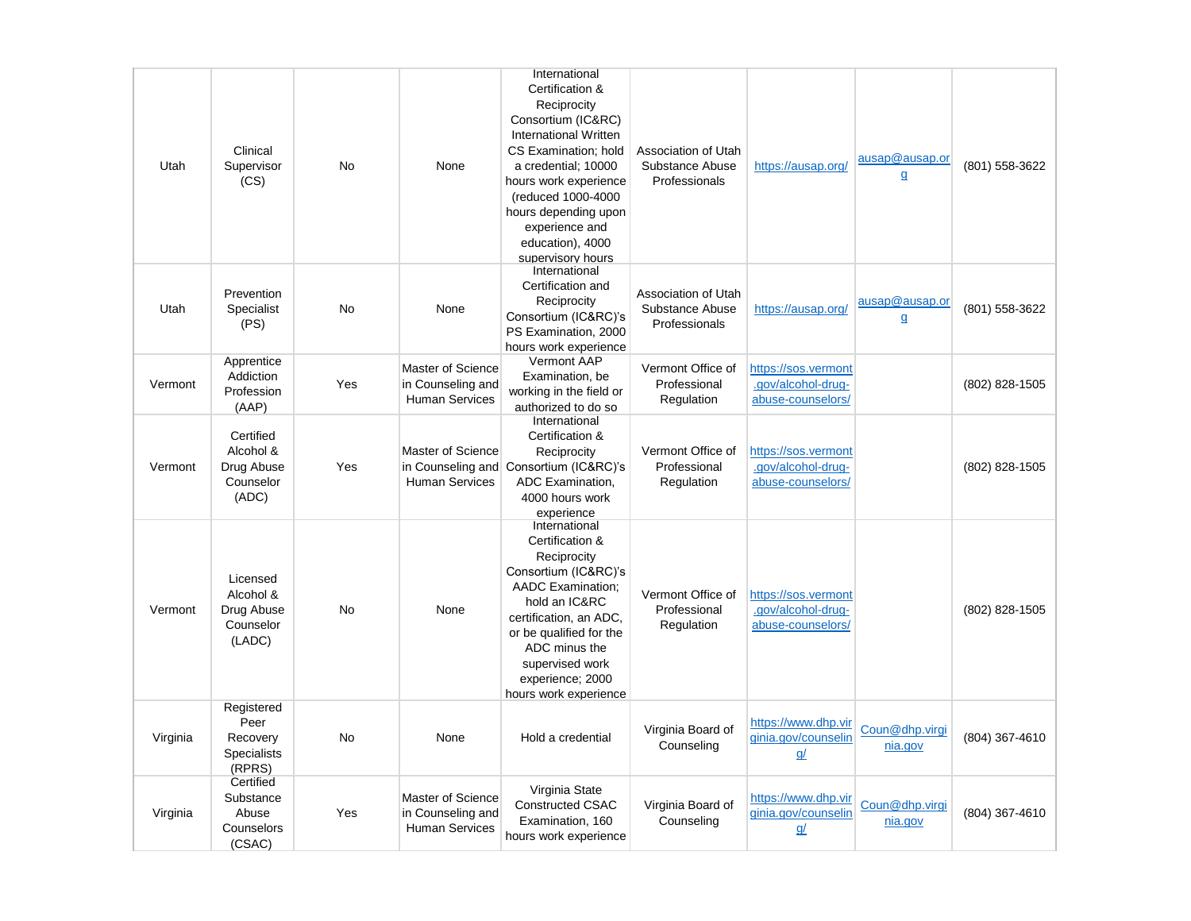| Utah | Clinical Supervisor (CS) | No | None | International Certification & Reciprocity Consortium (IC&RC) International Written CS Examination; hold a credential; 10000 hours work experience (reduced 1000-4000 hours depending upon experience and education), 4000 supervisory hours | Association of Utah Substance Abuse Professionals | https://ausap.org/ | ausap@ausap.org | (801) 558-3622 |
|---|---|---|---|---|---|---|---|---|
| Utah | Prevention Specialist (PS) | No | None | International Certification and Reciprocity Consortium (IC&RC)'s PS Examination, 2000 hours work experience | Association of Utah Substance Abuse Professionals | https://ausap.org/ | ausap@ausap.org | (801) 558-3622 |
| Vermont | Apprentice Addiction Profession (AAP) | Yes | Master of Science in Counseling and Human Services | Vermont AAP Examination, be working in the field or authorized to do so | Vermont Office of Professional Regulation | https://sos.vermont.gov/alcohol-drug-abuse-counselors/ | | (802) 828-1505 |
| Vermont | Certified Alcohol & Drug Abuse Counselor (ADC) | Yes | Master of Science in Counseling and Human Services | International Certification & Reciprocity Consortium (IC&RC)'s ADC Examination, 4000 hours work experience | Vermont Office of Professional Regulation | https://sos.vermont.gov/alcohol-drug-abuse-counselors/ | | (802) 828-1505 |
| Vermont | Licensed Alcohol & Drug Abuse Counselor (LADC) | No | None | International Certification & Reciprocity Consortium (IC&RC)'s AADC Examination; hold an IC&RC certification, an ADC, or be qualified for the ADC minus the supervised work experience; 2000 hours work experience | Vermont Office of Professional Regulation | https://sos.vermont.gov/alcohol-drug-abuse-counselors/ | | (802) 828-1505 |
| Virginia | Registered Peer Recovery Specialists (RPRS) | No | None | Hold a credential | Virginia Board of Counseling | https://www.dhp.virginia.gov/counseling/ | Coun@dhp.virginia.gov | (804) 367-4610 |
| Virginia | Certified Substance Abuse Counselors (CSAC) | Yes | Master of Science in Counseling and Human Services | Virginia State Constructed CSAC Examination, 160 hours work experience | Virginia Board of Counseling | https://www.dhp.virginia.gov/counseling/ | Coun@dhp.virginia.gov | (804) 367-4610 |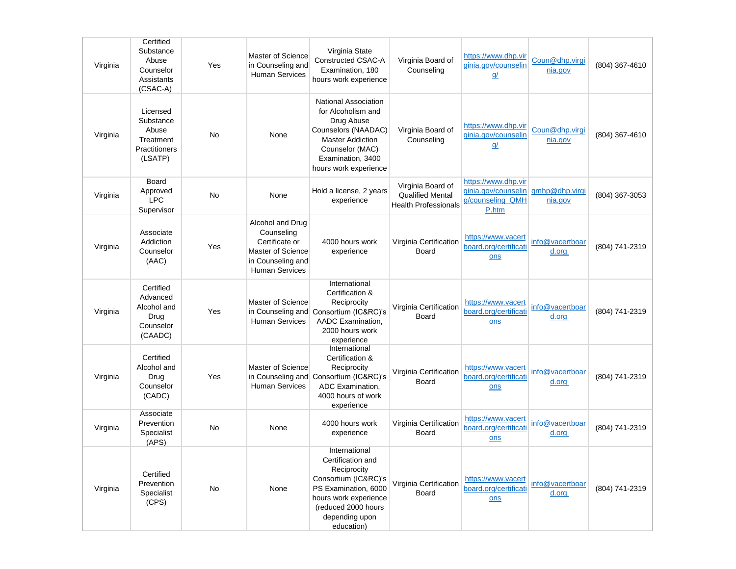| | | | | | | | | |
|---|---|---|---|---|---|---|---|---|
| Virginia | Certified Substance Abuse Counselor Assistants (CSAC-A) | Yes | Master of Science in Counseling and Human Services | Virginia State Constructed CSAC-A Examination, 180 hours work experience | Virginia Board of Counseling | https://www.dhp.virginia.gov/counseling/ | Coun@dhp.virginia.gov | (804) 367-4610 |
| Virginia | Licensed Substance Abuse Treatment Practitioners (LSATP) | No | None | National Association for Alcoholism and Drug Abuse Counselors (NAADAC) Master Addiction Counselor (MAC) Examination, 3400 hours work experience | Virginia Board of Counseling | https://www.dhp.virginia.gov/counseling/ | Coun@dhp.virginia.gov | (804) 367-4610 |
| Virginia | Board Approved LPC Supervisor | No | None | Hold a license, 2 years experience | Virginia Board of Qualified Mental Health Professionals | https://www.dhp.virginia.gov/counseling/counseling_QMHP.htm | qmhp@dhp.virginia.gov | (804) 367-3053 |
| Virginia | Associate Addiction Counselor (AAC) | Yes | Alcohol and Drug Counseling Certificate or Master of Science in Counseling and Human Services | 4000 hours work experience | Virginia Certification Board | https://www.vacertboard.org/certifications | info@vacertboard.org | (804) 741-2319 |
| Virginia | Certified Advanced Alcohol and Drug Counselor (CAADC) | Yes | Master of Science in Counseling and Human Services | International Certification & Reciprocity Consortium (IC&RC)'s AADC Examination, 2000 hours work experience | Virginia Certification Board | https://www.vacertboard.org/certifications | info@vacertboard.org | (804) 741-2319 |
| Virginia | Certified Alcohol and Drug Counselor (CADC) | Yes | Master of Science in Counseling and Human Services | International Certification & Reciprocity Consortium (IC&RC)'s ADC Examination, 4000 hours of work experience | Virginia Certification Board | https://www.vacertboard.org/certifications | info@vacertboard.org | (804) 741-2319 |
| Virginia | Associate Prevention Specialist (APS) | No | None | 4000 hours work experience | Virginia Certification Board | https://www.vacertboard.org/certifications | info@vacertboard.org | (804) 741-2319 |
| Virginia | Certified Prevention Specialist (CPS) | No | None | International Certification and Reciprocity Consortium (IC&RC)'s PS Examination, 6000 hours work experience (reduced 2000 hours depending upon education) | Virginia Certification Board | https://www.vacertboard.org/certifications | info@vacertboard.org | (804) 741-2319 |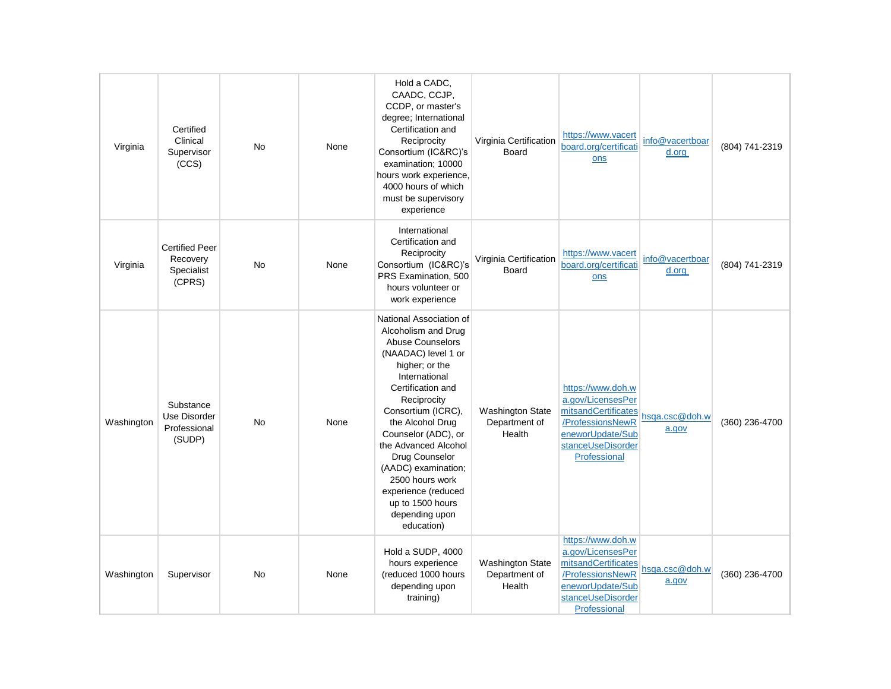| Virginia | Certified Clinical Supervisor (CCS) | No | None | Hold a CADC, CAADC, CCJP, CCDP, or master's degree; International Certification and Reciprocity Consortium (IC&RC)'s examination; 10000 hours work experience, 4000 hours of which must be supervisory experience | Virginia Certification Board | https://www.vacertboard.org/certifications | info@vacertboard.org | (804) 741-2319 |
|---|---|---|---|---|---|---|---|---|
| Virginia | Certified Peer Recovery Specialist (CPRS) | No | None | International Certification and Reciprocity Consortium (IC&RC)'s PRS Examination, 500 hours volunteer or work experience | Virginia Certification Board | https://www.vacertboard.org/certifications | info@vacertboard.org | (804) 741-2319 |
| Washington | Substance Use Disorder Professional (SUDP) | No | None | National Association of Alcoholism and Drug Abuse Counselors (NAADAC) level 1 or higher; or the International Certification and Reciprocity Consortium (ICRC), the Alcohol Drug Counselor (ADC), or the Advanced Alcohol Drug Counselor (AADC) examination; 2500 hours work experience (reduced up to 1500 hours depending upon education) | Washington State Department of Health | https://www.doh.wa.gov/LicensesPermitsandCertificates/ProfessionsNewReneworUpdate/SubstanceUseDisorderProfessional | hsqa.csc@doh.wa.gov | (360) 236-4700 |
| Washington | Supervisor | No | None | Hold a SUDP, 4000 hours experience (reduced 1000 hours depending upon training) | Washington State Department of Health | https://www.doh.wa.gov/LicensesPermitsandCertificates/ProfessionsNewReneworUpdate/SubstanceUseDisorderProfessional | hsqa.csc@doh.wa.gov | (360) 236-4700 |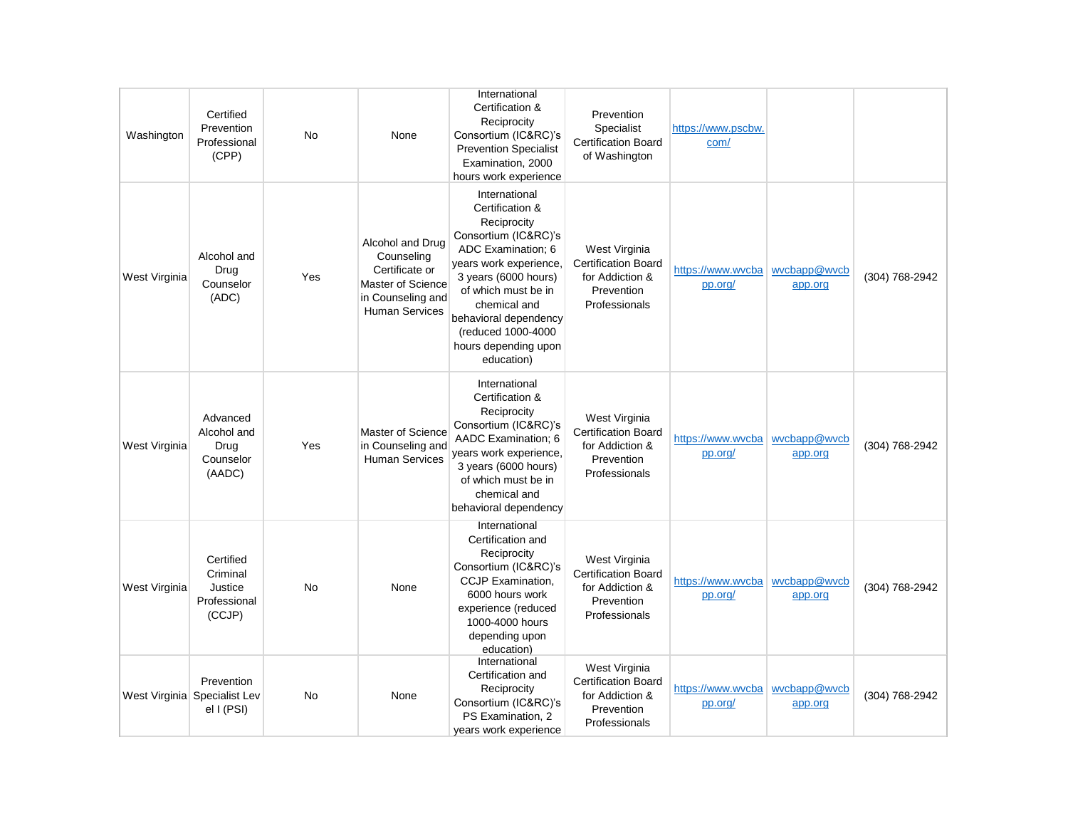| Washington | Certified Prevention Professional (CPP) | No | None | International Certification & Reciprocity Consortium (IC&RC)'s Prevention Specialist Examination, 2000 hours work experience | Prevention Specialist Certification Board of Washington | https://www.pscbw.com/ | | |
|---|---|---|---|---|---|---|---|---|
| West Virginia | Alcohol and Drug Counselor (ADC) | Yes | Alcohol and Drug Counseling Certificate or Master of Science in Counseling and Human Services | International Certification & Reciprocity Consortium (IC&RC)'s ADC Examination; 6 years work experience, 3 years (6000 hours) of which must be in chemical and behavioral dependency (reduced 1000-4000 hours depending upon education) | West Virginia Certification Board for Addiction & Prevention Professionals | https://www.wvcbapp.org/ | wvcbapp@wvcbapp.org | (304) 768-2942 |
| West Virginia | Advanced Alcohol and Drug Counselor (AADC) | Yes | Master of Science in Counseling and Human Services | International Certification & Reciprocity Consortium (IC&RC)'s AADC Examination; 6 years work experience, 3 years (6000 hours) of which must be in chemical and behavioral dependency | West Virginia Certification Board for Addiction & Prevention Professionals | https://www.wvcbapp.org/ | wvcbapp@wvcbapp.org | (304) 768-2942 |
| West Virginia | Certified Criminal Justice Professional (CCJP) | No | None | International Certification and Reciprocity Consortium (IC&RC)'s CCJP Examination, 6000 hours work experience (reduced 1000-4000 hours depending upon education) | West Virginia Certification Board for Addiction & Prevention Professionals | https://www.wvcbapp.org/ | wvcbapp@wvcbapp.org | (304) 768-2942 |
| West Virginia | Prevention Specialist Level I (PSI) | No | None | International Certification and Reciprocity Consortium (IC&RC)'s PS Examination, 2 years work experience | West Virginia Certification Board for Addiction & Prevention Professionals | https://www.wvcbapp.org/ | wvcbapp@wvcbapp.org | (304) 768-2942 |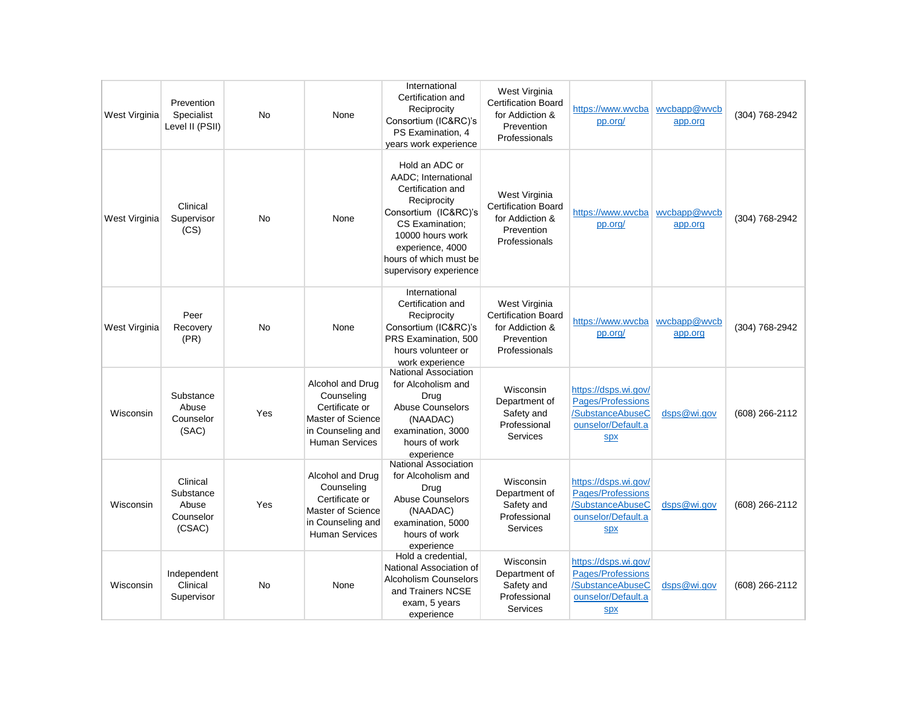| | | | | | | | | |
|---|---|---|---|---|---|---|---|---|
| West Virginia | Prevention Specialist Level II (PSII) | No | None | International Certification and Reciprocity Consortium (IC&RC)'s PS Examination, 4 years work experience | West Virginia Certification Board for Addiction & Prevention Professionals | https://www.wvcbapp.org/ | wvcbapp@wvcbapp.org | (304) 768-2942 |
| West Virginia | Clinical Supervisor (CS) | No | None | Hold an ADC or AADC; International Certification and Reciprocity Consortium (IC&RC)'s CS Examination; 10000 hours work experience, 4000 hours of which must be supervisory experience | West Virginia Certification Board for Addiction & Prevention Professionals | https://www.wvcbapp.org/ | wvcbapp@wvcbapp.org | (304) 768-2942 |
| West Virginia | Peer Recovery (PR) | No | None | International Certification and Reciprocity Consortium (IC&RC)'s PRS Examination, 500 hours volunteer or work experience | West Virginia Certification Board for Addiction & Prevention Professionals | https://www.wvcbapp.org/ | wvcbapp@wvcbapp.org | (304) 768-2942 |
| Wisconsin | Substance Abuse Counselor (SAC) | Yes | Alcohol and Drug Counseling Certificate or Master of Science in Counseling and Human Services | National Association for Alcoholism and Drug Abuse Counselors (NAADAC) examination, 3000 hours of work experience | Wisconsin Department of Safety and Professional Services | https://dsps.wi.gov/Pages/Professions/SubstanceAbuseCounselor/Default.aspx | dsps@wi.gov | (608) 266-2112 |
| Wisconsin | Clinical Substance Abuse Counselor (CSAC) | Yes | Alcohol and Drug Counseling Certificate or Master of Science in Counseling and Human Services | National Association for Alcoholism and Drug Abuse Counselors (NAADAC) examination, 5000 hours of work experience | Wisconsin Department of Safety and Professional Services | https://dsps.wi.gov/Pages/Professions/SubstanceAbuseCounselor/Default.aspx | dsps@wi.gov | (608) 266-2112 |
| Wisconsin | Independent Clinical Supervisor | No | None | Hold a credential, National Association of Alcoholism Counselors and Trainers NCSE exam, 5 years experience | Wisconsin Department of Safety and Professional Services | https://dsps.wi.gov/Pages/Professions/SubstanceAbuseCounselor/Default.aspx | dsps@wi.gov | (608) 266-2112 |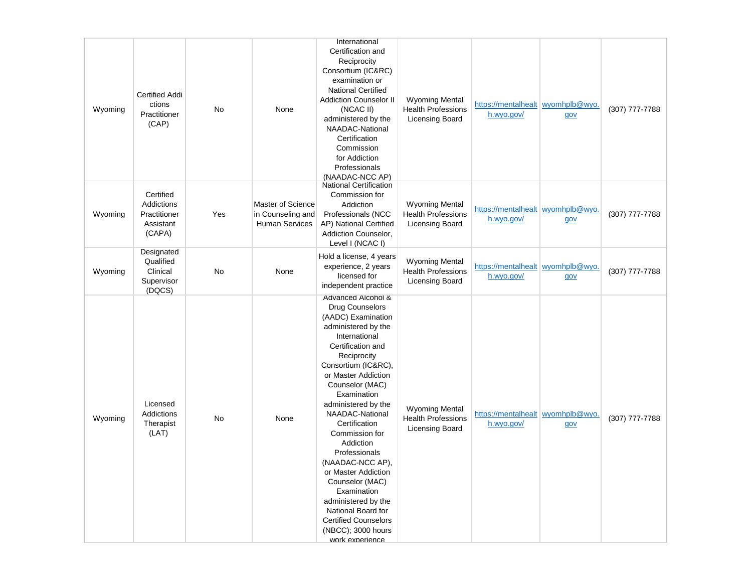| | | | | | | | | |
|---|---|---|---|---|---|---|---|---|
| Wyoming | Certified Addictions Practitioner (CAP) | No | None | International Certification and Reciprocity Consortium (IC&RC) examination or National Certified Addiction Counselor II (NCAC II) administered by the NAADAC-National Certification Commission for Addiction Professionals (NAADAC-NCC AP) | Wyoming Mental Health Professions Licensing Board | https://mentalhealth.wyo.gov/ | wyomhplb@wyo.gov | (307) 777-7788 |
| Wyoming | Certified Addictions Practitioner Assistant (CAPA) | Yes | Master of Science in Counseling and Human Services | National Certification Commission for Addiction Professionals (NCC AP) National Certified Addiction Counselor, Level I (NCAC I) | Wyoming Mental Health Professions Licensing Board | https://mentalhealth.wyo.gov/ | wyomhplb@wyo.gov | (307) 777-7788 |
| Wyoming | Designated Qualified Clinical Supervisor (DQCS) | No | None | Hold a license, 4 years experience, 2 years licensed for independent practice | Wyoming Mental Health Professions Licensing Board | https://mentalhealth.wyo.gov/ | wyomhplb@wyo.gov | (307) 777-7788 |
| Wyoming | Licensed Addictions Therapist (LAT) | No | None | Advanced Alcohol & Drug Counselors (AADC) Examination administered by the International Certification and Reciprocity Consortium (IC&RC), or Master Addiction Counselor (MAC) Examination administered by the NAADAC-National Certification Commission for Addiction Professionals (NAADAC-NCC AP), or Master Addiction Counselor (MAC) Examination administered by the National Board for Certified Counselors (NBCC); 3000 hours work experience | Wyoming Mental Health Professions Licensing Board | https://mentalhealth.wyo.gov/ | wyomhplb@wyo.gov | (307) 777-7788 |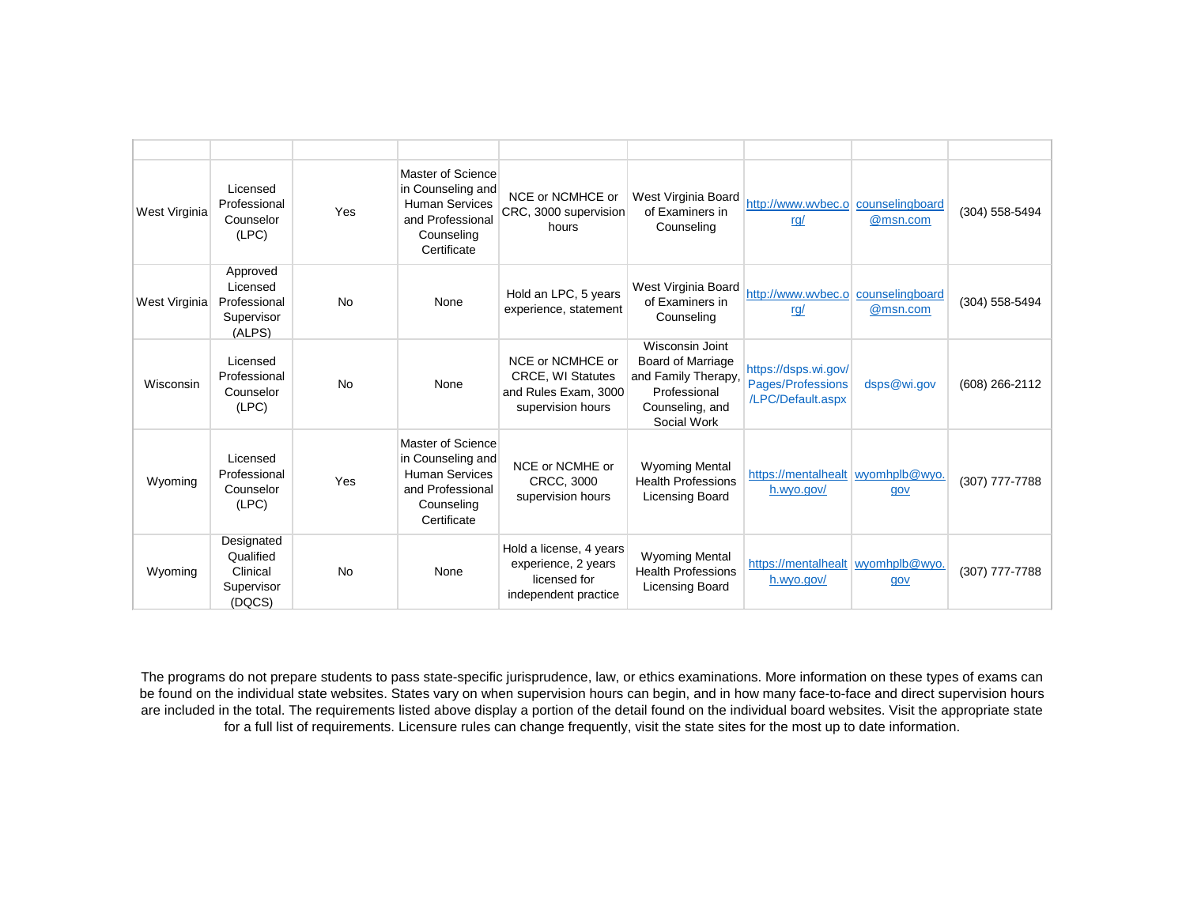| | | | | | | | | |
|---|---|---|---|---|---|---|---|---|
| West Virginia | Licensed Professional Counselor (LPC) | Yes | Master of Science in Counseling and Human Services and Professional Counseling Certificate | NCE or NCMHCE or CRC, 3000 supervision hours | West Virginia Board of Examiners in Counseling | http://www.wvbec.org/ | counselingboard@msn.com | (304) 558-5494 |
| West Virginia | Approved Licensed Professional Supervisor (ALPS) | No | None | Hold an LPC, 5 years experience, statement | West Virginia Board of Examiners in Counseling | http://www.wvbec.org/ | counselingboard@msn.com | (304) 558-5494 |
| Wisconsin | Licensed Professional Counselor (LPC) | No | None | NCE or NCMHCE or CRCE, WI Statutes and Rules Exam, 3000 supervision hours | Wisconsin Joint Board of Marriage and Family Therapy, Professional Counseling, and Social Work | https://dsps.wi.gov/Pages/Professions/LPC/Default.aspx | dsps@wi.gov | (608) 266-2112 |
| Wyoming | Licensed Professional Counselor (LPC) | Yes | Master of Science in Counseling and Human Services and Professional Counseling Certificate | NCE or NCMHE or CRCC, 3000 supervision hours | Wyoming Mental Health Professions Licensing Board | https://mentalhealth.wyo.gov/ | wyomhplb@wyo.gov | (307) 777-7788 |
| Wyoming | Designated Qualified Clinical Supervisor (DQCS) | No | None | Hold a license, 4 years experience, 2 years licensed for independent practice | Wyoming Mental Health Professions Licensing Board | https://mentalhealth.wyo.gov/ | wyomhplb@wyo.gov | (307) 777-7788 |

The programs do not prepare students to pass state-specific jurisprudence, law, or ethics examinations. More information on these types of exams can be found on the individual state websites. States vary on when supervision hours can begin, and in how many face-to-face and direct supervision hours are included in the total. The requirements listed above display a portion of the detail found on the individual board websites. Visit the appropriate state for a full list of requirements. Licensure rules can change frequently, visit the state sites for the most up to date information.